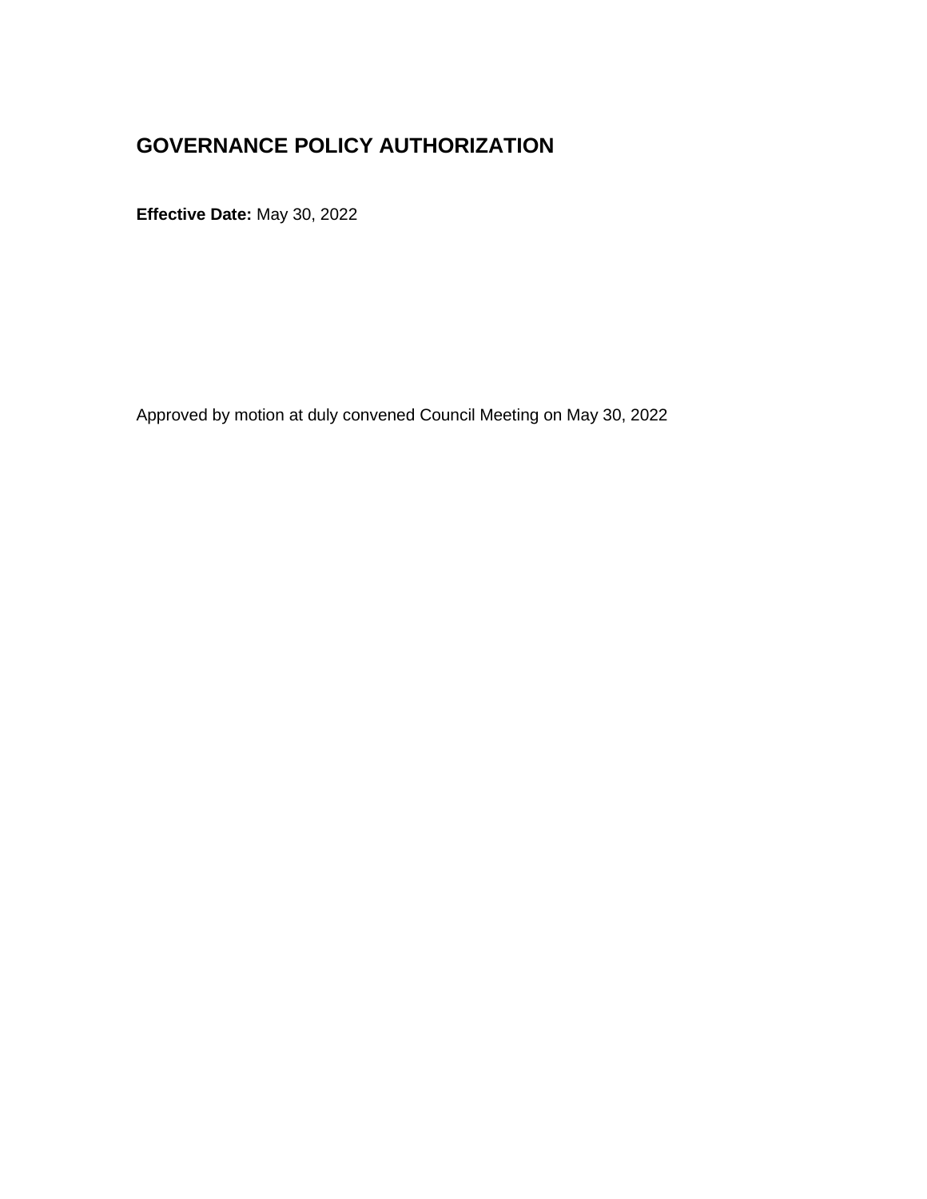# GOVERNANCE POLICY AUTHORIZATION

**Effective Date:** May 30, 2022

Approved by motion at duly convened Council Meeting on May 30, 2022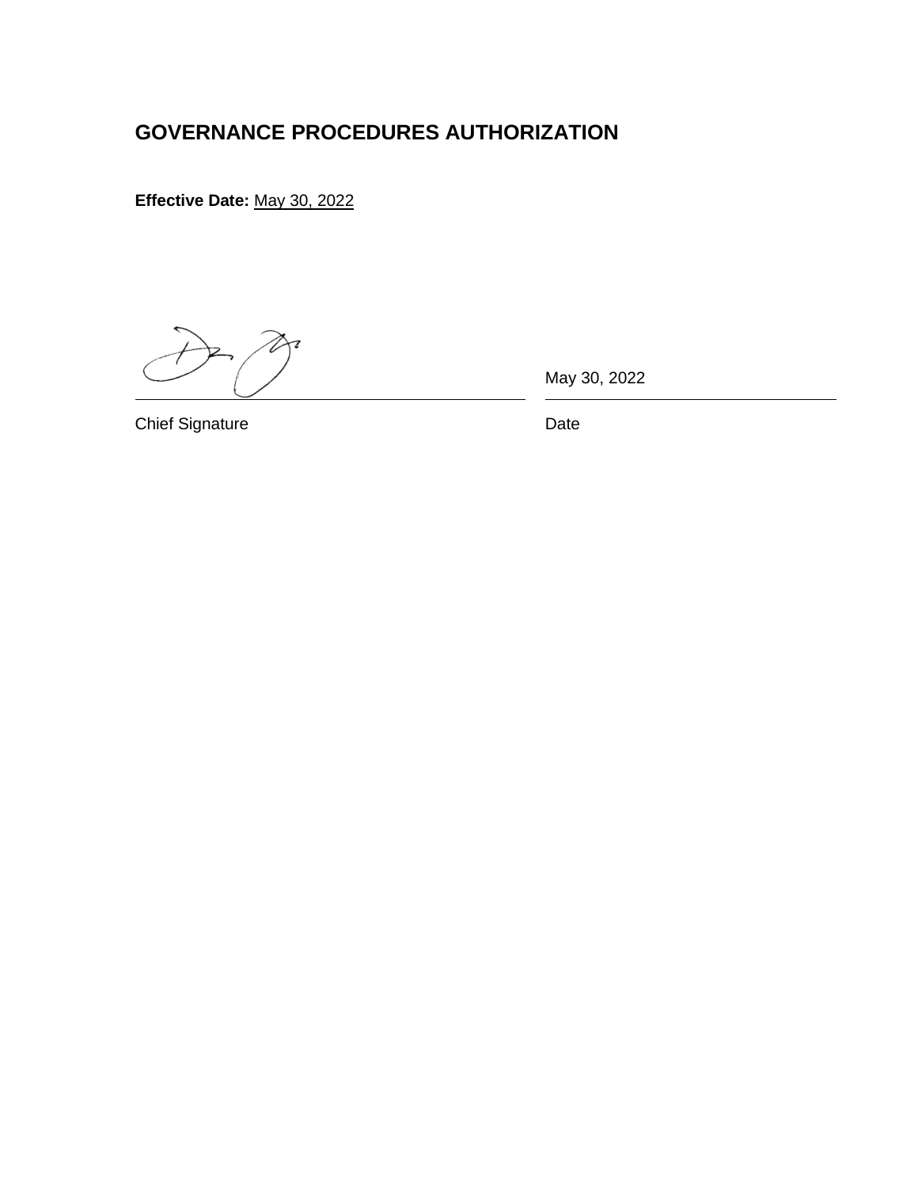## GOVERNANCE PROCEDURES AUTHORIZATION

**Effective Date:** May 30, 2022

| | |
|---|---|
| | May 30, 2022 |
| Chief Signature | Date |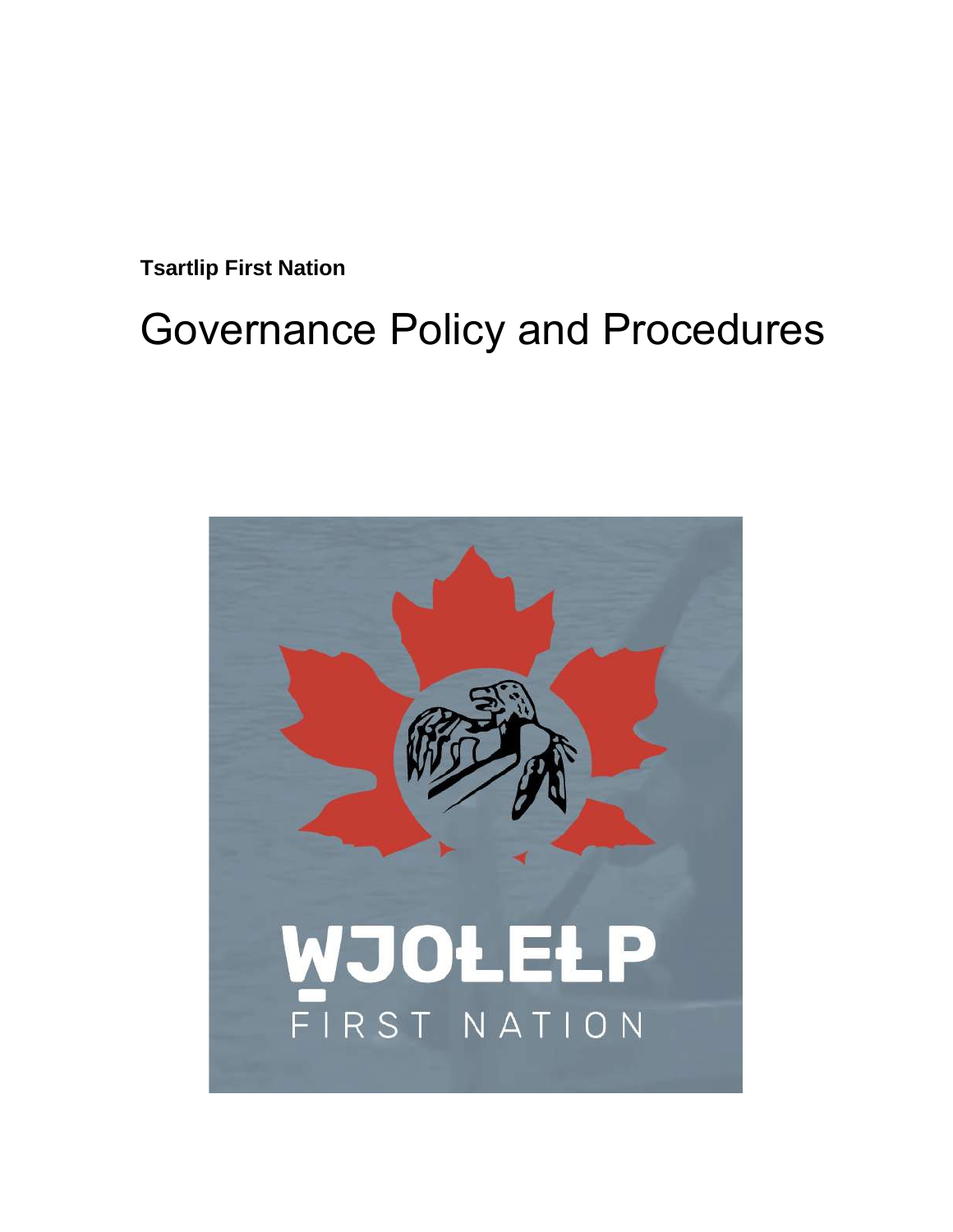**Tsartlip First Nation**

# Governance Policy and Procedures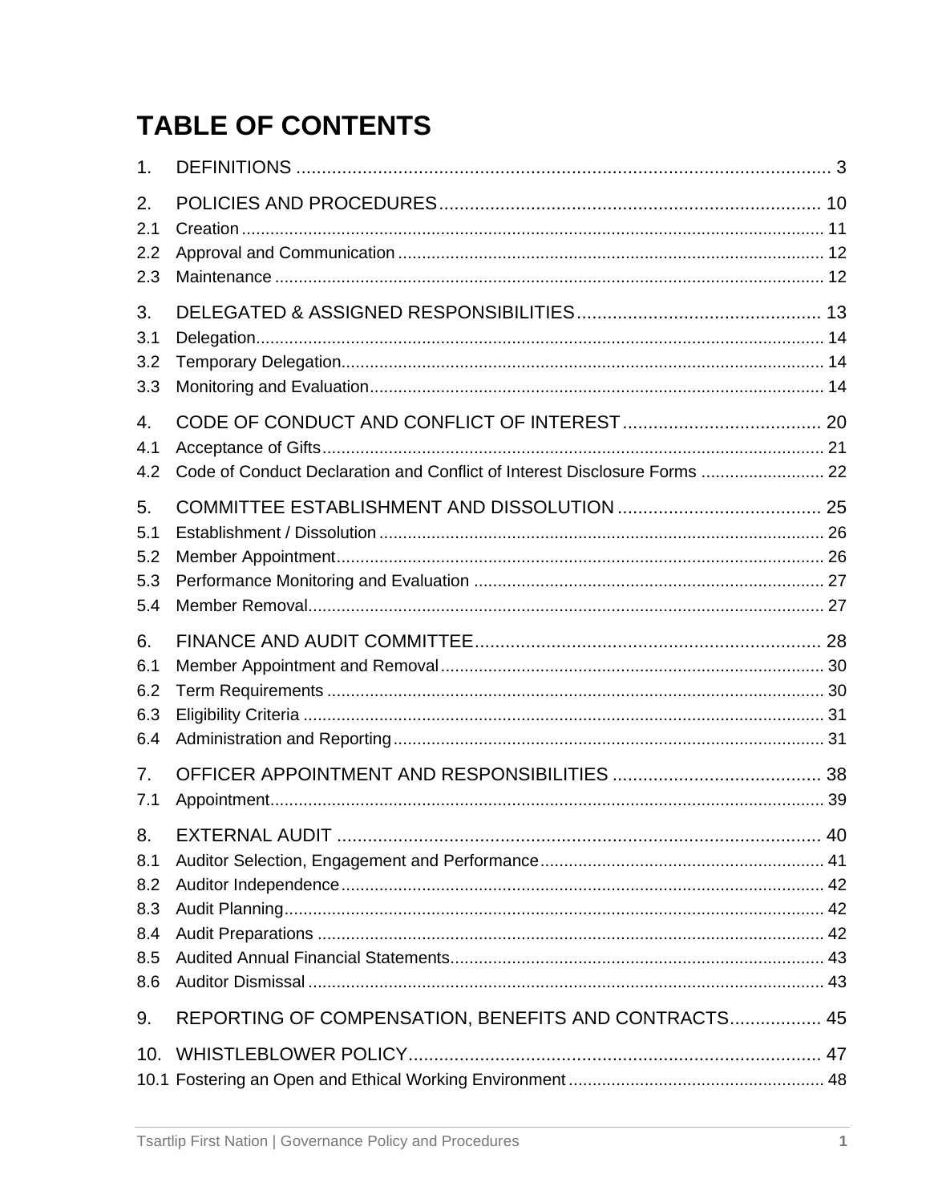# TABLE OF CONTENTS

1. DEFINITIONS .......... 3

2. POLICIES AND PROCEDURES .......... 10
   - 2.1 Creation .......... 11
   - 2.2 Approval and Communication .......... 12
   - 2.3 Maintenance .......... 12

3. DELEGATED & ASSIGNED RESPONSIBILITIES .......... 13
   - 3.1 Delegation .......... 14
   - 3.2 Temporary Delegation .......... 14
   - 3.3 Monitoring and Evaluation .......... 14

4. CODE OF CONDUCT AND CONFLICT OF INTEREST .......... 20
   - 4.1 Acceptance of Gifts .......... 21
   - 4.2 Code of Conduct Declaration and Conflict of Interest Disclosure Forms .......... 22

5. COMMITTEE ESTABLISHMENT AND DISSOLUTION .......... 25
   - 5.1 Establishment / Dissolution .......... 26
   - 5.2 Member Appointment .......... 26
   - 5.3 Performance Monitoring and Evaluation .......... 27
   - 5.4 Member Removal .......... 27

6. FINANCE AND AUDIT COMMITTEE .......... 28
   - 6.1 Member Appointment and Removal .......... 30
   - 6.2 Term Requirements .......... 30
   - 6.3 Eligibility Criteria .......... 31
   - 6.4 Administration and Reporting .......... 31

7. OFFICER APPOINTMENT AND RESPONSIBILITIES .......... 38
   - 7.1 Appointment .......... 39

8. EXTERNAL AUDIT .......... 40
   - 8.1 Auditor Selection, Engagement and Performance .......... 41
   - 8.2 Auditor Independence .......... 42
   - 8.3 Audit Planning .......... 42
   - 8.4 Audit Preparations .......... 42
   - 8.5 Audited Annual Financial Statements .......... 43
   - 8.6 Auditor Dismissal .......... 43

9. REPORTING OF COMPENSATION, BENEFITS AND CONTRACTS .......... 45

10. WHISTLEBLOWER POLICY .......... 47
    - 10.1 Fostering an Open and Ethical Working Environment .......... 48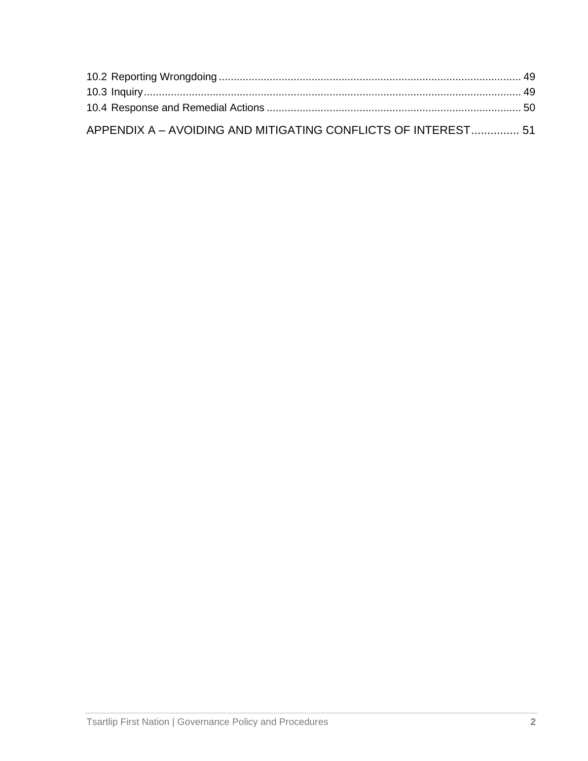10.2 Reporting Wrongdoing .................................................................................................... 49
10.3 Inquiry.............................................................................................................................. 49
10.4 Response and Remedial Actions .................................................................................... 50

APPENDIX A – AVOIDING AND MITIGATING CONFLICTS OF INTEREST............... 51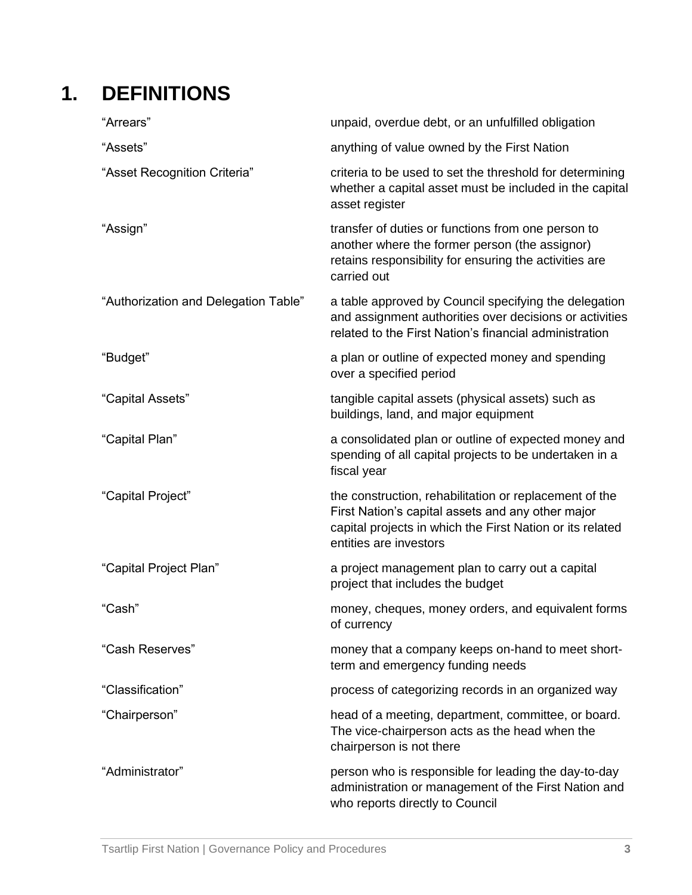# 1. DEFINITIONS

| | |
|---|---|
| "Arrears" | unpaid, overdue debt, or an unfulfilled obligation |
| "Assets" | anything of value owned by the First Nation |
| "Asset Recognition Criteria" | criteria to be used to set the threshold for determining whether a capital asset must be included in the capital asset register |
| "Assign" | transfer of duties or functions from one person to another where the former person (the assignor) retains responsibility for ensuring the activities are carried out |
| "Authorization and Delegation Table" | a table approved by Council specifying the delegation and assignment authorities over decisions or activities related to the First Nation's financial administration |
| "Budget" | a plan or outline of expected money and spending over a specified period |
| "Capital Assets" | tangible capital assets (physical assets) such as buildings, land, and major equipment |
| "Capital Plan" | a consolidated plan or outline of expected money and spending of all capital projects to be undertaken in a fiscal year |
| "Capital Project" | the construction, rehabilitation or replacement of the First Nation's capital assets and any other major capital projects in which the First Nation or its related entities are investors |
| "Capital Project Plan" | a project management plan to carry out a capital project that includes the budget |
| "Cash" | money, cheques, money orders, and equivalent forms of currency |
| "Cash Reserves" | money that a company keeps on-hand to meet short-term and emergency funding needs |
| "Classification" | process of categorizing records in an organized way |
| "Chairperson" | head of a meeting, department, committee, or board. The vice-chairperson acts as the head when the chairperson is not there |
| "Administrator" | person who is responsible for leading the day-to-day administration or management of the First Nation and who reports directly to Council |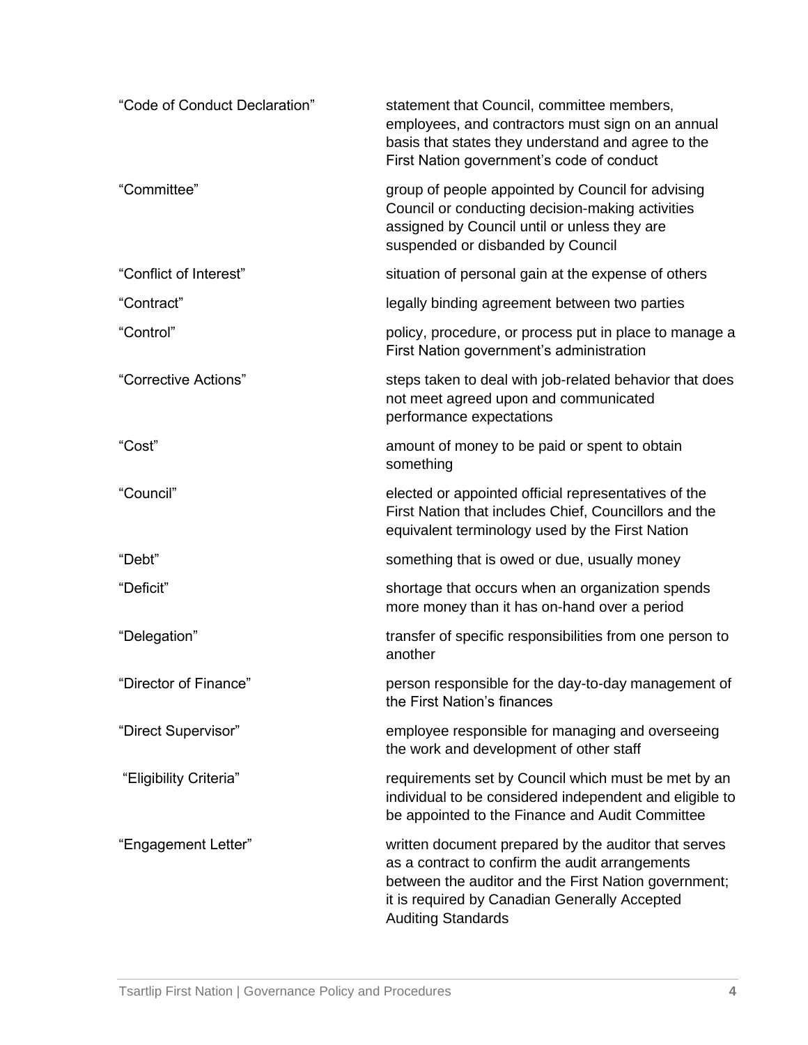| | |
|---|---|
| "Code of Conduct Declaration" | statement that Council, committee members, employees, and contractors must sign on an annual basis that states they understand and agree to the First Nation government's code of conduct |
| "Committee" | group of people appointed by Council for advising Council or conducting decision-making activities assigned by Council until or unless they are suspended or disbanded by Council |
| "Conflict of Interest" | situation of personal gain at the expense of others |
| "Contract" | legally binding agreement between two parties |
| "Control" | policy, procedure, or process put in place to manage a First Nation government's administration |
| "Corrective Actions" | steps taken to deal with job-related behavior that does not meet agreed upon and communicated performance expectations |
| "Cost" | amount of money to be paid or spent to obtain something |
| "Council" | elected or appointed official representatives of the First Nation that includes Chief, Councillors and the equivalent terminology used by the First Nation |
| "Debt" | something that is owed or due, usually money |
| "Deficit" | shortage that occurs when an organization spends more money than it has on-hand over a period |
| "Delegation" | transfer of specific responsibilities from one person to another |
| "Director of Finance" | person responsible for the day-to-day management of the First Nation's finances |
| "Direct Supervisor" | employee responsible for managing and overseeing the work and development of other staff |
| "Eligibility Criteria" | requirements set by Council which must be met by an individual to be considered independent and eligible to be appointed to the Finance and Audit Committee |
| "Engagement Letter" | written document prepared by the auditor that serves as a contract to confirm the audit arrangements between the auditor and the First Nation government; it is required by Canadian Generally Accepted Auditing Standards |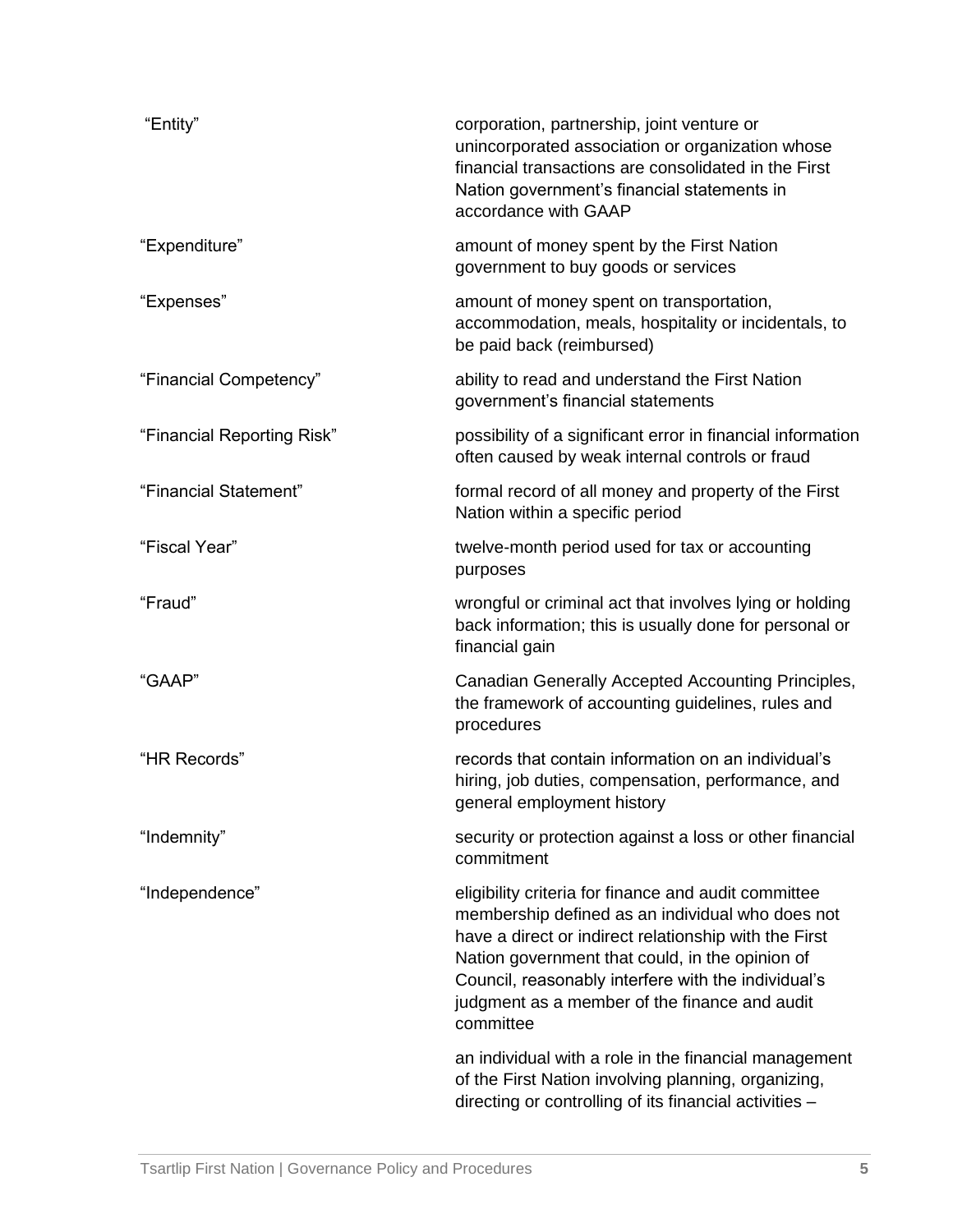| | |
|---|---|
| "Entity" | corporation, partnership, joint venture or unincorporated association or organization whose financial transactions are consolidated in the First Nation government's financial statements in accordance with GAAP |
| "Expenditure" | amount of money spent by the First Nation government to buy goods or services |
| "Expenses" | amount of money spent on transportation, accommodation, meals, hospitality or incidentals, to be paid back (reimbursed) |
| "Financial Competency" | ability to read and understand the First Nation government's financial statements |
| "Financial Reporting Risk" | possibility of a significant error in financial information often caused by weak internal controls or fraud |
| "Financial Statement" | formal record of all money and property of the First Nation within a specific period |
| "Fiscal Year" | twelve-month period used for tax or accounting purposes |
| "Fraud" | wrongful or criminal act that involves lying or holding back information; this is usually done for personal or financial gain |
| "GAAP" | Canadian Generally Accepted Accounting Principles, the framework of accounting guidelines, rules and procedures |
| "HR Records" | records that contain information on an individual's hiring, job duties, compensation, performance, and general employment history |
| "Indemnity" | security or protection against a loss or other financial commitment |
| "Independence" | eligibility criteria for finance and audit committee membership defined as an individual who does not have a direct or indirect relationship with the First Nation government that could, in the opinion of Council, reasonably interfere with the individual's judgment as a member of the finance and audit committee |
| | an individual with a role in the financial management of the First Nation involving planning, organizing, directing or controlling of its financial activities – |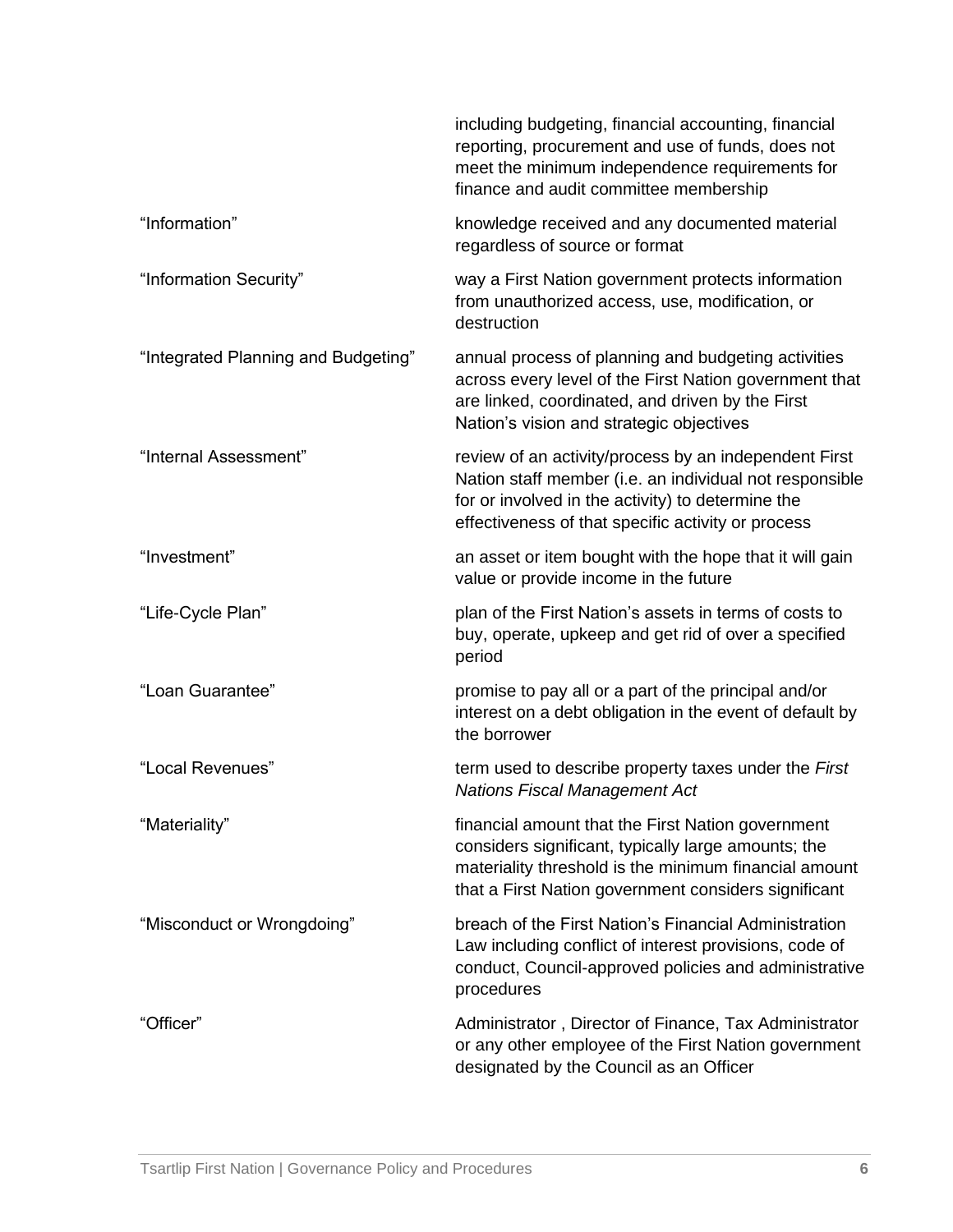| | |
|---|---|
| | including budgeting, financial accounting, financial reporting, procurement and use of funds, does not meet the minimum independence requirements for finance and audit committee membership |
| “Information” | knowledge received and any documented material regardless of source or format |
| “Information Security” | way a First Nation government protects information from unauthorized access, use, modification, or destruction |
| “Integrated Planning and Budgeting” | annual process of planning and budgeting activities across every level of the First Nation government that are linked, coordinated, and driven by the First Nation’s vision and strategic objectives |
| “Internal Assessment” | review of an activity/process by an independent First Nation staff member (i.e. an individual not responsible for or involved in the activity) to determine the effectiveness of that specific activity or process |
| “Investment” | an asset or item bought with the hope that it will gain value or provide income in the future |
| “Life-Cycle Plan” | plan of the First Nation’s assets in terms of costs to buy, operate, upkeep and get rid of over a specified period |
| “Loan Guarantee” | promise to pay all or a part of the principal and/or interest on a debt obligation in the event of default by the borrower |
| “Local Revenues” | term used to describe property taxes under the *First Nations Fiscal Management Act* |
| “Materiality” | financial amount that the First Nation government considers significant, typically large amounts; the materiality threshold is the minimum financial amount that a First Nation government considers significant |
| “Misconduct or Wrongdoing” | breach of the First Nation’s Financial Administration Law including conflict of interest provisions, code of conduct, Council-approved policies and administrative procedures |
| “Officer” | Administrator , Director of Finance, Tax Administrator or any other employee of the First Nation government designated by the Council as an Officer |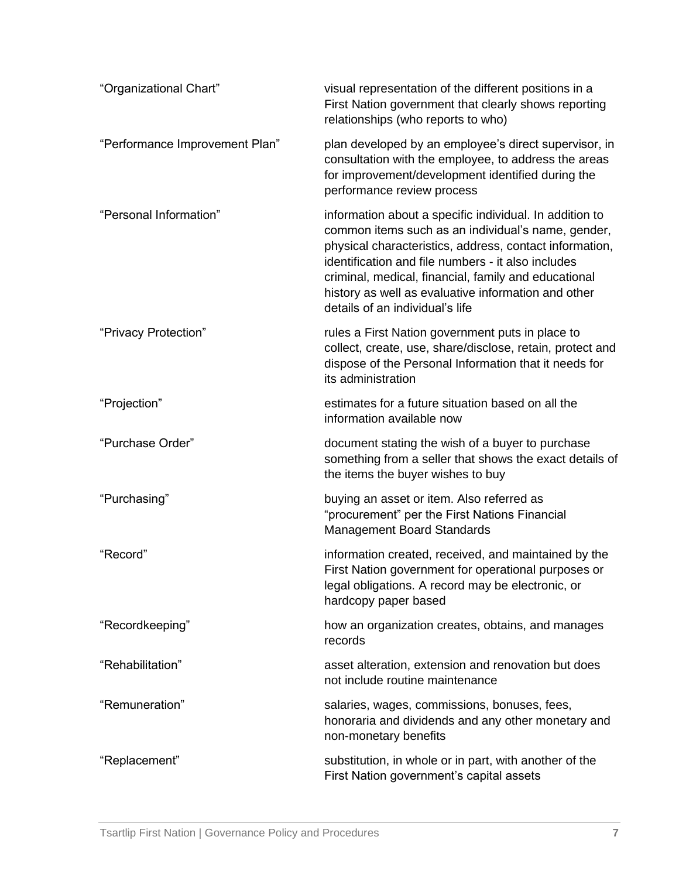| | |
|---|---|
| “Organizational Chart” | visual representation of the different positions in a First Nation government that clearly shows reporting relationships (who reports to who) |
| “Performance Improvement Plan” | plan developed by an employee’s direct supervisor, in consultation with the employee, to address the areas for improvement/development identified during the performance review process |
| “Personal Information” | information about a specific individual. In addition to common items such as an individual’s name, gender, physical characteristics, address, contact information, identification and file numbers - it also includes criminal, medical, financial, family and educational history as well as evaluative information and other details of an individual’s life |
| “Privacy Protection” | rules a First Nation government puts in place to collect, create, use, share/disclose, retain, protect and dispose of the Personal Information that it needs for its administration |
| “Projection” | estimates for a future situation based on all the information available now |
| “Purchase Order” | document stating the wish of a buyer to purchase something from a seller that shows the exact details of the items the buyer wishes to buy |
| “Purchasing” | buying an asset or item. Also referred as “procurement” per the First Nations Financial Management Board Standards |
| “Record” | information created, received, and maintained by the First Nation government for operational purposes or legal obligations. A record may be electronic, or hardcopy paper based |
| “Recordkeeping” | how an organization creates, obtains, and manages records |
| “Rehabilitation” | asset alteration, extension and renovation but does not include routine maintenance |
| “Remuneration” | salaries, wages, commissions, bonuses, fees, honoraria and dividends and any other monetary and non-monetary benefits |
| “Replacement” | substitution, in whole or in part, with another of the First Nation government’s capital assets |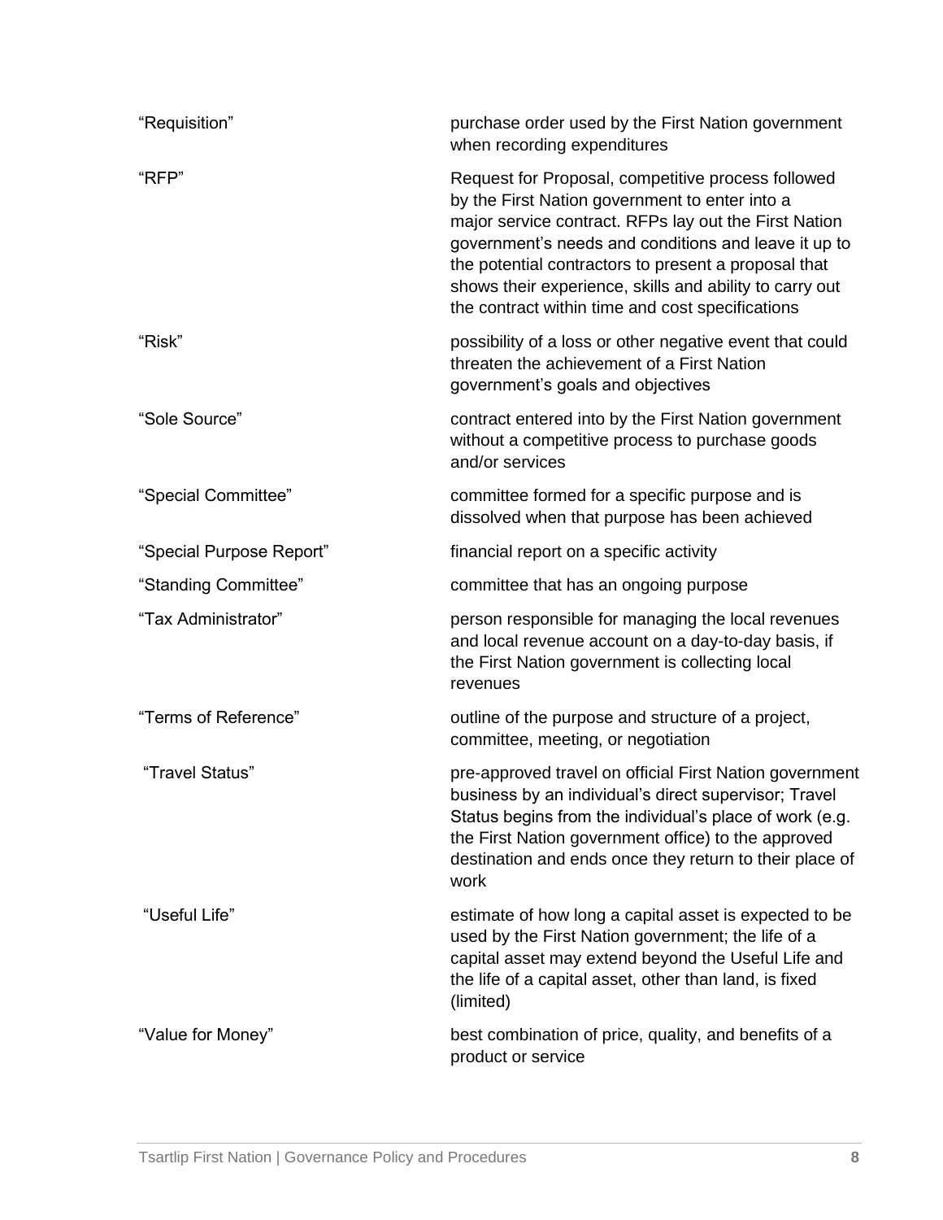| | |
|---|---|
| "Requisition" | purchase order used by the First Nation government when recording expenditures |
| "RFP" | Request for Proposal, competitive process followed by the First Nation government to enter into a major service contract. RFPs lay out the First Nation government's needs and conditions and leave it up to the potential contractors to present a proposal that shows their experience, skills and ability to carry out the contract within time and cost specifications |
| "Risk" | possibility of a loss or other negative event that could threaten the achievement of a First Nation government's goals and objectives |
| "Sole Source" | contract entered into by the First Nation government without a competitive process to purchase goods and/or services |
| "Special Committee" | committee formed for a specific purpose and is dissolved when that purpose has been achieved |
| "Special Purpose Report" | financial report on a specific activity |
| "Standing Committee" | committee that has an ongoing purpose |
| "Tax Administrator" | person responsible for managing the local revenues and local revenue account on a day-to-day basis, if the First Nation government is collecting local revenues |
| "Terms of Reference" | outline of the purpose and structure of a project, committee, meeting, or negotiation |
| "Travel Status" | pre-approved travel on official First Nation government business by an individual's direct supervisor; Travel Status begins from the individual's place of work (e.g. the First Nation government office) to the approved destination and ends once they return to their place of work |
| "Useful Life" | estimate of how long a capital asset is expected to be used by the First Nation government; the life of a capital asset may extend beyond the Useful Life and the life of a capital asset, other than land, is fixed (limited) |
| "Value for Money" | best combination of price, quality, and benefits of a product or service |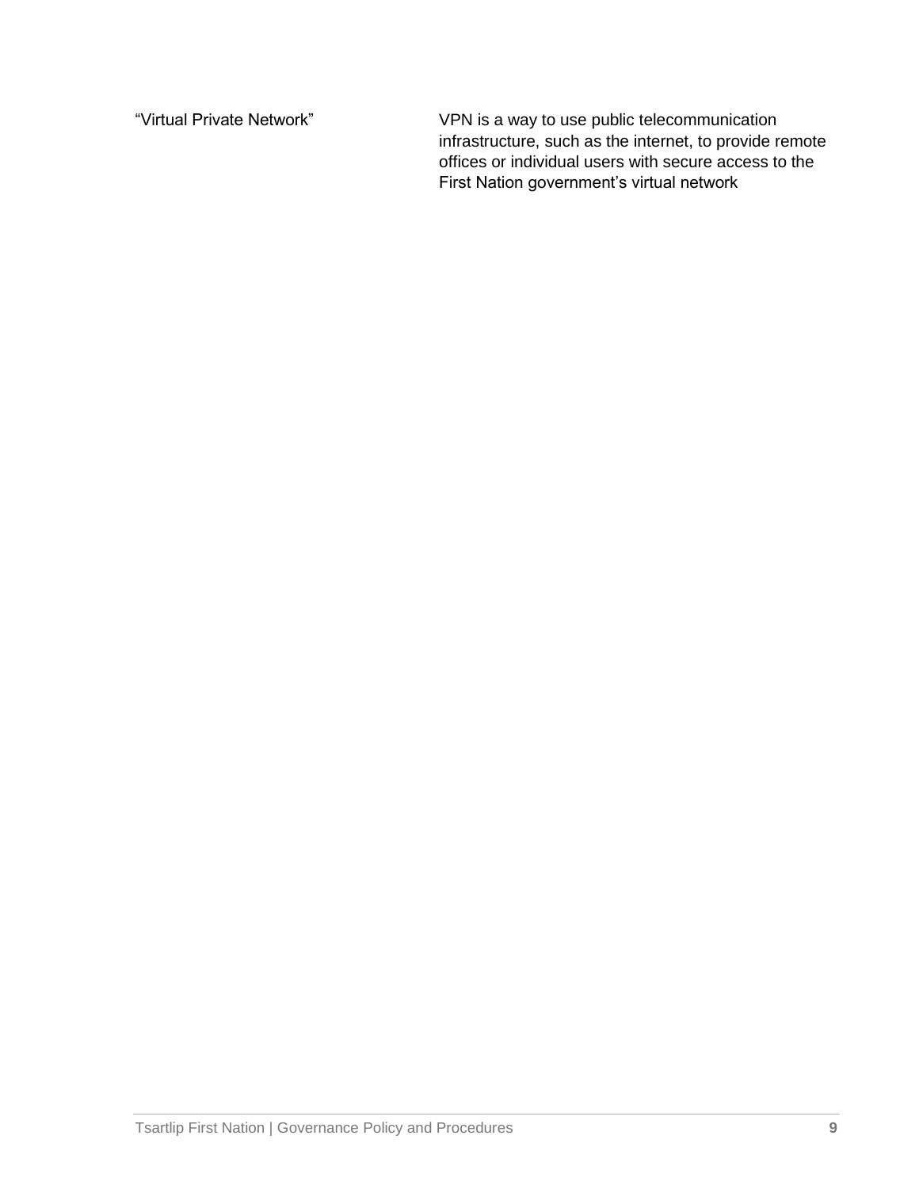| | |
|---|---|
| "Virtual Private Network" | VPN is a way to use public telecommunication infrastructure, such as the internet, to provide remote offices or individual users with secure access to the First Nation government's virtual network |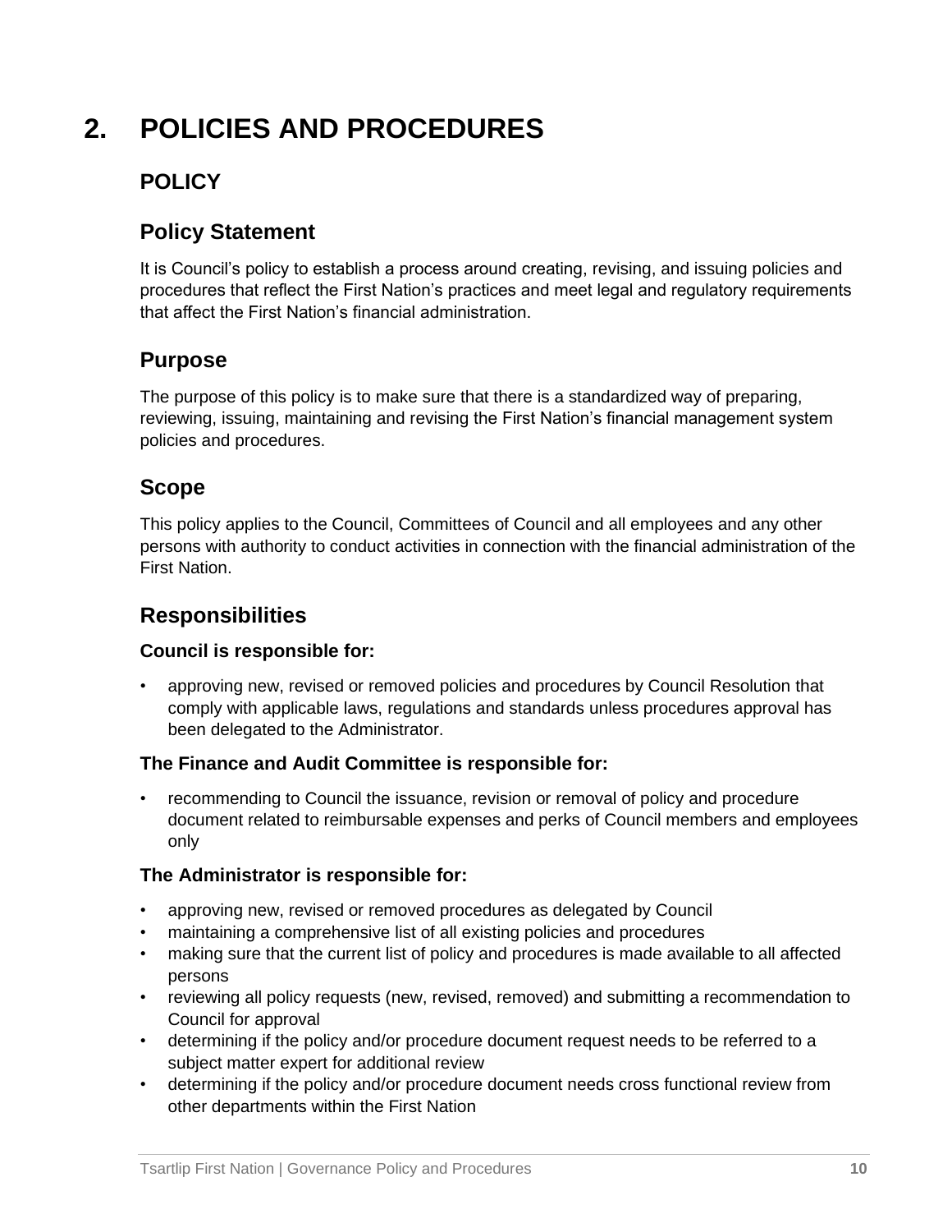# 2. POLICIES AND PROCEDURES

## POLICY

### Policy Statement

It is Council's policy to establish a process around creating, revising, and issuing policies and procedures that reflect the First Nation's practices and meet legal and regulatory requirements that affect the First Nation's financial administration.

### Purpose

The purpose of this policy is to make sure that there is a standardized way of preparing, reviewing, issuing, maintaining and revising the First Nation's financial management system policies and procedures.

### Scope

This policy applies to the Council, Committees of Council and all employees and any other persons with authority to conduct activities in connection with the financial administration of the First Nation.

### Responsibilities

**Council is responsible for:**

- approving new, revised or removed policies and procedures by Council Resolution that comply with applicable laws, regulations and standards unless procedures approval has been delegated to the Administrator.

**The Finance and Audit Committee is responsible for:**

- recommending to Council the issuance, revision or removal of policy and procedure document related to reimbursable expenses and perks of Council members and employees only

**The Administrator is responsible for:**

- approving new, revised or removed procedures as delegated by Council
- maintaining a comprehensive list of all existing policies and procedures
- making sure that the current list of policy and procedures is made available to all affected persons
- reviewing all policy requests (new, revised, removed) and submitting a recommendation to Council for approval
- determining if the policy and/or procedure document request needs to be referred to a subject matter expert for additional review
- determining if the policy and/or procedure document needs cross functional review from other departments within the First Nation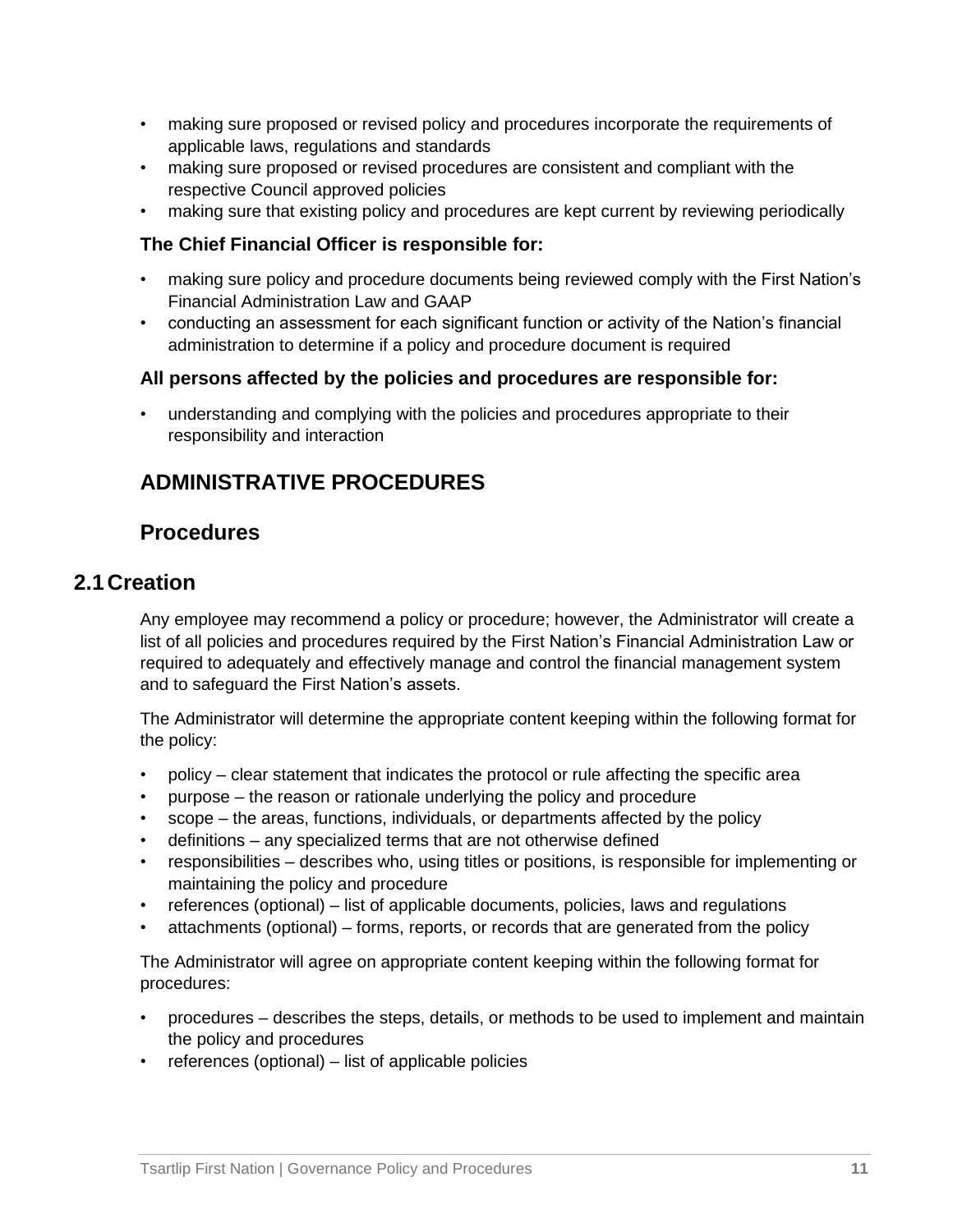- making sure proposed or revised policy and procedures incorporate the requirements of applicable laws, regulations and standards
- making sure proposed or revised procedures are consistent and compliant with the respective Council approved policies
- making sure that existing policy and procedures are kept current by reviewing periodically

**The Chief Financial Officer is responsible for:**

- making sure policy and procedure documents being reviewed comply with the First Nation's Financial Administration Law and GAAP
- conducting an assessment for each significant function or activity of the Nation's financial administration to determine if a policy and procedure document is required

**All persons affected by the policies and procedures are responsible for:**

- understanding and complying with the policies and procedures appropriate to their responsibility and interaction

## ADMINISTRATIVE PROCEDURES

## Procedures

### 2.1 Creation

Any employee may recommend a policy or procedure; however, the Administrator will create a list of all policies and procedures required by the First Nation's Financial Administration Law or required to adequately and effectively manage and control the financial management system and to safeguard the First Nation's assets.

The Administrator will determine the appropriate content keeping within the following format for the policy:

- policy – clear statement that indicates the protocol or rule affecting the specific area
- purpose – the reason or rationale underlying the policy and procedure
- scope – the areas, functions, individuals, or departments affected by the policy
- definitions – any specialized terms that are not otherwise defined
- responsibilities – describes who, using titles or positions, is responsible for implementing or maintaining the policy and procedure
- references (optional) – list of applicable documents, policies, laws and regulations
- attachments (optional) – forms, reports, or records that are generated from the policy

The Administrator will agree on appropriate content keeping within the following format for procedures:

- procedures – describes the steps, details, or methods to be used to implement and maintain the policy and procedures
- references (optional) – list of applicable policies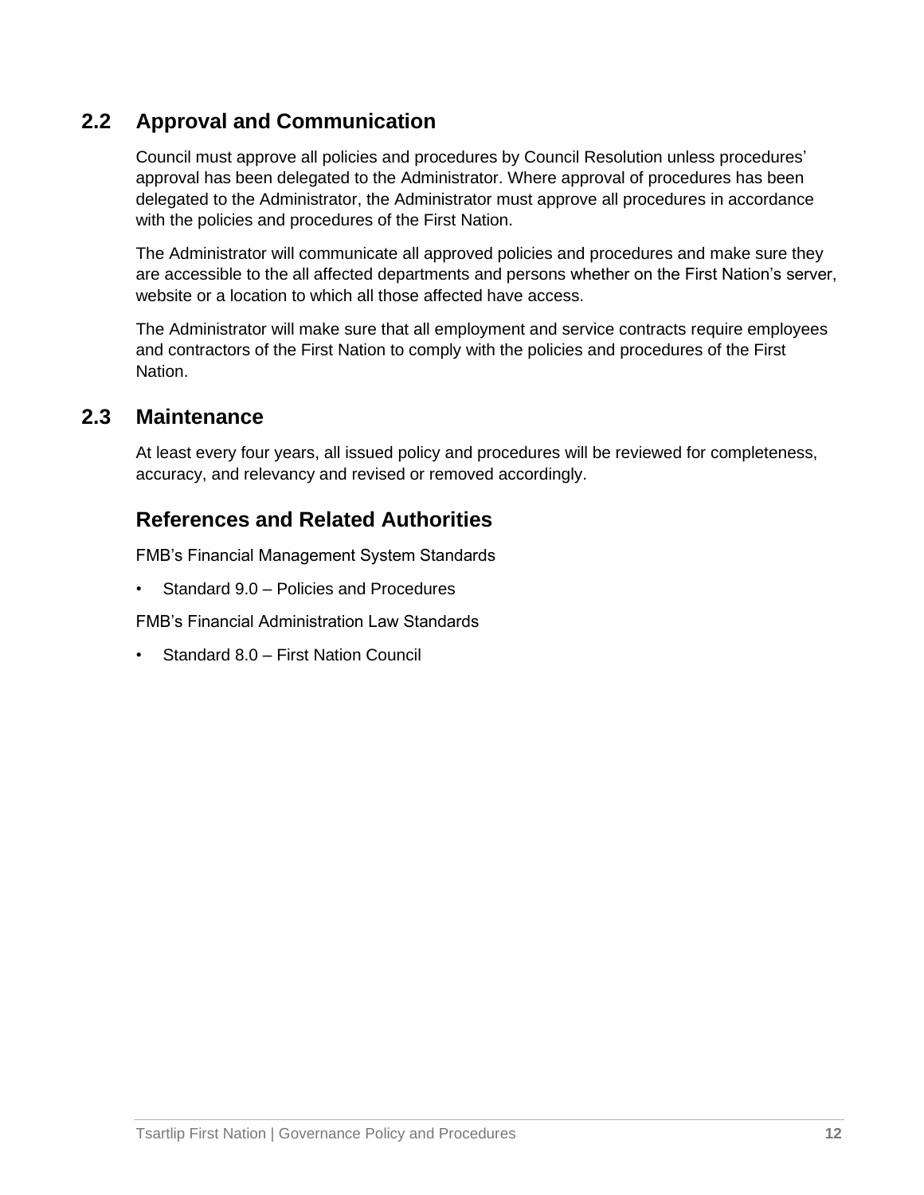## 2.2 Approval and Communication

Council must approve all policies and procedures by Council Resolution unless procedures' approval has been delegated to the Administrator. Where approval of procedures has been delegated to the Administrator, the Administrator must approve all procedures in accordance with the policies and procedures of the First Nation.

The Administrator will communicate all approved policies and procedures and make sure they are accessible to the all affected departments and persons whether on the First Nation's server, website or a location to which all those affected have access.

The Administrator will make sure that all employment and service contracts require employees and contractors of the First Nation to comply with the policies and procedures of the First Nation.

## 2.3 Maintenance

At least every four years, all issued policy and procedures will be reviewed for completeness, accuracy, and relevancy and revised or removed accordingly.

## References and Related Authorities

FMB's Financial Management System Standards

- Standard 9.0 – Policies and Procedures

FMB's Financial Administration Law Standards

- Standard 8.0 – First Nation Council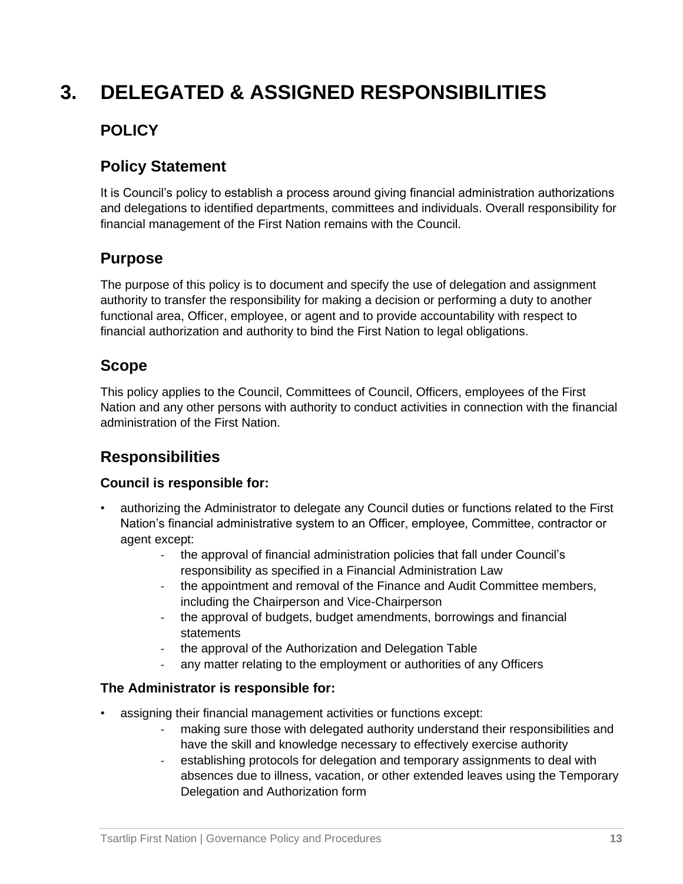# 3. DELEGATED & ASSIGNED RESPONSIBILITIES

## POLICY

### Policy Statement

It is Council's policy to establish a process around giving financial administration authorizations and delegations to identified departments, committees and individuals. Overall responsibility for financial management of the First Nation remains with the Council.

### Purpose

The purpose of this policy is to document and specify the use of delegation and assignment authority to transfer the responsibility for making a decision or performing a duty to another functional area, Officer, employee, or agent and to provide accountability with respect to financial authorization and authority to bind the First Nation to legal obligations.

### Scope

This policy applies to the Council, Committees of Council, Officers, employees of the First Nation and any other persons with authority to conduct activities in connection with the financial administration of the First Nation.

### Responsibilities

**Council is responsible for:**

- authorizing the Administrator to delegate any Council duties or functions related to the First Nation's financial administrative system to an Officer, employee, Committee, contractor or agent except:
  - the approval of financial administration policies that fall under Council's responsibility as specified in a Financial Administration Law
  - the appointment and removal of the Finance and Audit Committee members, including the Chairperson and Vice-Chairperson
  - the approval of budgets, budget amendments, borrowings and financial statements
  - the approval of the Authorization and Delegation Table
  - any matter relating to the employment or authorities of any Officers

**The Administrator is responsible for:**

- assigning their financial management activities or functions except:
  - making sure those with delegated authority understand their responsibilities and have the skill and knowledge necessary to effectively exercise authority
  - establishing protocols for delegation and temporary assignments to deal with absences due to illness, vacation, or other extended leaves using the Temporary Delegation and Authorization form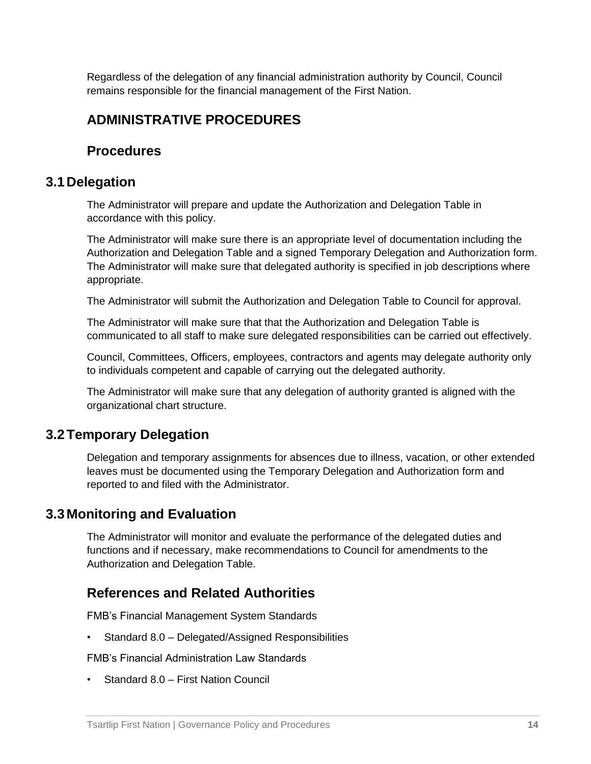Regardless of the delegation of any financial administration authority by Council, Council remains responsible for the financial management of the First Nation.

## ADMINISTRATIVE PROCEDURES

## Procedures

### 3.1 Delegation

The Administrator will prepare and update the Authorization and Delegation Table in accordance with this policy.

The Administrator will make sure there is an appropriate level of documentation including the Authorization and Delegation Table and a signed Temporary Delegation and Authorization form. The Administrator will make sure that delegated authority is specified in job descriptions where appropriate.

The Administrator will submit the Authorization and Delegation Table to Council for approval.

The Administrator will make sure that that the Authorization and Delegation Table is communicated to all staff to make sure delegated responsibilities can be carried out effectively.

Council, Committees, Officers, employees, contractors and agents may delegate authority only to individuals competent and capable of carrying out the delegated authority.

The Administrator will make sure that any delegation of authority granted is aligned with the organizational chart structure.

### 3.2 Temporary Delegation

Delegation and temporary assignments for absences due to illness, vacation, or other extended leaves must be documented using the Temporary Delegation and Authorization form and reported to and filed with the Administrator.

### 3.3 Monitoring and Evaluation

The Administrator will monitor and evaluate the performance of the delegated duties and functions and if necessary, make recommendations to Council for amendments to the Authorization and Delegation Table.

## References and Related Authorities

FMB's Financial Management System Standards

- Standard 8.0 – Delegated/Assigned Responsibilities

FMB's Financial Administration Law Standards

- Standard 8.0 – First Nation Council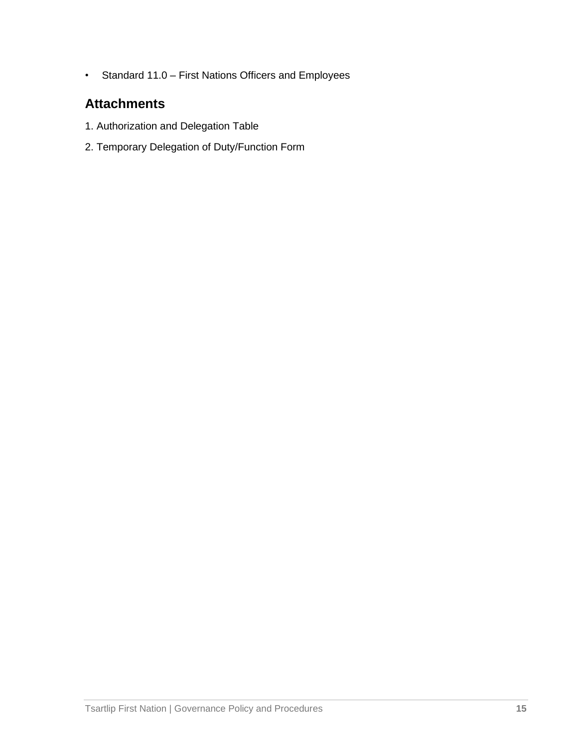- Standard 11.0 – First Nations Officers and Employees

## Attachments

1. Authorization and Delegation Table

2. Temporary Delegation of Duty/Function Form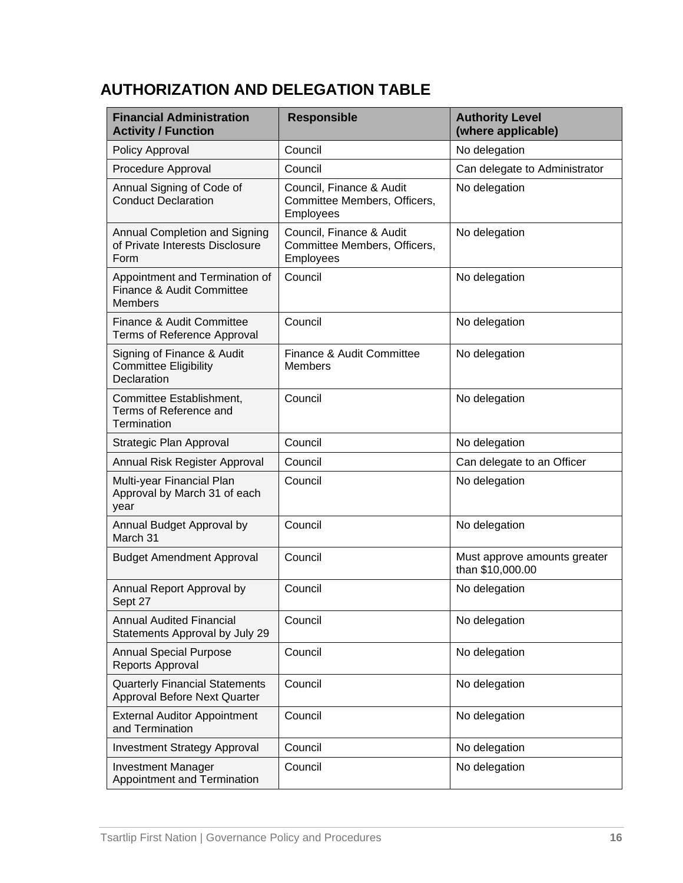## AUTHORIZATION AND DELEGATION TABLE

| Financial Administration Activity / Function | Responsible | Authority Level (where applicable) |
|---|---|---|
| Policy Approval | Council | No delegation |
| Procedure Approval | Council | Can delegate to Administrator |
| Annual Signing of Code of Conduct Declaration | Council, Finance & Audit Committee Members, Officers, Employees | No delegation |
| Annual Completion and Signing of Private Interests Disclosure Form | Council, Finance & Audit Committee Members, Officers, Employees | No delegation |
| Appointment and Termination of Finance & Audit Committee Members | Council | No delegation |
| Finance & Audit Committee Terms of Reference Approval | Council | No delegation |
| Signing of Finance & Audit Committee Eligibility Declaration | Finance & Audit Committee Members | No delegation |
| Committee Establishment, Terms of Reference and Termination | Council | No delegation |
| Strategic Plan Approval | Council | No delegation |
| Annual Risk Register Approval | Council | Can delegate to an Officer |
| Multi-year Financial Plan Approval by March 31 of each year | Council | No delegation |
| Annual Budget Approval by March 31 | Council | No delegation |
| Budget Amendment Approval | Council | Must approve amounts greater than $10,000.00 |
| Annual Report Approval by Sept 27 | Council | No delegation |
| Annual Audited Financial Statements Approval by July 29 | Council | No delegation |
| Annual Special Purpose Reports Approval | Council | No delegation |
| Quarterly Financial Statements Approval Before Next Quarter | Council | No delegation |
| External Auditor Appointment and Termination | Council | No delegation |
| Investment Strategy Approval | Council | No delegation |
| Investment Manager Appointment and Termination | Council | No delegation |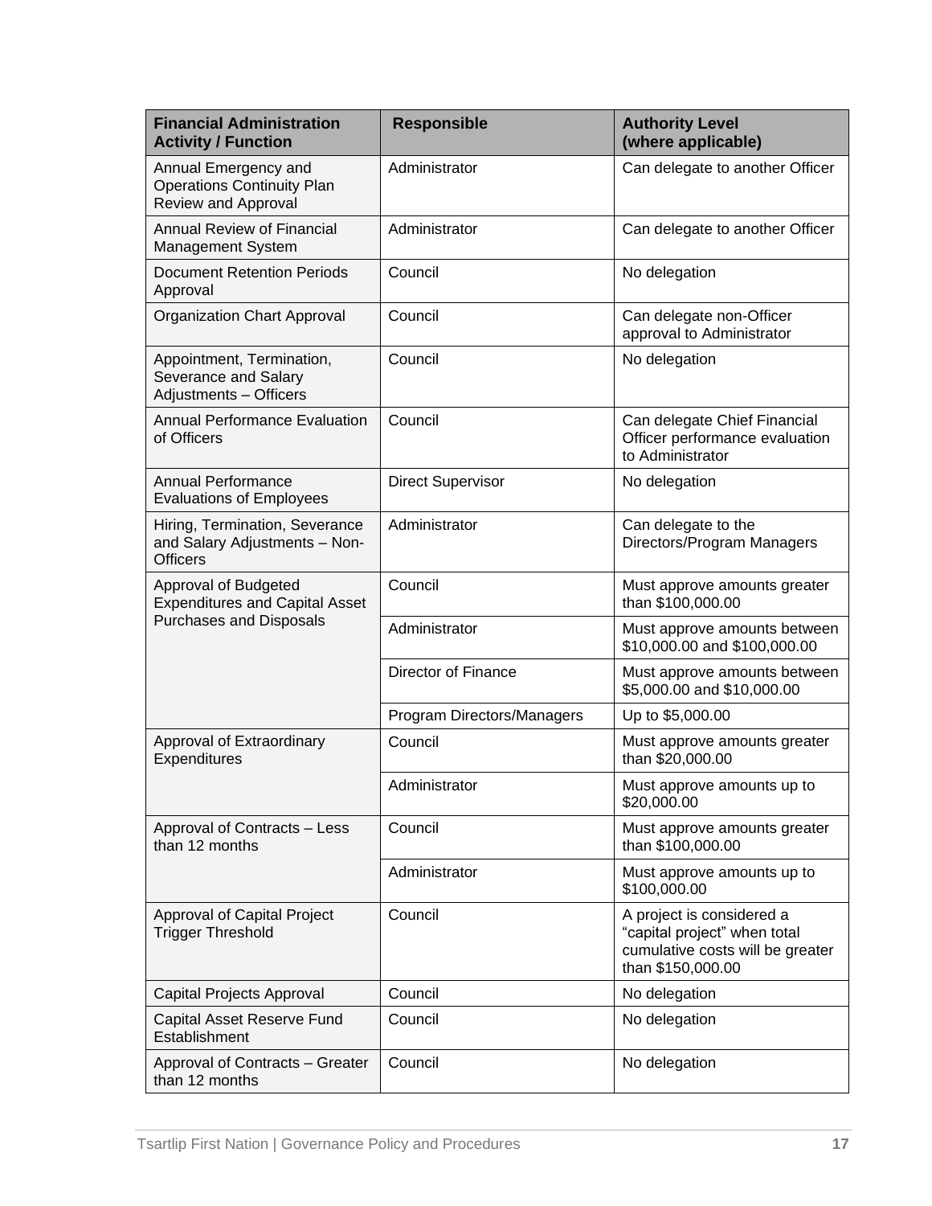| Financial Administration Activity / Function | Responsible | Authority Level (where applicable) |
|---|---|---|
| Annual Emergency and Operations Continuity Plan Review and Approval | Administrator | Can delegate to another Officer |
| Annual Review of Financial Management System | Administrator | Can delegate to another Officer |
| Document Retention Periods Approval | Council | No delegation |
| Organization Chart Approval | Council | Can delegate non-Officer approval to Administrator |
| Appointment, Termination, Severance and Salary Adjustments – Officers | Council | No delegation |
| Annual Performance Evaluation of Officers | Council | Can delegate Chief Financial Officer performance evaluation to Administrator |
| Annual Performance Evaluations of Employees | Direct Supervisor | No delegation |
| Hiring, Termination, Severance and Salary Adjustments – Non-Officers | Administrator | Can delegate to the Directors/Program Managers |
| Approval of Budgeted Expenditures and Capital Asset Purchases and Disposals | Council | Must approve amounts greater than $100,000.00 |
| | Administrator | Must approve amounts between $10,000.00 and $100,000.00 |
| | Director of Finance | Must approve amounts between $5,000.00 and $10,000.00 |
| | Program Directors/Managers | Up to $5,000.00 |
| Approval of Extraordinary Expenditures | Council | Must approve amounts greater than $20,000.00 |
| | Administrator | Must approve amounts up to $20,000.00 |
| Approval of Contracts – Less than 12 months | Council | Must approve amounts greater than $100,000.00 |
| | Administrator | Must approve amounts up to $100,000.00 |
| Approval of Capital Project Trigger Threshold | Council | A project is considered a "capital project" when total cumulative costs will be greater than $150,000.00 |
| Capital Projects Approval | Council | No delegation |
| Capital Asset Reserve Fund Establishment | Council | No delegation |
| Approval of Contracts – Greater than 12 months | Council | No delegation |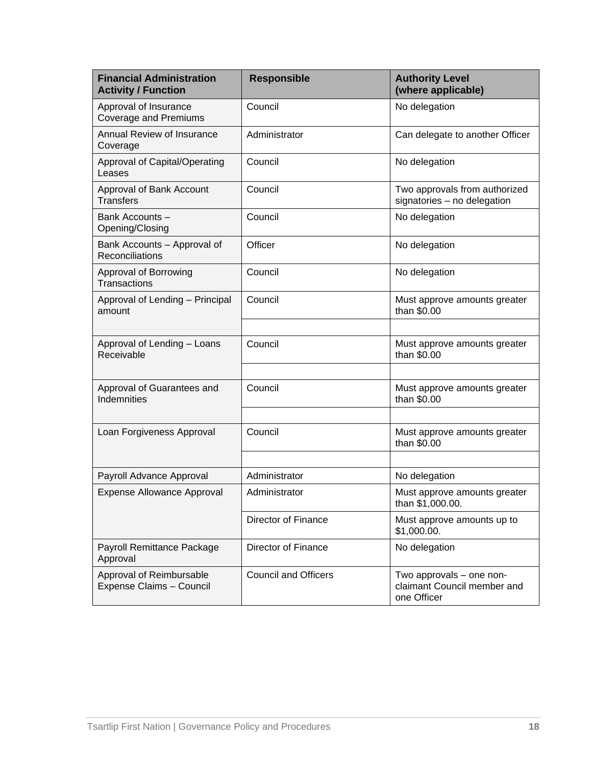| Financial Administration Activity / Function | Responsible | Authority Level (where applicable) |
|---|---|---|
| Approval of Insurance Coverage and Premiums | Council | No delegation |
| Annual Review of Insurance Coverage | Administrator | Can delegate to another Officer |
| Approval of Capital/Operating Leases | Council | No delegation |
| Approval of Bank Account Transfers | Council | Two approvals from authorized signatories – no delegation |
| Bank Accounts – Opening/Closing | Council | No delegation |
| Bank Accounts – Approval of Reconciliations | Officer | No delegation |
| Approval of Borrowing Transactions | Council | No delegation |
| Approval of Lending – Principal amount | Council | Must approve amounts greater than $0.00 |
| | | |
| Approval of Lending – Loans Receivable | Council | Must approve amounts greater than $0.00 |
| | | |
| Approval of Guarantees and Indemnities | Council | Must approve amounts greater than $0.00 |
| | | |
| Loan Forgiveness Approval | Council | Must approve amounts greater than $0.00 |
| | | |
| Payroll Advance Approval | Administrator | No delegation |
| Expense Allowance Approval | Administrator | Must approve amounts greater than $1,000.00. |
| | Director of Finance | Must approve amounts up to $1,000.00. |
| Payroll Remittance Package Approval | Director of Finance | No delegation |
| Approval of Reimbursable Expense Claims – Council | Council and Officers | Two approvals – one non-claimant Council member and one Officer |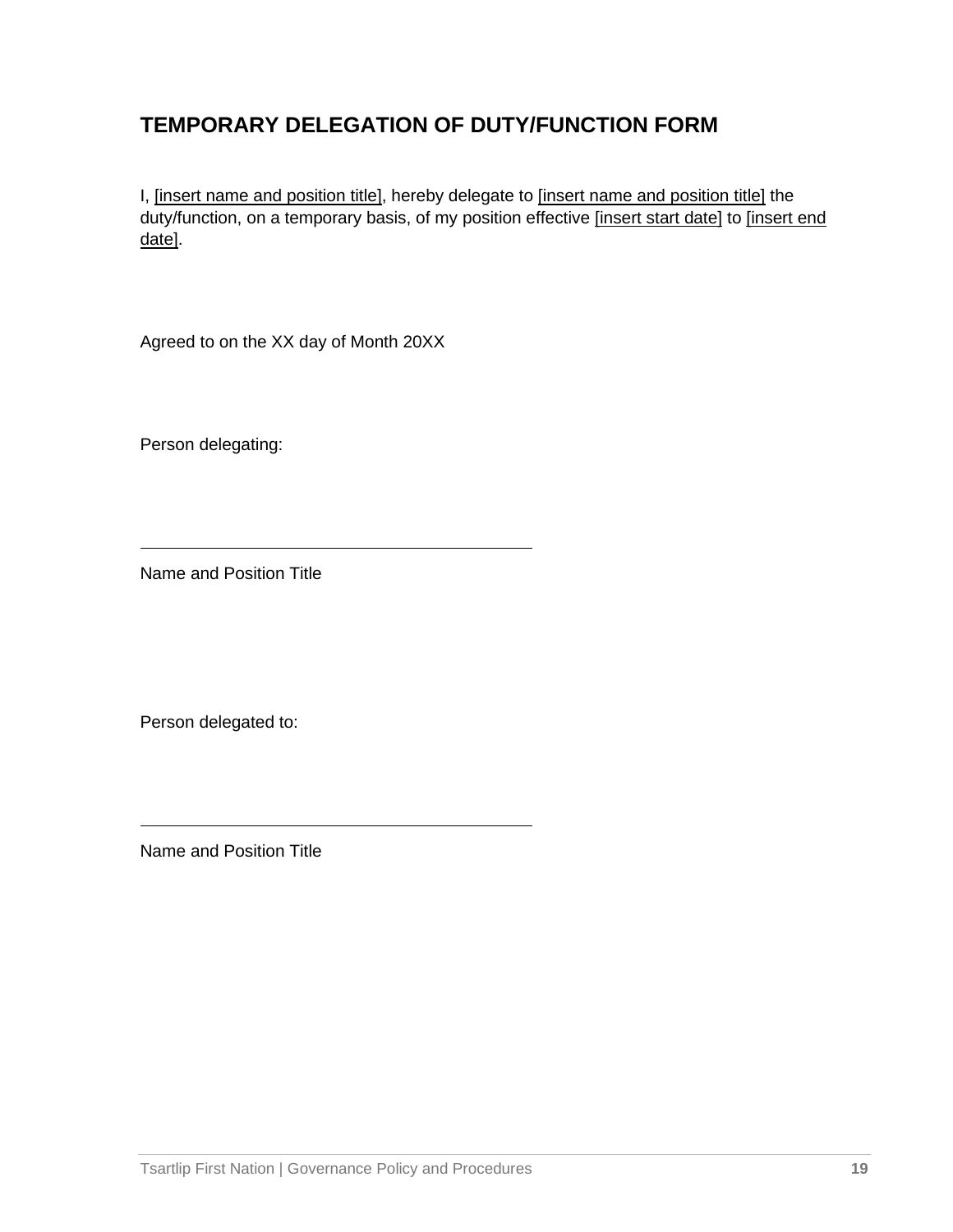## TEMPORARY DELEGATION OF DUTY/FUNCTION FORM

I, [insert name and position title], hereby delegate to [insert name and position title] the duty/function, on a temporary basis, of my position effective [insert start date] to [insert end date].

Agreed to on the XX day of Month 20XX

Person delegating:

\_\_\_\_\_\_\_\_\_\_\_\_\_\_\_\_\_\_\_\_\_\_\_\_\_\_\_\_\_\_\_\_\_\_\_\_\_\_\_\_

Name and Position Title

Person delegated to:

\_\_\_\_\_\_\_\_\_\_\_\_\_\_\_\_\_\_\_\_\_\_\_\_\_\_\_\_\_\_\_\_\_\_\_\_\_\_\_\_

Name and Position Title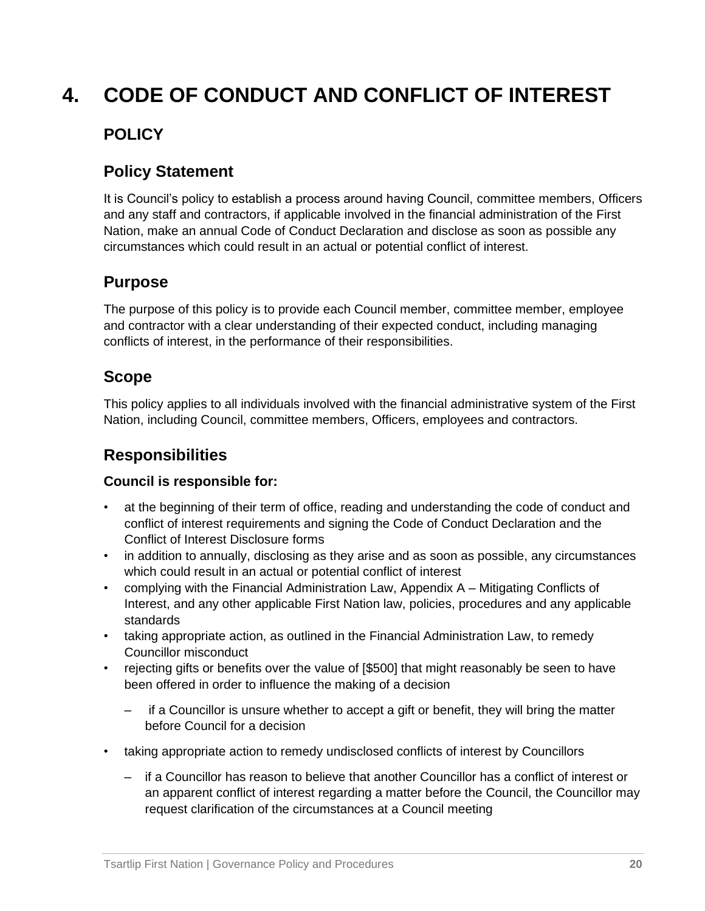# 4. CODE OF CONDUCT AND CONFLICT OF INTEREST

## POLICY

### Policy Statement

It is Council's policy to establish a process around having Council, committee members, Officers and any staff and contractors, if applicable involved in the financial administration of the First Nation, make an annual Code of Conduct Declaration and disclose as soon as possible any circumstances which could result in an actual or potential conflict of interest.

### Purpose

The purpose of this policy is to provide each Council member, committee member, employee and contractor with a clear understanding of their expected conduct, including managing conflicts of interest, in the performance of their responsibilities.

### Scope

This policy applies to all individuals involved with the financial administrative system of the First Nation, including Council, committee members, Officers, employees and contractors.

### Responsibilities

**Council is responsible for:**

- at the beginning of their term of office, reading and understanding the code of conduct and conflict of interest requirements and signing the Code of Conduct Declaration and the Conflict of Interest Disclosure forms
- in addition to annually, disclosing as they arise and as soon as possible, any circumstances which could result in an actual or potential conflict of interest
- complying with the Financial Administration Law, Appendix A – Mitigating Conflicts of Interest, and any other applicable First Nation law, policies, procedures and any applicable standards
- taking appropriate action, as outlined in the Financial Administration Law, to remedy Councillor misconduct
- rejecting gifts or benefits over the value of [$500] that might reasonably be seen to have been offered in order to influence the making of a decision
  - if a Councillor is unsure whether to accept a gift or benefit, they will bring the matter before Council for a decision
- taking appropriate action to remedy undisclosed conflicts of interest by Councillors
  - if a Councillor has reason to believe that another Councillor has a conflict of interest or an apparent conflict of interest regarding a matter before the Council, the Councillor may request clarification of the circumstances at a Council meeting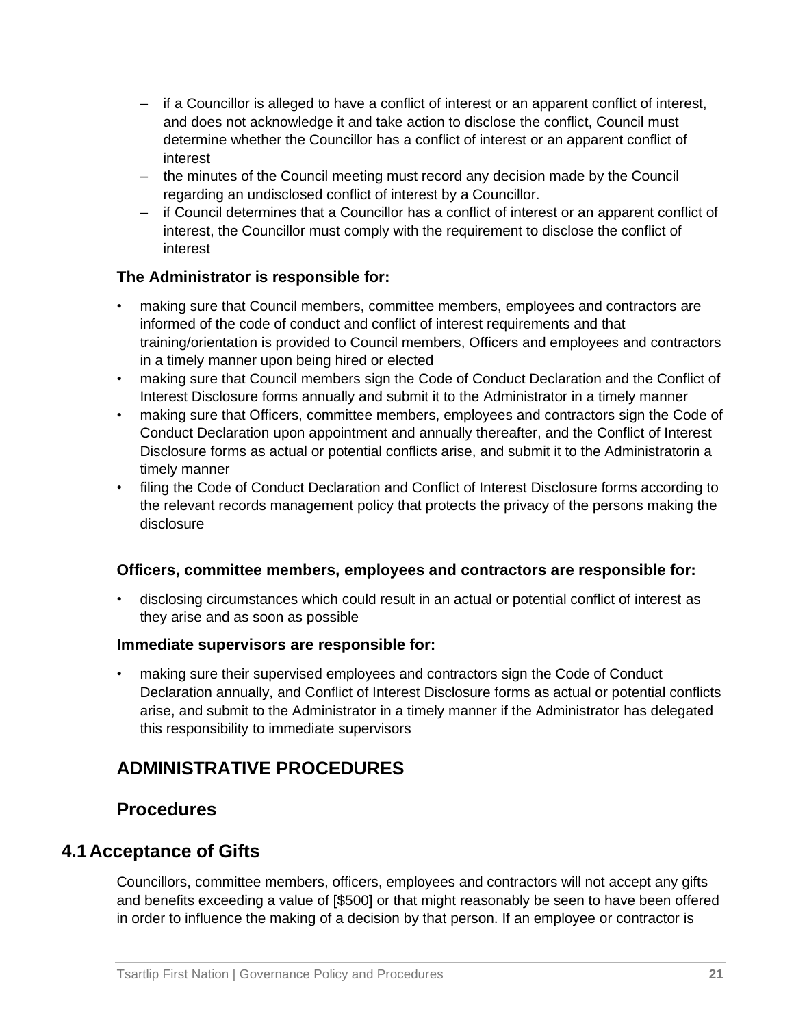- if a Councillor is alleged to have a conflict of interest or an apparent conflict of interest, and does not acknowledge it and take action to disclose the conflict, Council must determine whether the Councillor has a conflict of interest or an apparent conflict of interest
  - the minutes of the Council meeting must record any decision made by the Council regarding an undisclosed conflict of interest by a Councillor.
  - if Council determines that a Councillor has a conflict of interest or an apparent conflict of interest, the Councillor must comply with the requirement to disclose the conflict of interest

**The Administrator is responsible for:**

- making sure that Council members, committee members, employees and contractors are informed of the code of conduct and conflict of interest requirements and that training/orientation is provided to Council members, Officers and employees and contractors in a timely manner upon being hired or elected
- making sure that Council members sign the Code of Conduct Declaration and the Conflict of Interest Disclosure forms annually and submit it to the Administrator in a timely manner
- making sure that Officers, committee members, employees and contractors sign the Code of Conduct Declaration upon appointment and annually thereafter, and the Conflict of Interest Disclosure forms as actual or potential conflicts arise, and submit it to the Administratorin a timely manner
- filing the Code of Conduct Declaration and Conflict of Interest Disclosure forms according to the relevant records management policy that protects the privacy of the persons making the disclosure

**Officers, committee members, employees and contractors are responsible for:**

- disclosing circumstances which could result in an actual or potential conflict of interest as they arise and as soon as possible

**Immediate supervisors are responsible for:**

- making sure their supervised employees and contractors sign the Code of Conduct Declaration annually, and Conflict of Interest Disclosure forms as actual or potential conflicts arise, and submit to the Administrator in a timely manner if the Administrator has delegated this responsibility to immediate supervisors

## ADMINISTRATIVE PROCEDURES

## Procedures

## 4.1 Acceptance of Gifts

Councillors, committee members, officers, employees and contractors will not accept any gifts and benefits exceeding a value of [$500] or that might reasonably be seen to have been offered in order to influence the making of a decision by that person. If an employee or contractor is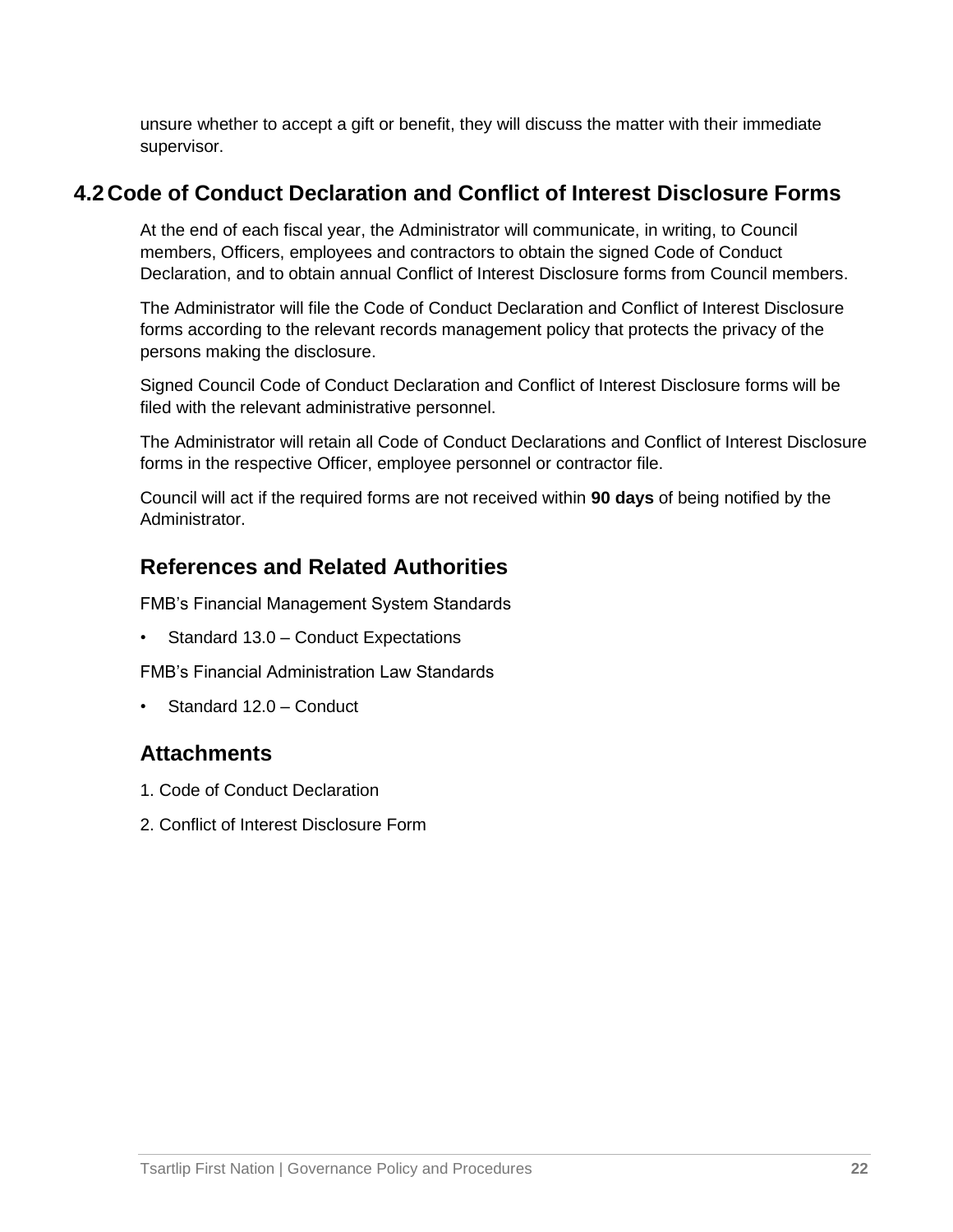unsure whether to accept a gift or benefit, they will discuss the matter with their immediate supervisor.

## 4.2 Code of Conduct Declaration and Conflict of Interest Disclosure Forms

At the end of each fiscal year, the Administrator will communicate, in writing, to Council members, Officers, employees and contractors to obtain the signed Code of Conduct Declaration, and to obtain annual Conflict of Interest Disclosure forms from Council members.

The Administrator will file the Code of Conduct Declaration and Conflict of Interest Disclosure forms according to the relevant records management policy that protects the privacy of the persons making the disclosure.

Signed Council Code of Conduct Declaration and Conflict of Interest Disclosure forms will be filed with the relevant administrative personnel.

The Administrator will retain all Code of Conduct Declarations and Conflict of Interest Disclosure forms in the respective Officer, employee personnel or contractor file.

Council will act if the required forms are not received within **90 days** of being notified by the Administrator.

### References and Related Authorities

FMB's Financial Management System Standards

- Standard 13.0 – Conduct Expectations

FMB's Financial Administration Law Standards

- Standard 12.0 – Conduct

### Attachments

1. Code of Conduct Declaration
2. Conflict of Interest Disclosure Form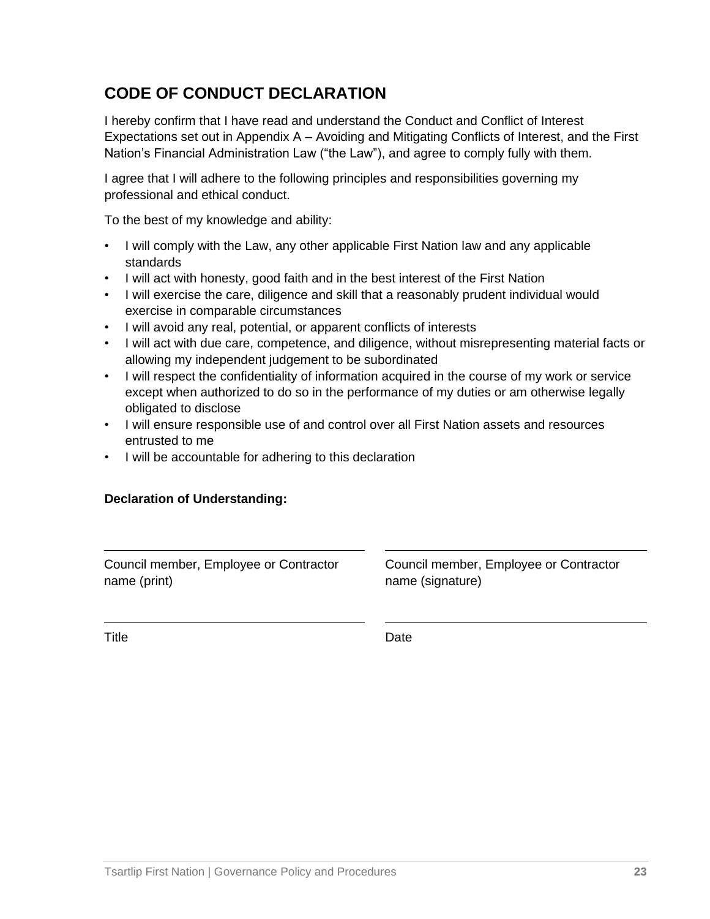## CODE OF CONDUCT DECLARATION

I hereby confirm that I have read and understand the Conduct and Conflict of Interest Expectations set out in Appendix A – Avoiding and Mitigating Conflicts of Interest, and the First Nation's Financial Administration Law ("the Law"), and agree to comply fully with them.

I agree that I will adhere to the following principles and responsibilities governing my professional and ethical conduct.

To the best of my knowledge and ability:

- I will comply with the Law, any other applicable First Nation law and any applicable standards
- I will act with honesty, good faith and in the best interest of the First Nation
- I will exercise the care, diligence and skill that a reasonably prudent individual would exercise in comparable circumstances
- I will avoid any real, potential, or apparent conflicts of interests
- I will act with due care, competence, and diligence, without misrepresenting material facts or allowing my independent judgement to be subordinated
- I will respect the confidentiality of information acquired in the course of my work or service except when authorized to do so in the performance of my duties or am otherwise legally obligated to disclose
- I will ensure responsible use of and control over all First Nation assets and resources entrusted to me
- I will be accountable for adhering to this declaration

**Declaration of Understanding:**

| ______________________________ | ______________________________ |
| --- | --- |
| Council member, Employee or Contractor name (print) | Council member, Employee or Contractor name (signature) |
| ______________________________ | ______________________________ |
| Title | Date |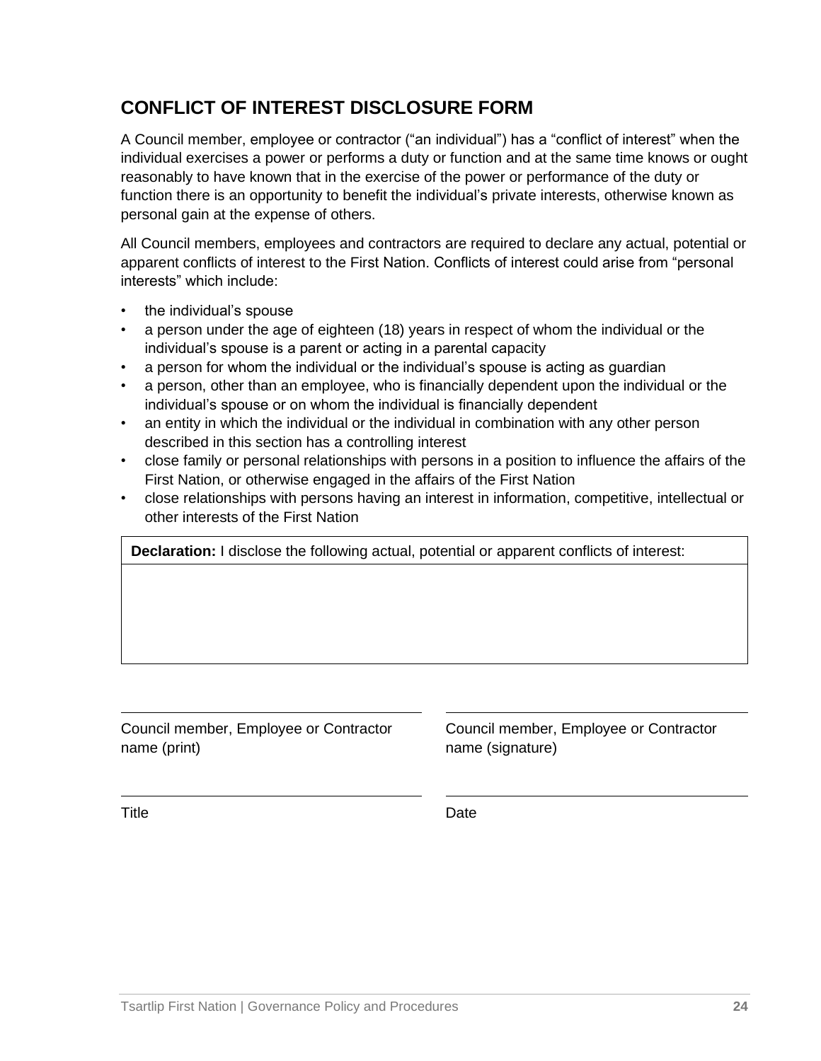## CONFLICT OF INTEREST DISCLOSURE FORM

A Council member, employee or contractor ("an individual") has a "conflict of interest" when the individual exercises a power or performs a duty or function and at the same time knows or ought reasonably to have known that in the exercise of the power or performance of the duty or function there is an opportunity to benefit the individual's private interests, otherwise known as personal gain at the expense of others.

All Council members, employees and contractors are required to declare any actual, potential or apparent conflicts of interest to the First Nation. Conflicts of interest could arise from "personal interests" which include:

- the individual's spouse
- a person under the age of eighteen (18) years in respect of whom the individual or the individual's spouse is a parent or acting in a parental capacity
- a person for whom the individual or the individual's spouse is acting as guardian
- a person, other than an employee, who is financially dependent upon the individual or the individual's spouse or on whom the individual is financially dependent
- an entity in which the individual or the individual in combination with any other person described in this section has a controlling interest
- close family or personal relationships with persons in a position to influence the affairs of the First Nation, or otherwise engaged in the affairs of the First Nation
- close relationships with persons having an interest in information, competitive, intellectual or other interests of the First Nation

| **Declaration:** I disclose the following actual, potential or apparent conflicts of interest: |
| --- |
| |

| ______________________________ | ______________________________ |
| --- | --- |
| Council member, Employee or Contractor name (print) | Council member, Employee or Contractor name (signature) |
| ______________________________ | ______________________________ |
| Title | Date |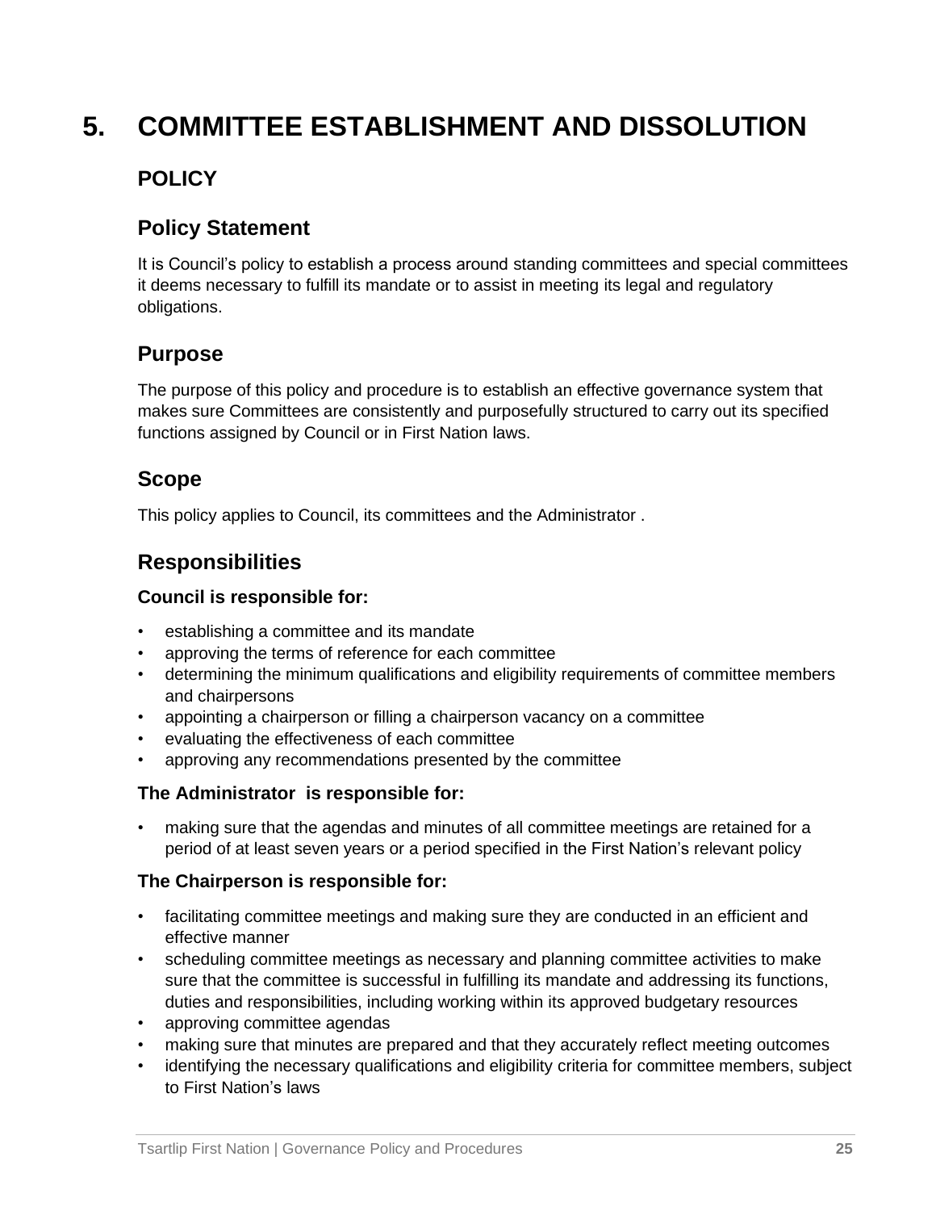# 5. COMMITTEE ESTABLISHMENT AND DISSOLUTION

## POLICY

### Policy Statement

It is Council's policy to establish a process around standing committees and special committees it deems necessary to fulfill its mandate or to assist in meeting its legal and regulatory obligations.

### Purpose

The purpose of this policy and procedure is to establish an effective governance system that makes sure Committees are consistently and purposefully structured to carry out its specified functions assigned by Council or in First Nation laws.

### Scope

This policy applies to Council, its committees and the Administrator .

### Responsibilities

**Council is responsible for:**

- establishing a committee and its mandate
- approving the terms of reference for each committee
- determining the minimum qualifications and eligibility requirements of committee members and chairpersons
- appointing a chairperson or filling a chairperson vacancy on a committee
- evaluating the effectiveness of each committee
- approving any recommendations presented by the committee

**The Administrator is responsible for:**

- making sure that the agendas and minutes of all committee meetings are retained for a period of at least seven years or a period specified in the First Nation's relevant policy

**The Chairperson is responsible for:**

- facilitating committee meetings and making sure they are conducted in an efficient and effective manner
- scheduling committee meetings as necessary and planning committee activities to make sure that the committee is successful in fulfilling its mandate and addressing its functions, duties and responsibilities, including working within its approved budgetary resources
- approving committee agendas
- making sure that minutes are prepared and that they accurately reflect meeting outcomes
- identifying the necessary qualifications and eligibility criteria for committee members, subject to First Nation's laws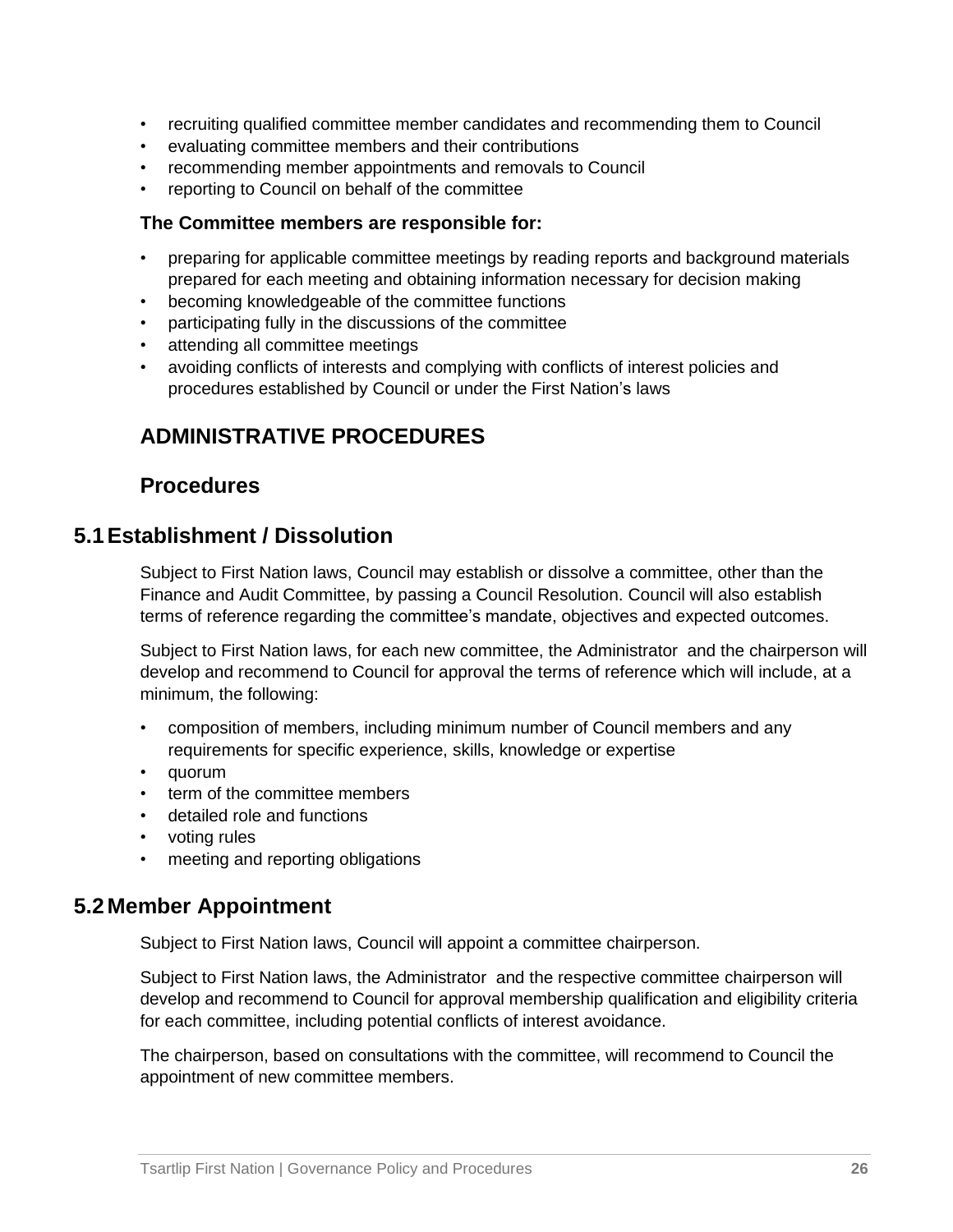- recruiting qualified committee member candidates and recommending them to Council
- evaluating committee members and their contributions
- recommending member appointments and removals to Council
- reporting to Council on behalf of the committee

**The Committee members are responsible for:**

- preparing for applicable committee meetings by reading reports and background materials prepared for each meeting and obtaining information necessary for decision making
- becoming knowledgeable of the committee functions
- participating fully in the discussions of the committee
- attending all committee meetings
- avoiding conflicts of interests and complying with conflicts of interest policies and procedures established by Council or under the First Nation's laws

## ADMINISTRATIVE PROCEDURES

## Procedures

## 5.1 Establishment / Dissolution

Subject to First Nation laws, Council may establish or dissolve a committee, other than the Finance and Audit Committee, by passing a Council Resolution. Council will also establish terms of reference regarding the committee's mandate, objectives and expected outcomes.

Subject to First Nation laws, for each new committee, the Administrator and the chairperson will develop and recommend to Council for approval the terms of reference which will include, at a minimum, the following:

- composition of members, including minimum number of Council members and any requirements for specific experience, skills, knowledge or expertise
- quorum
- term of the committee members
- detailed role and functions
- voting rules
- meeting and reporting obligations

## 5.2 Member Appointment

Subject to First Nation laws, Council will appoint a committee chairperson.

Subject to First Nation laws, the Administrator and the respective committee chairperson will develop and recommend to Council for approval membership qualification and eligibility criteria for each committee, including potential conflicts of interest avoidance.

The chairperson, based on consultations with the committee, will recommend to Council the appointment of new committee members.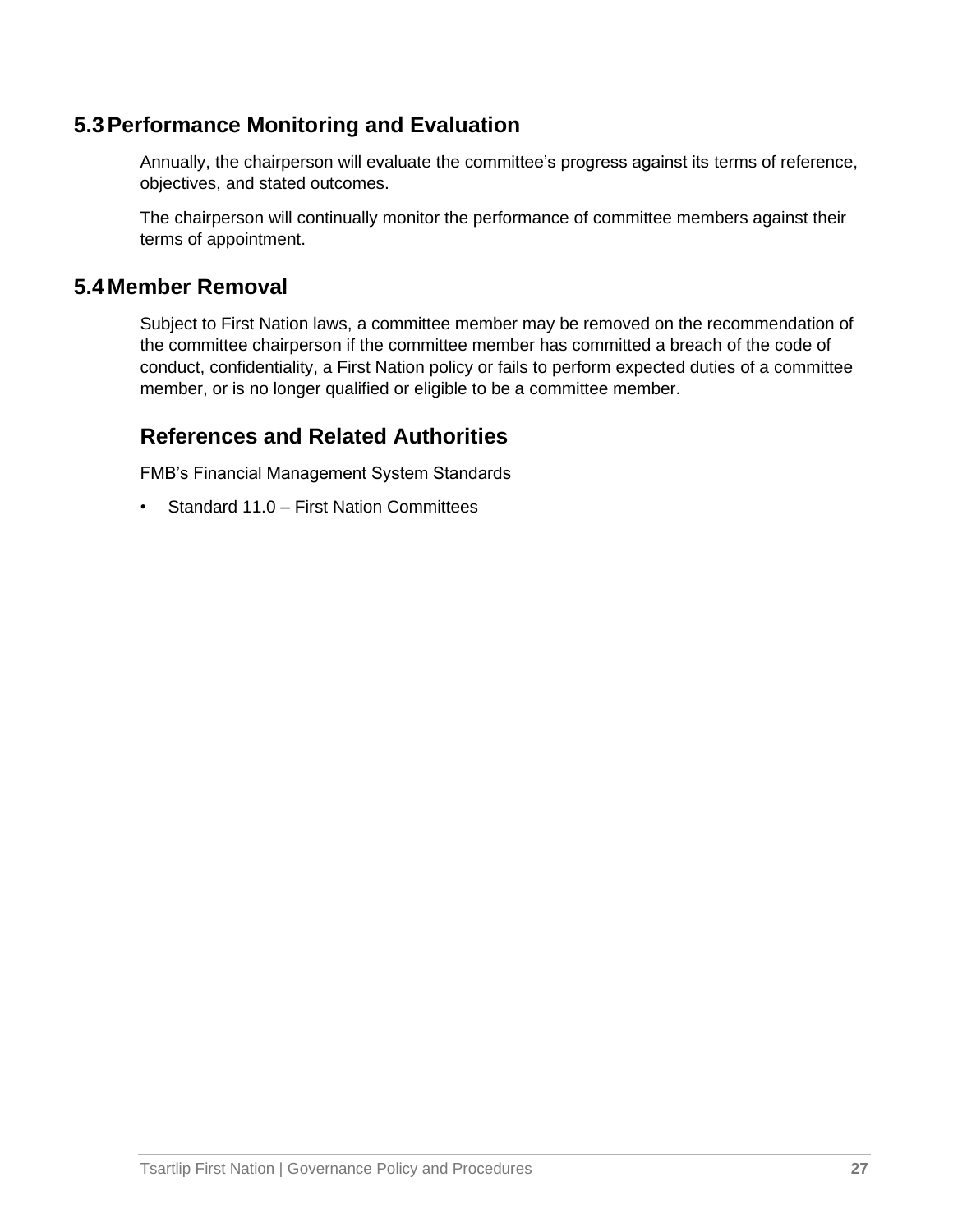## 5.3 Performance Monitoring and Evaluation

Annually, the chairperson will evaluate the committee's progress against its terms of reference, objectives, and stated outcomes.

The chairperson will continually monitor the performance of committee members against their terms of appointment.

## 5.4 Member Removal

Subject to First Nation laws, a committee member may be removed on the recommendation of the committee chairperson if the committee member has committed a breach of the code of conduct, confidentiality, a First Nation policy or fails to perform expected duties of a committee member, or is no longer qualified or eligible to be a committee member.

## References and Related Authorities

FMB's Financial Management System Standards

- Standard 11.0 – First Nation Committees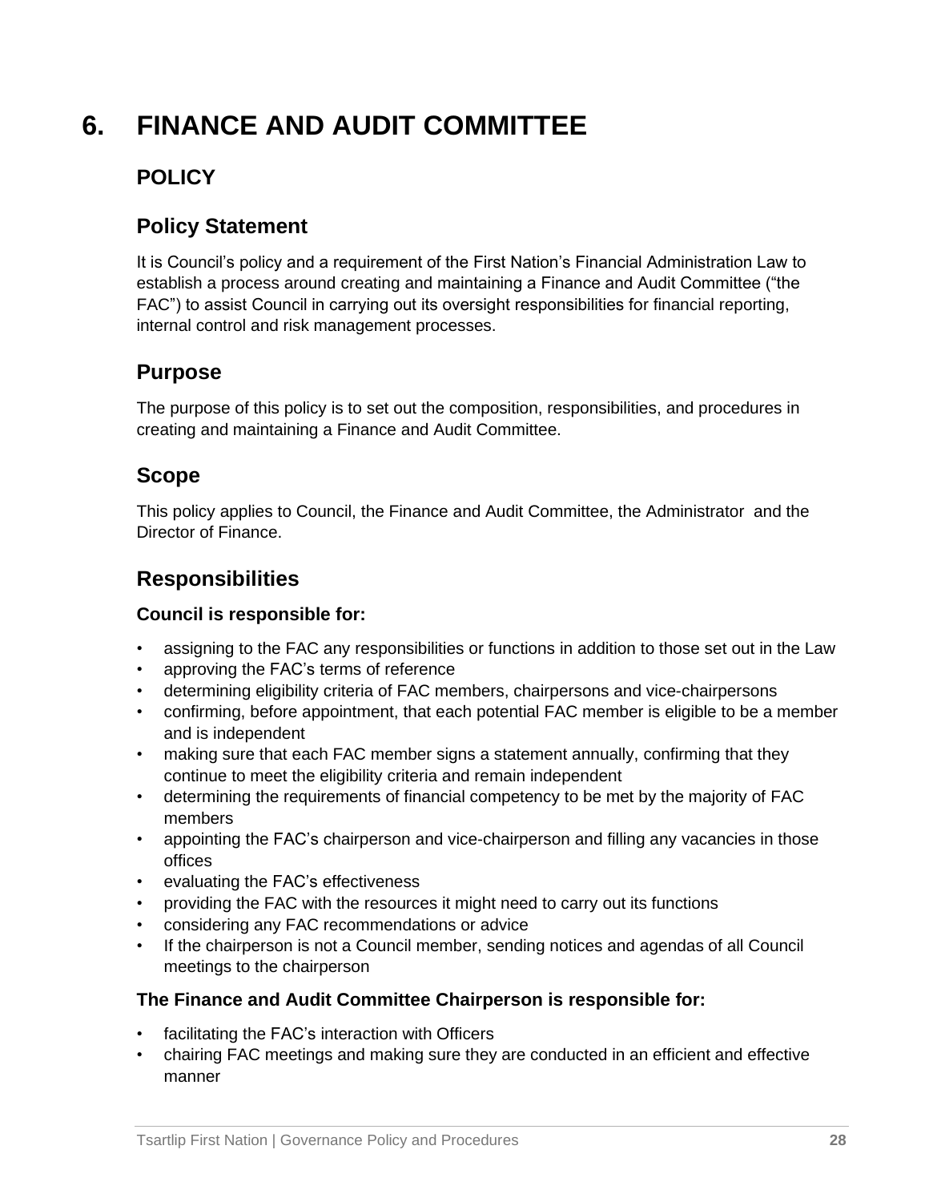# 6. FINANCE AND AUDIT COMMITTEE

## POLICY

### Policy Statement

It is Council's policy and a requirement of the First Nation's Financial Administration Law to establish a process around creating and maintaining a Finance and Audit Committee ("the FAC") to assist Council in carrying out its oversight responsibilities for financial reporting, internal control and risk management processes.

### Purpose

The purpose of this policy is to set out the composition, responsibilities, and procedures in creating and maintaining a Finance and Audit Committee.

### Scope

This policy applies to Council, the Finance and Audit Committee, the Administrator and the Director of Finance.

### Responsibilities

**Council is responsible for:**

- assigning to the FAC any responsibilities or functions in addition to those set out in the Law
- approving the FAC's terms of reference
- determining eligibility criteria of FAC members, chairpersons and vice-chairpersons
- confirming, before appointment, that each potential FAC member is eligible to be a member and is independent
- making sure that each FAC member signs a statement annually, confirming that they continue to meet the eligibility criteria and remain independent
- determining the requirements of financial competency to be met by the majority of FAC members
- appointing the FAC's chairperson and vice-chairperson and filling any vacancies in those offices
- evaluating the FAC's effectiveness
- providing the FAC with the resources it might need to carry out its functions
- considering any FAC recommendations or advice
- If the chairperson is not a Council member, sending notices and agendas of all Council meetings to the chairperson

**The Finance and Audit Committee Chairperson is responsible for:**

- facilitating the FAC's interaction with Officers
- chairing FAC meetings and making sure they are conducted in an efficient and effective manner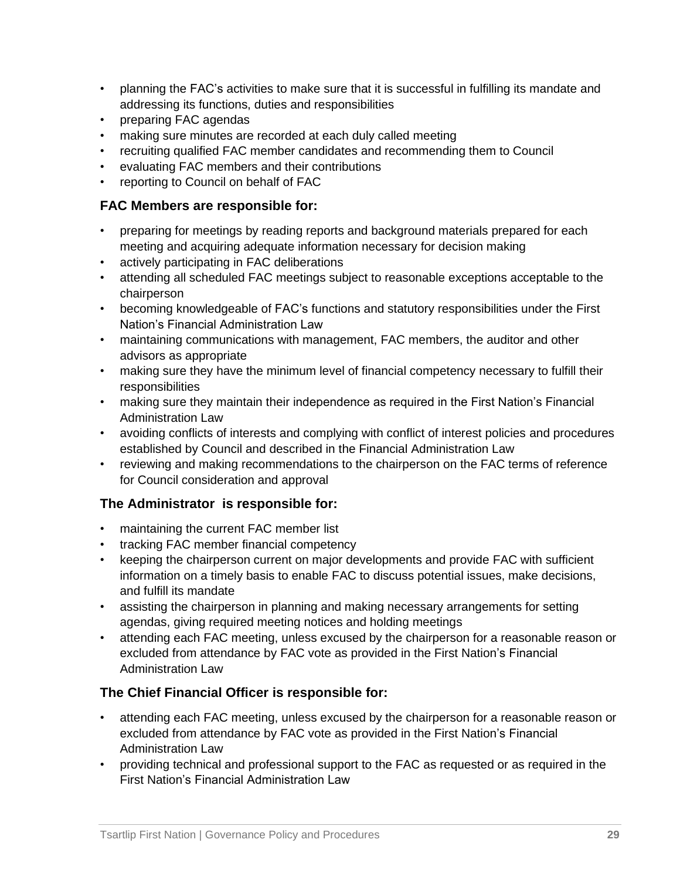- planning the FAC's activities to make sure that it is successful in fulfilling its mandate and addressing its functions, duties and responsibilities
- preparing FAC agendas
- making sure minutes are recorded at each duly called meeting
- recruiting qualified FAC member candidates and recommending them to Council
- evaluating FAC members and their contributions
- reporting to Council on behalf of FAC

### FAC Members are responsible for:

- preparing for meetings by reading reports and background materials prepared for each meeting and acquiring adequate information necessary for decision making
- actively participating in FAC deliberations
- attending all scheduled FAC meetings subject to reasonable exceptions acceptable to the chairperson
- becoming knowledgeable of FAC's functions and statutory responsibilities under the First Nation's Financial Administration Law
- maintaining communications with management, FAC members, the auditor and other advisors as appropriate
- making sure they have the minimum level of financial competency necessary to fulfill their responsibilities
- making sure they maintain their independence as required in the First Nation's Financial Administration Law
- avoiding conflicts of interests and complying with conflict of interest policies and procedures established by Council and described in the Financial Administration Law
- reviewing and making recommendations to the chairperson on the FAC terms of reference for Council consideration and approval

### The Administrator is responsible for:

- maintaining the current FAC member list
- tracking FAC member financial competency
- keeping the chairperson current on major developments and provide FAC with sufficient information on a timely basis to enable FAC to discuss potential issues, make decisions, and fulfill its mandate
- assisting the chairperson in planning and making necessary arrangements for setting agendas, giving required meeting notices and holding meetings
- attending each FAC meeting, unless excused by the chairperson for a reasonable reason or excluded from attendance by FAC vote as provided in the First Nation's Financial Administration Law

### The Chief Financial Officer is responsible for:

- attending each FAC meeting, unless excused by the chairperson for a reasonable reason or excluded from attendance by FAC vote as provided in the First Nation's Financial Administration Law
- providing technical and professional support to the FAC as requested or as required in the First Nation's Financial Administration Law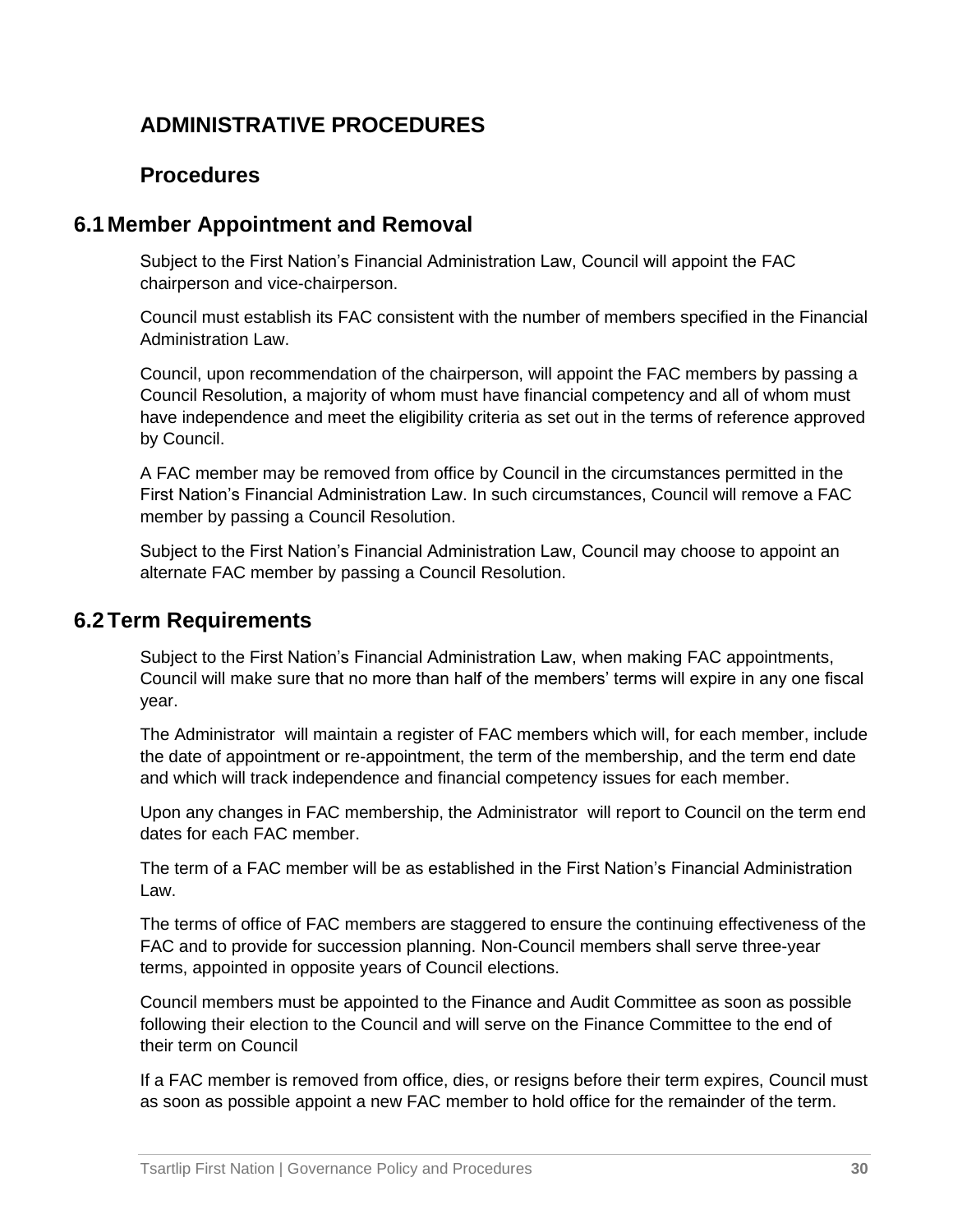## ADMINISTRATIVE PROCEDURES

### Procedures

## 6.1 Member Appointment and Removal

Subject to the First Nation's Financial Administration Law, Council will appoint the FAC chairperson and vice-chairperson.

Council must establish its FAC consistent with the number of members specified in the Financial Administration Law.

Council, upon recommendation of the chairperson, will appoint the FAC members by passing a Council Resolution, a majority of whom must have financial competency and all of whom must have independence and meet the eligibility criteria as set out in the terms of reference approved by Council.

A FAC member may be removed from office by Council in the circumstances permitted in the First Nation's Financial Administration Law. In such circumstances, Council will remove a FAC member by passing a Council Resolution.

Subject to the First Nation's Financial Administration Law, Council may choose to appoint an alternate FAC member by passing a Council Resolution.

## 6.2 Term Requirements

Subject to the First Nation's Financial Administration Law, when making FAC appointments, Council will make sure that no more than half of the members' terms will expire in any one fiscal year.

The Administrator will maintain a register of FAC members which will, for each member, include the date of appointment or re-appointment, the term of the membership, and the term end date and which will track independence and financial competency issues for each member.

Upon any changes in FAC membership, the Administrator will report to Council on the term end dates for each FAC member.

The term of a FAC member will be as established in the First Nation's Financial Administration Law.

The terms of office of FAC members are staggered to ensure the continuing effectiveness of the FAC and to provide for succession planning. Non-Council members shall serve three-year terms, appointed in opposite years of Council elections.

Council members must be appointed to the Finance and Audit Committee as soon as possible following their election to the Council and will serve on the Finance Committee to the end of their term on Council

If a FAC member is removed from office, dies, or resigns before their term expires, Council must as soon as possible appoint a new FAC member to hold office for the remainder of the term.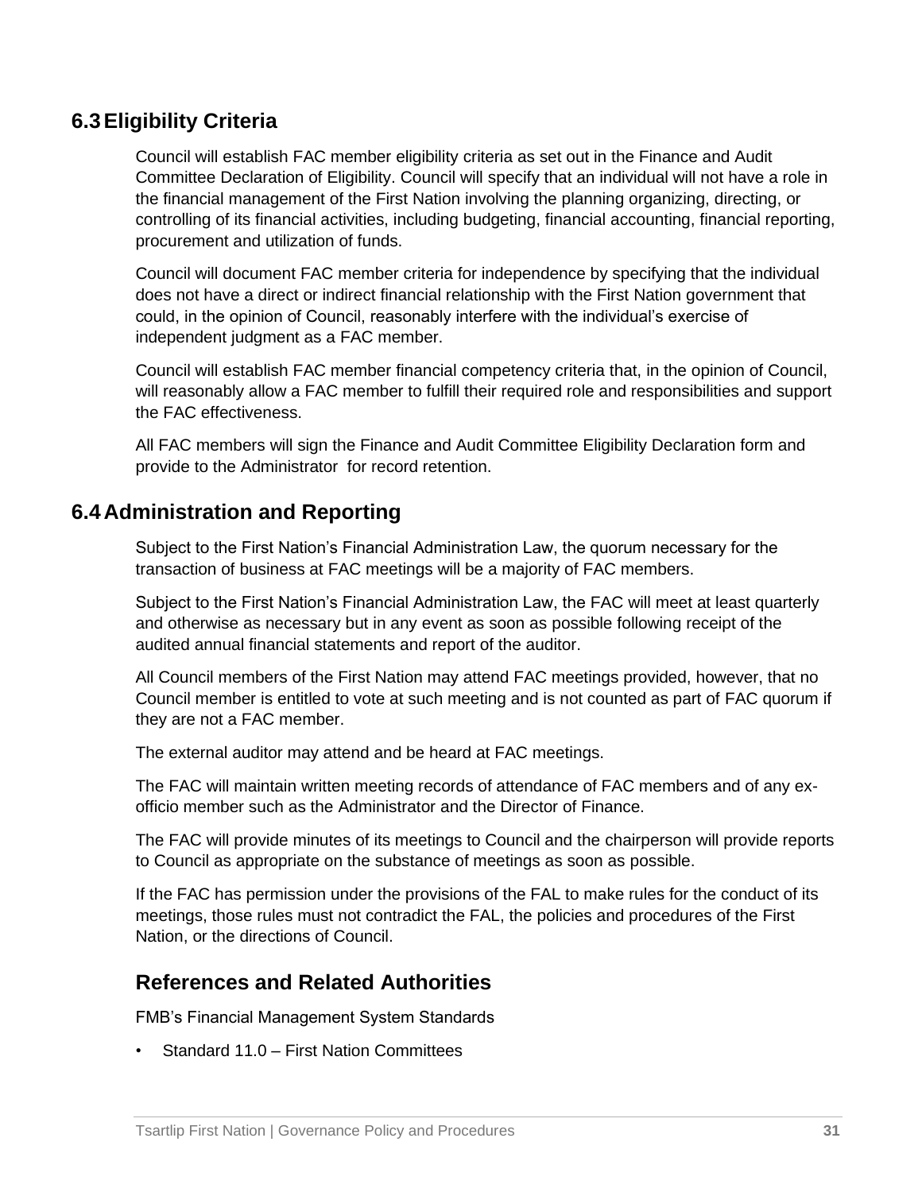## 6.3 Eligibility Criteria

Council will establish FAC member eligibility criteria as set out in the Finance and Audit Committee Declaration of Eligibility. Council will specify that an individual will not have a role in the financial management of the First Nation involving the planning organizing, directing, or controlling of its financial activities, including budgeting, financial accounting, financial reporting, procurement and utilization of funds.

Council will document FAC member criteria for independence by specifying that the individual does not have a direct or indirect financial relationship with the First Nation government that could, in the opinion of Council, reasonably interfere with the individual's exercise of independent judgment as a FAC member.

Council will establish FAC member financial competency criteria that, in the opinion of Council, will reasonably allow a FAC member to fulfill their required role and responsibilities and support the FAC effectiveness.

All FAC members will sign the Finance and Audit Committee Eligibility Declaration form and provide to the Administrator for record retention.

## 6.4 Administration and Reporting

Subject to the First Nation's Financial Administration Law, the quorum necessary for the transaction of business at FAC meetings will be a majority of FAC members.

Subject to the First Nation's Financial Administration Law, the FAC will meet at least quarterly and otherwise as necessary but in any event as soon as possible following receipt of the audited annual financial statements and report of the auditor.

All Council members of the First Nation may attend FAC meetings provided, however, that no Council member is entitled to vote at such meeting and is not counted as part of FAC quorum if they are not a FAC member.

The external auditor may attend and be heard at FAC meetings.

The FAC will maintain written meeting records of attendance of FAC members and of any ex-officio member such as the Administrator and the Director of Finance.

The FAC will provide minutes of its meetings to Council and the chairperson will provide reports to Council as appropriate on the substance of meetings as soon as possible.

If the FAC has permission under the provisions of the FAL to make rules for the conduct of its meetings, those rules must not contradict the FAL, the policies and procedures of the First Nation, or the directions of Council.

### References and Related Authorities

FMB's Financial Management System Standards

- Standard 11.0 – First Nation Committees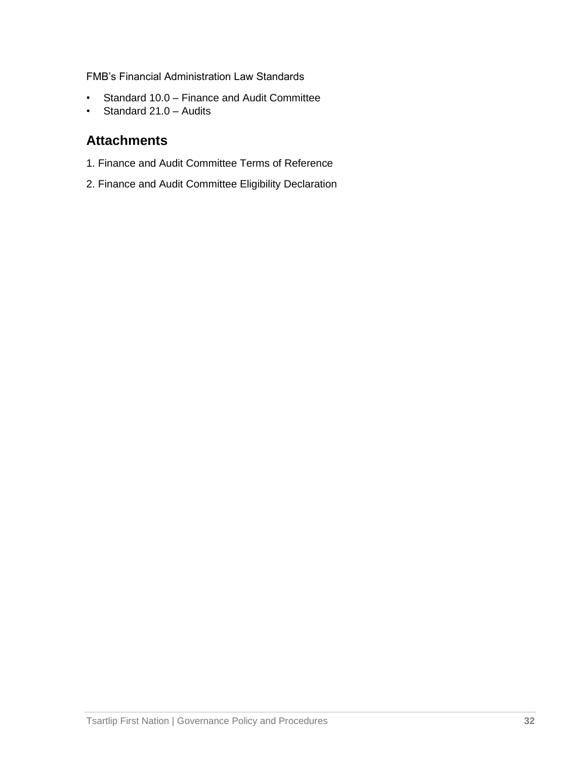FMB's Financial Administration Law Standards

- Standard 10.0 – Finance and Audit Committee
- Standard 21.0 – Audits

## Attachments

1. Finance and Audit Committee Terms of Reference

2. Finance and Audit Committee Eligibility Declaration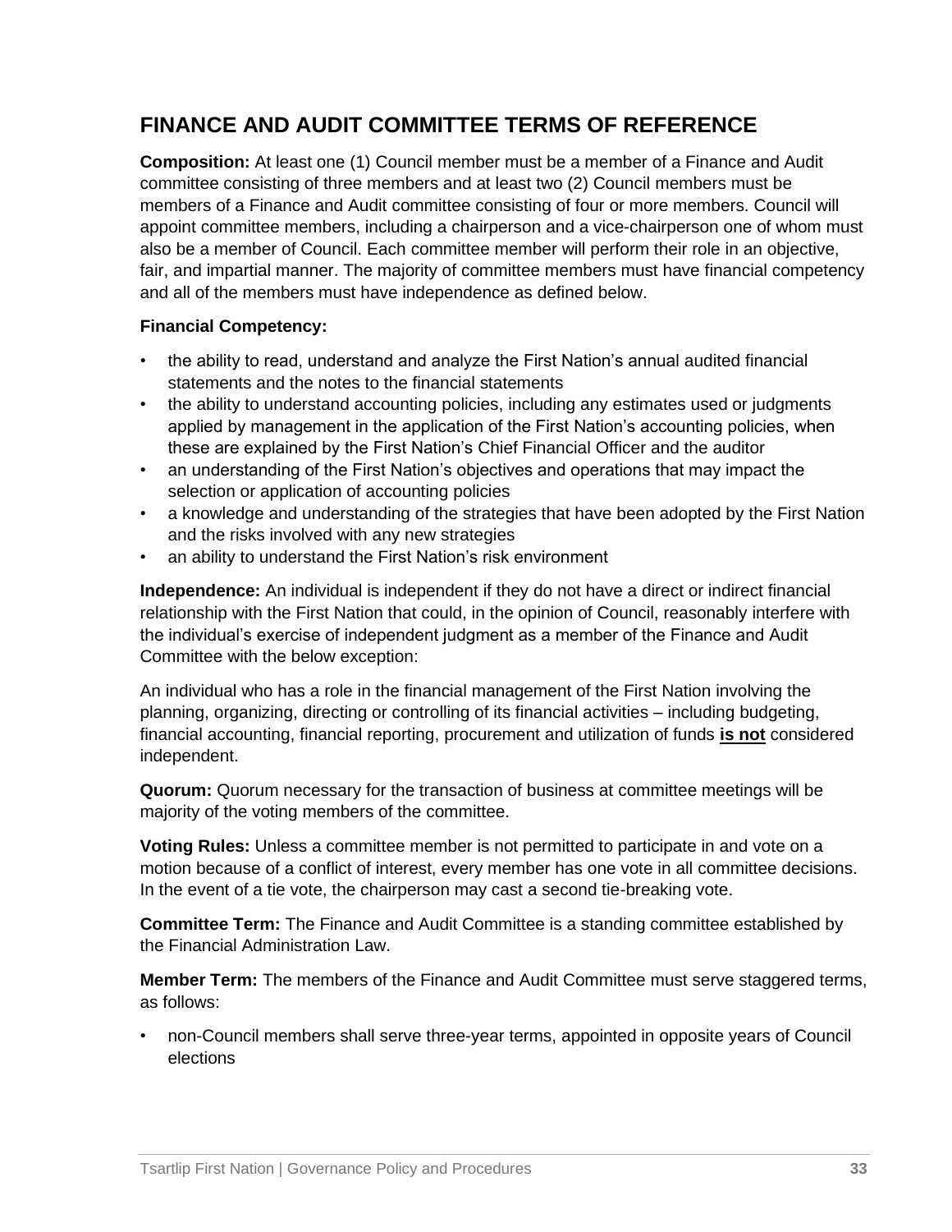## FINANCE AND AUDIT COMMITTEE TERMS OF REFERENCE

**Composition:** At least one (1) Council member must be a member of a Finance and Audit committee consisting of three members and at least two (2) Council members must be members of a Finance and Audit committee consisting of four or more members. Council will appoint committee members, including a chairperson and a vice-chairperson one of whom must also be a member of Council. Each committee member will perform their role in an objective, fair, and impartial manner. The majority of committee members must have financial competency and all of the members must have independence as defined below.

**Financial Competency:**

- the ability to read, understand and analyze the First Nation's annual audited financial statements and the notes to the financial statements
- the ability to understand accounting policies, including any estimates used or judgments applied by management in the application of the First Nation's accounting policies, when these are explained by the First Nation's Chief Financial Officer and the auditor
- an understanding of the First Nation's objectives and operations that may impact the selection or application of accounting policies
- a knowledge and understanding of the strategies that have been adopted by the First Nation and the risks involved with any new strategies
- an ability to understand the First Nation's risk environment

**Independence:** An individual is independent if they do not have a direct or indirect financial relationship with the First Nation that could, in the opinion of Council, reasonably interfere with the individual's exercise of independent judgment as a member of the Finance and Audit Committee with the below exception:

An individual who has a role in the financial management of the First Nation involving the planning, organizing, directing or controlling of its financial activities – including budgeting, financial accounting, financial reporting, procurement and utilization of funds **is not** considered independent.

**Quorum:** Quorum necessary for the transaction of business at committee meetings will be majority of the voting members of the committee.

**Voting Rules:** Unless a committee member is not permitted to participate in and vote on a motion because of a conflict of interest, every member has one vote in all committee decisions. In the event of a tie vote, the chairperson may cast a second tie-breaking vote.

**Committee Term:** The Finance and Audit Committee is a standing committee established by the Financial Administration Law.

**Member Term:** The members of the Finance and Audit Committee must serve staggered terms, as follows:

- non-Council members shall serve three-year terms, appointed in opposite years of Council elections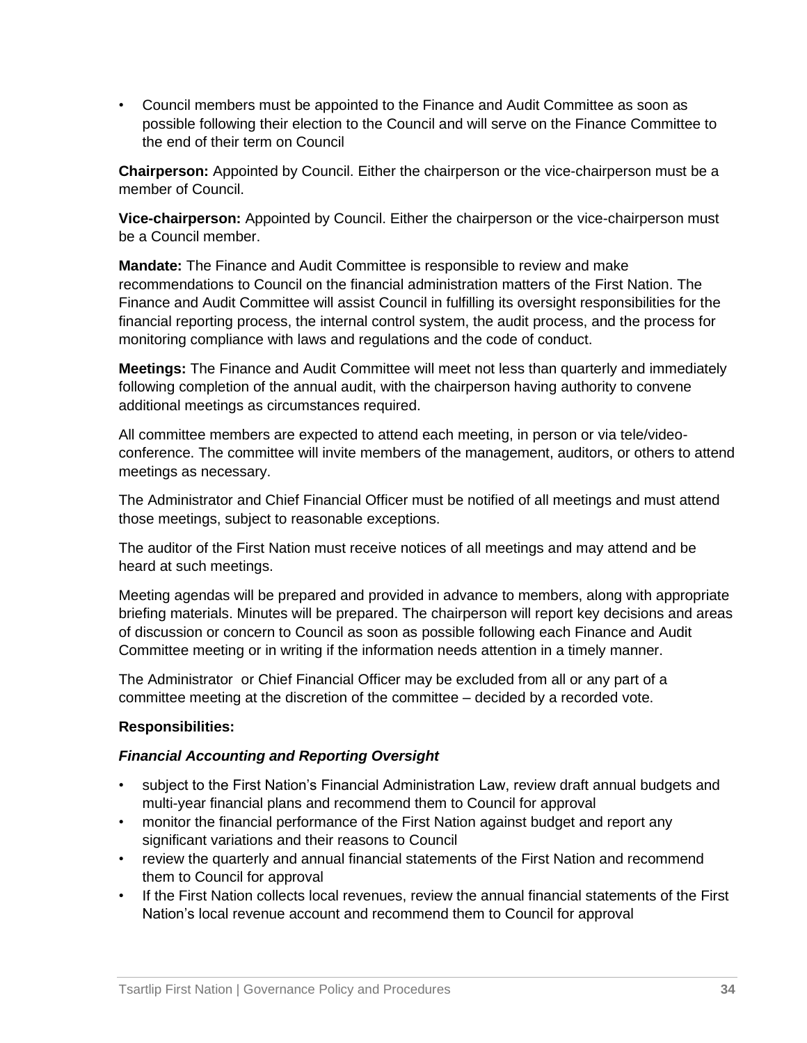- Council members must be appointed to the Finance and Audit Committee as soon as possible following their election to the Council and will serve on the Finance Committee to the end of their term on Council

**Chairperson:** Appointed by Council. Either the chairperson or the vice-chairperson must be a member of Council.

**Vice-chairperson:** Appointed by Council. Either the chairperson or the vice-chairperson must be a Council member.

**Mandate:** The Finance and Audit Committee is responsible to review and make recommendations to Council on the financial administration matters of the First Nation. The Finance and Audit Committee will assist Council in fulfilling its oversight responsibilities for the financial reporting process, the internal control system, the audit process, and the process for monitoring compliance with laws and regulations and the code of conduct.

**Meetings:** The Finance and Audit Committee will meet not less than quarterly and immediately following completion of the annual audit, with the chairperson having authority to convene additional meetings as circumstances required.

All committee members are expected to attend each meeting, in person or via tele/video-conference. The committee will invite members of the management, auditors, or others to attend meetings as necessary.

The Administrator and Chief Financial Officer must be notified of all meetings and must attend those meetings, subject to reasonable exceptions.

The auditor of the First Nation must receive notices of all meetings and may attend and be heard at such meetings.

Meeting agendas will be prepared and provided in advance to members, along with appropriate briefing materials. Minutes will be prepared. The chairperson will report key decisions and areas of discussion or concern to Council as soon as possible following each Finance and Audit Committee meeting or in writing if the information needs attention in a timely manner.

The Administrator or Chief Financial Officer may be excluded from all or any part of a committee meeting at the discretion of the committee – decided by a recorded vote.

**Responsibilities:**

***Financial Accounting and Reporting Oversight***

- subject to the First Nation's Financial Administration Law, review draft annual budgets and multi-year financial plans and recommend them to Council for approval
- monitor the financial performance of the First Nation against budget and report any significant variations and their reasons to Council
- review the quarterly and annual financial statements of the First Nation and recommend them to Council for approval
- If the First Nation collects local revenues, review the annual financial statements of the First Nation's local revenue account and recommend them to Council for approval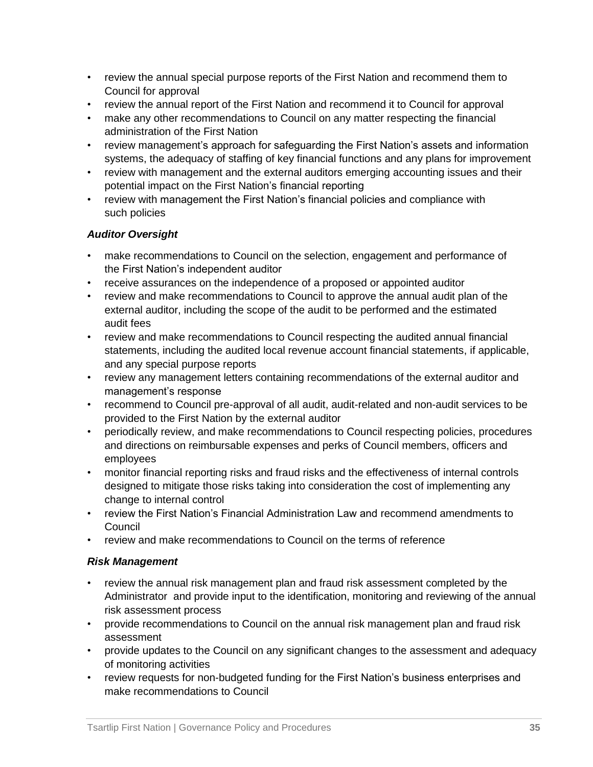- review the annual special purpose reports of the First Nation and recommend them to Council for approval
- review the annual report of the First Nation and recommend it to Council for approval
- make any other recommendations to Council on any matter respecting the financial administration of the First Nation
- review management's approach for safeguarding the First Nation's assets and information systems, the adequacy of staffing of key financial functions and any plans for improvement
- review with management and the external auditors emerging accounting issues and their potential impact on the First Nation's financial reporting
- review with management the First Nation's financial policies and compliance with such policies

***Auditor Oversight***

- make recommendations to Council on the selection, engagement and performance of the First Nation's independent auditor
- receive assurances on the independence of a proposed or appointed auditor
- review and make recommendations to Council to approve the annual audit plan of the external auditor, including the scope of the audit to be performed and the estimated audit fees
- review and make recommendations to Council respecting the audited annual financial statements, including the audited local revenue account financial statements, if applicable, and any special purpose reports
- review any management letters containing recommendations of the external auditor and management's response
- recommend to Council pre-approval of all audit, audit-related and non-audit services to be provided to the First Nation by the external auditor
- periodically review, and make recommendations to Council respecting policies, procedures and directions on reimbursable expenses and perks of Council members, officers and employees
- monitor financial reporting risks and fraud risks and the effectiveness of internal controls designed to mitigate those risks taking into consideration the cost of implementing any change to internal control
- review the First Nation's Financial Administration Law and recommend amendments to Council
- review and make recommendations to Council on the terms of reference

***Risk Management***

- review the annual risk management plan and fraud risk assessment completed by the Administrator and provide input to the identification, monitoring and reviewing of the annual risk assessment process
- provide recommendations to Council on the annual risk management plan and fraud risk assessment
- provide updates to the Council on any significant changes to the assessment and adequacy of monitoring activities
- review requests for non-budgeted funding for the First Nation's business enterprises and make recommendations to Council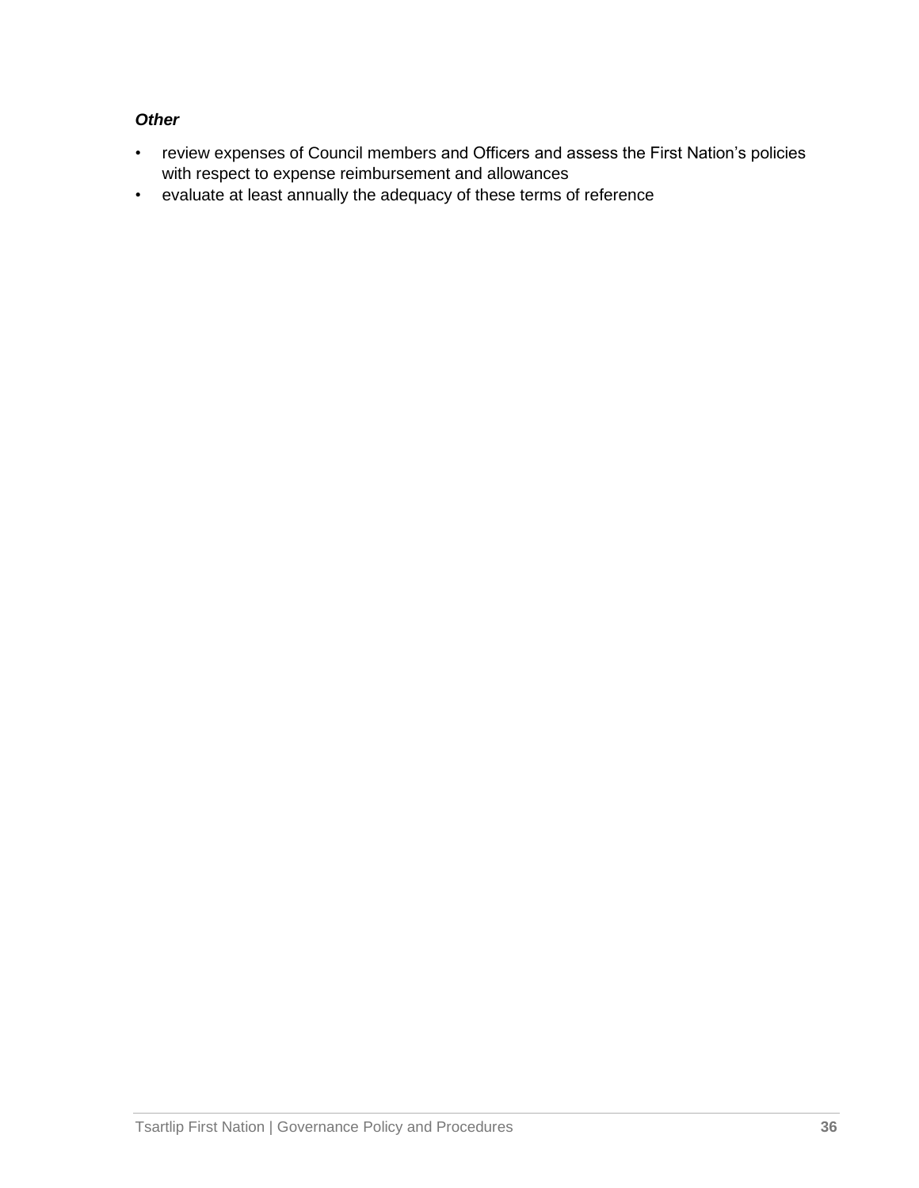***Other***

- review expenses of Council members and Officers and assess the First Nation's policies with respect to expense reimbursement and allowances
- evaluate at least annually the adequacy of these terms of reference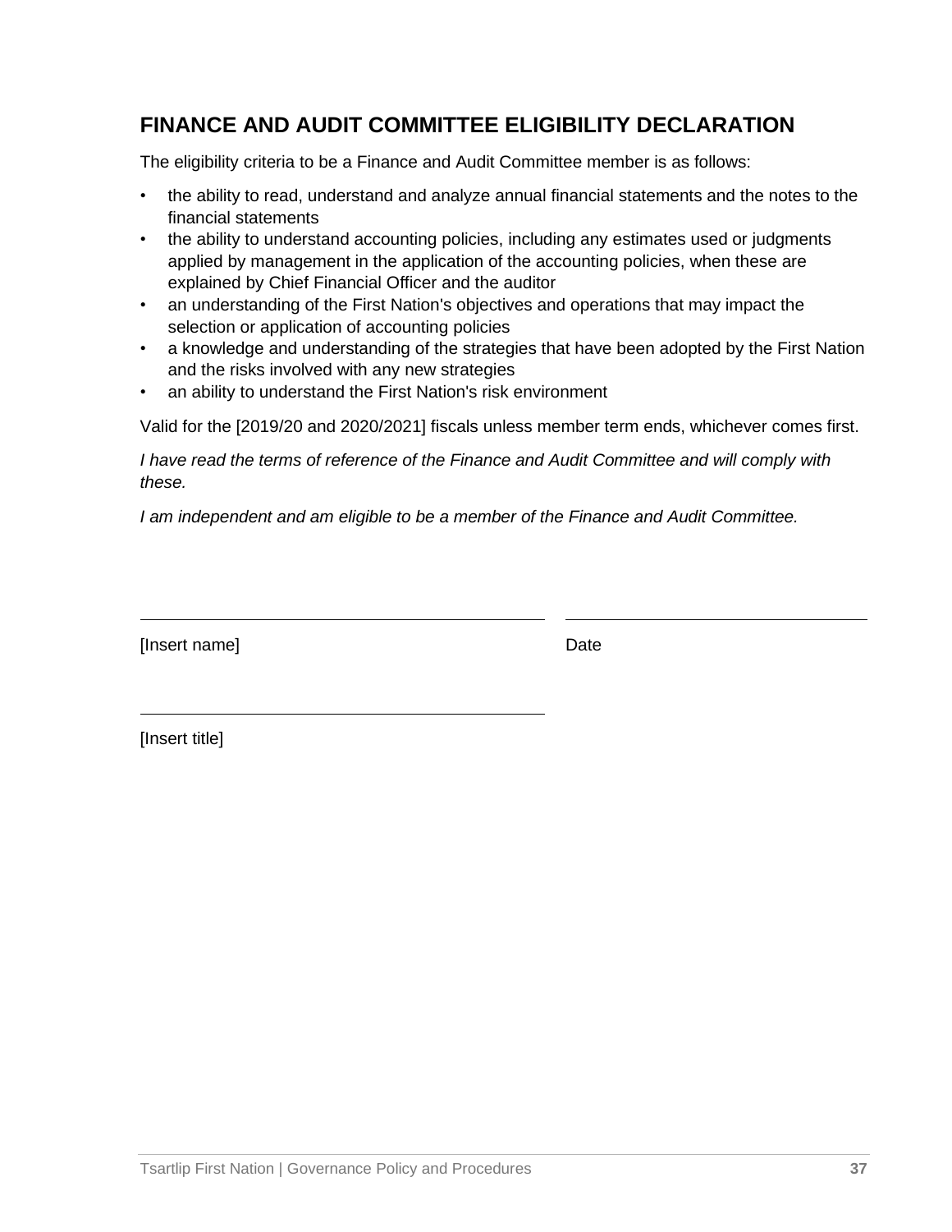## FINANCE AND AUDIT COMMITTEE ELIGIBILITY DECLARATION

The eligibility criteria to be a Finance and Audit Committee member is as follows:

- the ability to read, understand and analyze annual financial statements and the notes to the financial statements
- the ability to understand accounting policies, including any estimates used or judgments applied by management in the application of the accounting policies, when these are explained by Chief Financial Officer and the auditor
- an understanding of the First Nation's objectives and operations that may impact the selection or application of accounting policies
- a knowledge and understanding of the strategies that have been adopted by the First Nation and the risks involved with any new strategies
- an ability to understand the First Nation's risk environment

Valid for the [2019/20 and 2020/2021] fiscals unless member term ends, whichever comes first.

*I have read the terms of reference of the Finance and Audit Committee and will comply with these.*

*I am independent and am eligible to be a member of the Finance and Audit Committee.*

\_\_\_\_\_\_\_\_\_\_\_\_\_\_\_\_\_\_\_\_\_\_\_\_\_\_\_\_\_\_\_\_\_\_\_\_\_\_\_\_ \_\_\_\_\_\_\_\_\_\_\_\_\_\_\_\_\_\_\_\_\_\_\_\_\_\_\_\_\_\_\_\_

[Insert name] Date

\_\_\_\_\_\_\_\_\_\_\_\_\_\_\_\_\_\_\_\_\_\_\_\_\_\_\_\_\_\_\_\_\_\_\_\_\_\_\_\_

[Insert title]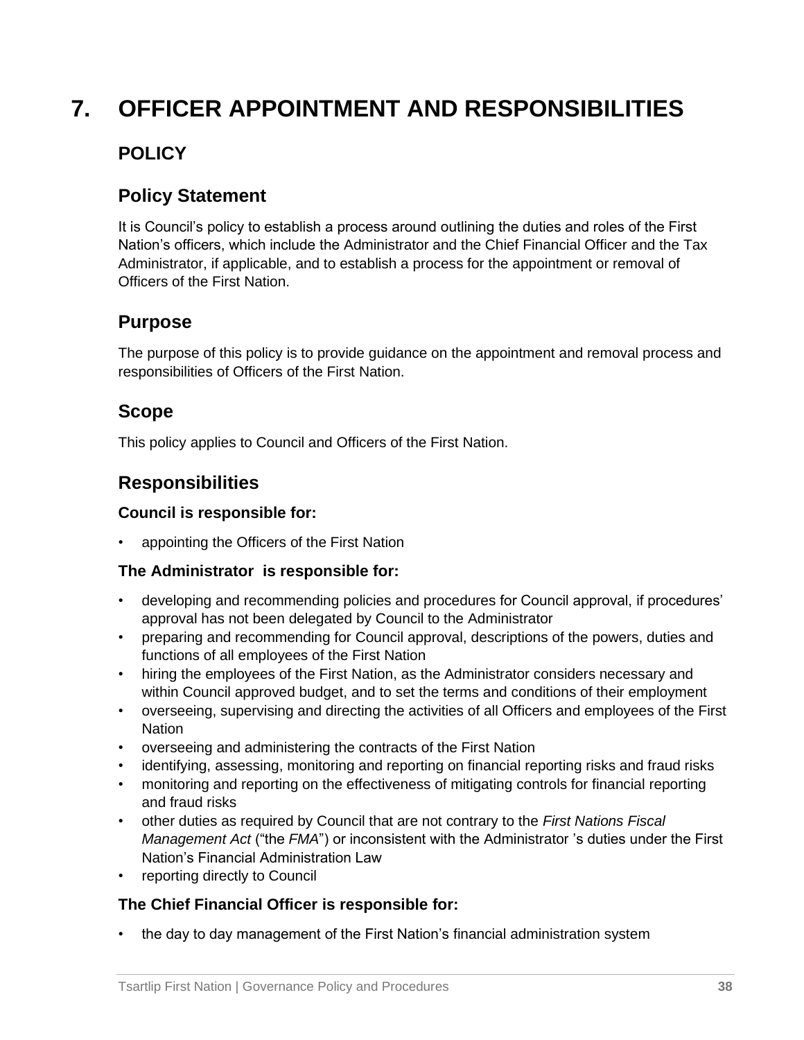# 7. OFFICER APPOINTMENT AND RESPONSIBILITIES

## POLICY

### Policy Statement

It is Council's policy to establish a process around outlining the duties and roles of the First Nation's officers, which include the Administrator and the Chief Financial Officer and the Tax Administrator, if applicable, and to establish a process for the appointment or removal of Officers of the First Nation.

### Purpose

The purpose of this policy is to provide guidance on the appointment and removal process and responsibilities of Officers of the First Nation.

### Scope

This policy applies to Council and Officers of the First Nation.

### Responsibilities

**Council is responsible for:**

- appointing the Officers of the First Nation

**The Administrator is responsible for:**

- developing and recommending policies and procedures for Council approval, if procedures' approval has not been delegated by Council to the Administrator
- preparing and recommending for Council approval, descriptions of the powers, duties and functions of all employees of the First Nation
- hiring the employees of the First Nation, as the Administrator considers necessary and within Council approved budget, and to set the terms and conditions of their employment
- overseeing, supervising and directing the activities of all Officers and employees of the First Nation
- overseeing and administering the contracts of the First Nation
- identifying, assessing, monitoring and reporting on financial reporting risks and fraud risks
- monitoring and reporting on the effectiveness of mitigating controls for financial reporting and fraud risks
- other duties as required by Council that are not contrary to the *First Nations Fiscal Management Act* ("the *FMA*") or inconsistent with the Administrator 's duties under the First Nation's Financial Administration Law
- reporting directly to Council

**The Chief Financial Officer is responsible for:**

- the day to day management of the First Nation's financial administration system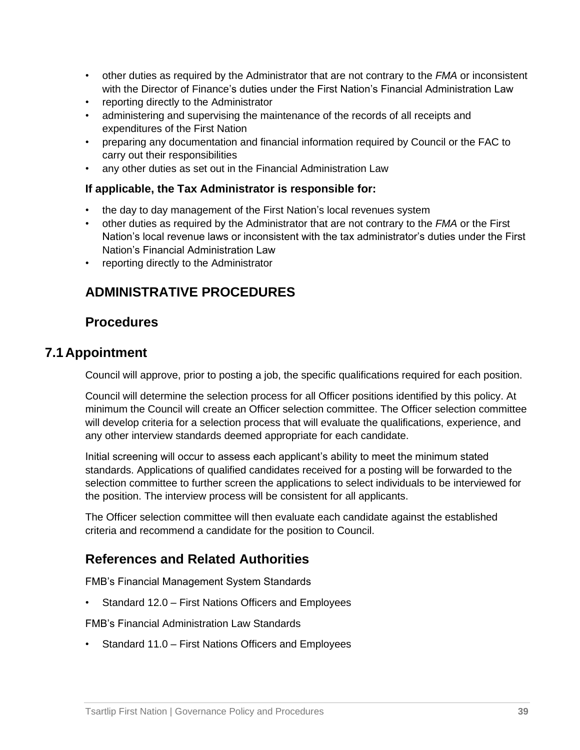- other duties as required by the Administrator that are not contrary to the *FMA* or inconsistent with the Director of Finance's duties under the First Nation's Financial Administration Law
- reporting directly to the Administrator
- administering and supervising the maintenance of the records of all receipts and expenditures of the First Nation
- preparing any documentation and financial information required by Council or the FAC to carry out their responsibilities
- any other duties as set out in the Financial Administration Law

**If applicable, the Tax Administrator is responsible for:**

- the day to day management of the First Nation's local revenues system
- other duties as required by the Administrator that are not contrary to the *FMA* or the First Nation's local revenue laws or inconsistent with the tax administrator's duties under the First Nation's Financial Administration Law
- reporting directly to the Administrator

## ADMINISTRATIVE PROCEDURES

## Procedures

## 7.1 Appointment

Council will approve, prior to posting a job, the specific qualifications required for each position.

Council will determine the selection process for all Officer positions identified by this policy. At minimum the Council will create an Officer selection committee. The Officer selection committee will develop criteria for a selection process that will evaluate the qualifications, experience, and any other interview standards deemed appropriate for each candidate.

Initial screening will occur to assess each applicant's ability to meet the minimum stated standards. Applications of qualified candidates received for a posting will be forwarded to the selection committee to further screen the applications to select individuals to be interviewed for the position. The interview process will be consistent for all applicants.

The Officer selection committee will then evaluate each candidate against the established criteria and recommend a candidate for the position to Council.

## References and Related Authorities

FMB's Financial Management System Standards

- Standard 12.0 – First Nations Officers and Employees

FMB's Financial Administration Law Standards

- Standard 11.0 – First Nations Officers and Employees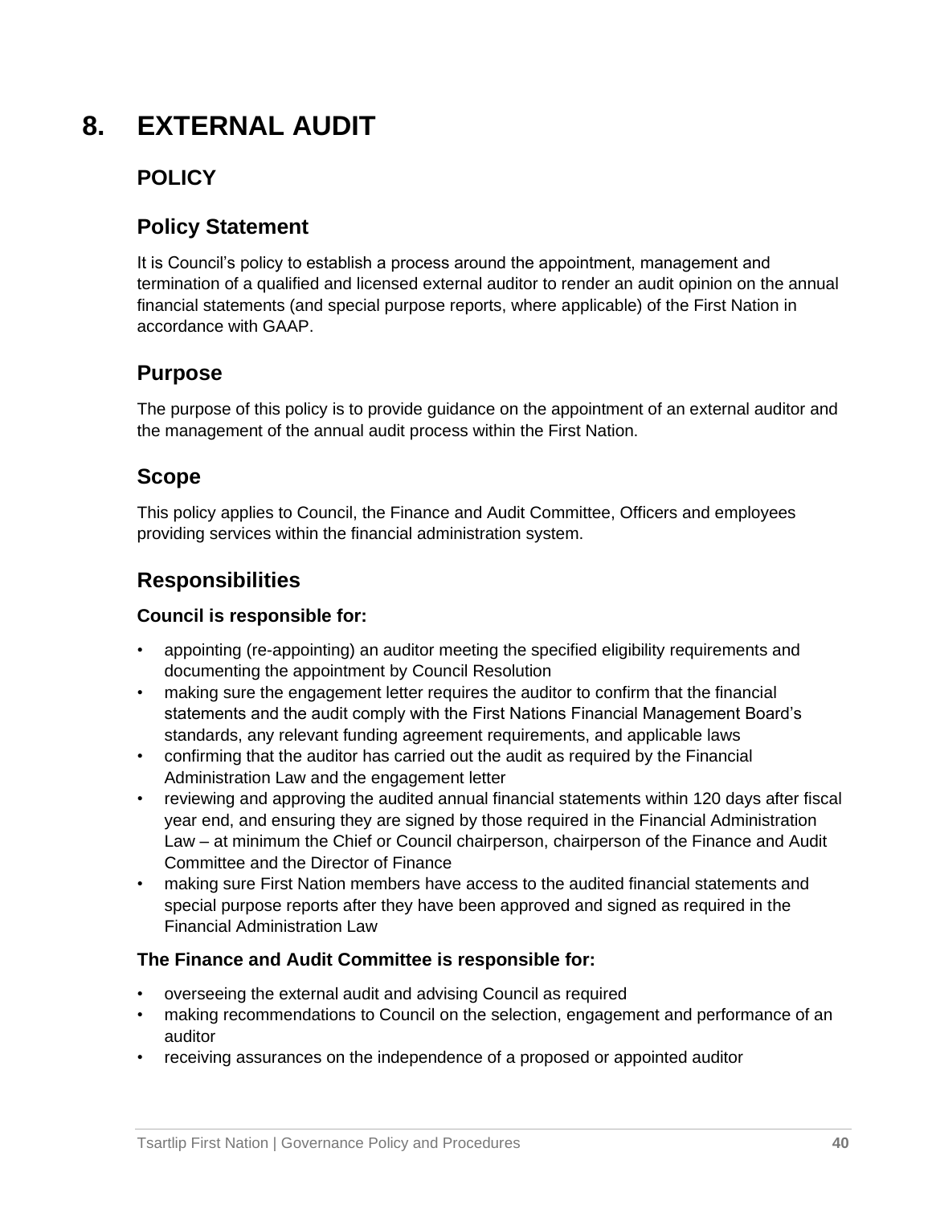# 8. EXTERNAL AUDIT

## POLICY

### Policy Statement

It is Council's policy to establish a process around the appointment, management and termination of a qualified and licensed external auditor to render an audit opinion on the annual financial statements (and special purpose reports, where applicable) of the First Nation in accordance with GAAP.

### Purpose

The purpose of this policy is to provide guidance on the appointment of an external auditor and the management of the annual audit process within the First Nation.

### Scope

This policy applies to Council, the Finance and Audit Committee, Officers and employees providing services within the financial administration system.

### Responsibilities

**Council is responsible for:**

- appointing (re-appointing) an auditor meeting the specified eligibility requirements and documenting the appointment by Council Resolution
- making sure the engagement letter requires the auditor to confirm that the financial statements and the audit comply with the First Nations Financial Management Board's standards, any relevant funding agreement requirements, and applicable laws
- confirming that the auditor has carried out the audit as required by the Financial Administration Law and the engagement letter
- reviewing and approving the audited annual financial statements within 120 days after fiscal year end, and ensuring they are signed by those required in the Financial Administration Law – at minimum the Chief or Council chairperson, chairperson of the Finance and Audit Committee and the Director of Finance
- making sure First Nation members have access to the audited financial statements and special purpose reports after they have been approved and signed as required in the Financial Administration Law

**The Finance and Audit Committee is responsible for:**

- overseeing the external audit and advising Council as required
- making recommendations to Council on the selection, engagement and performance of an auditor
- receiving assurances on the independence of a proposed or appointed auditor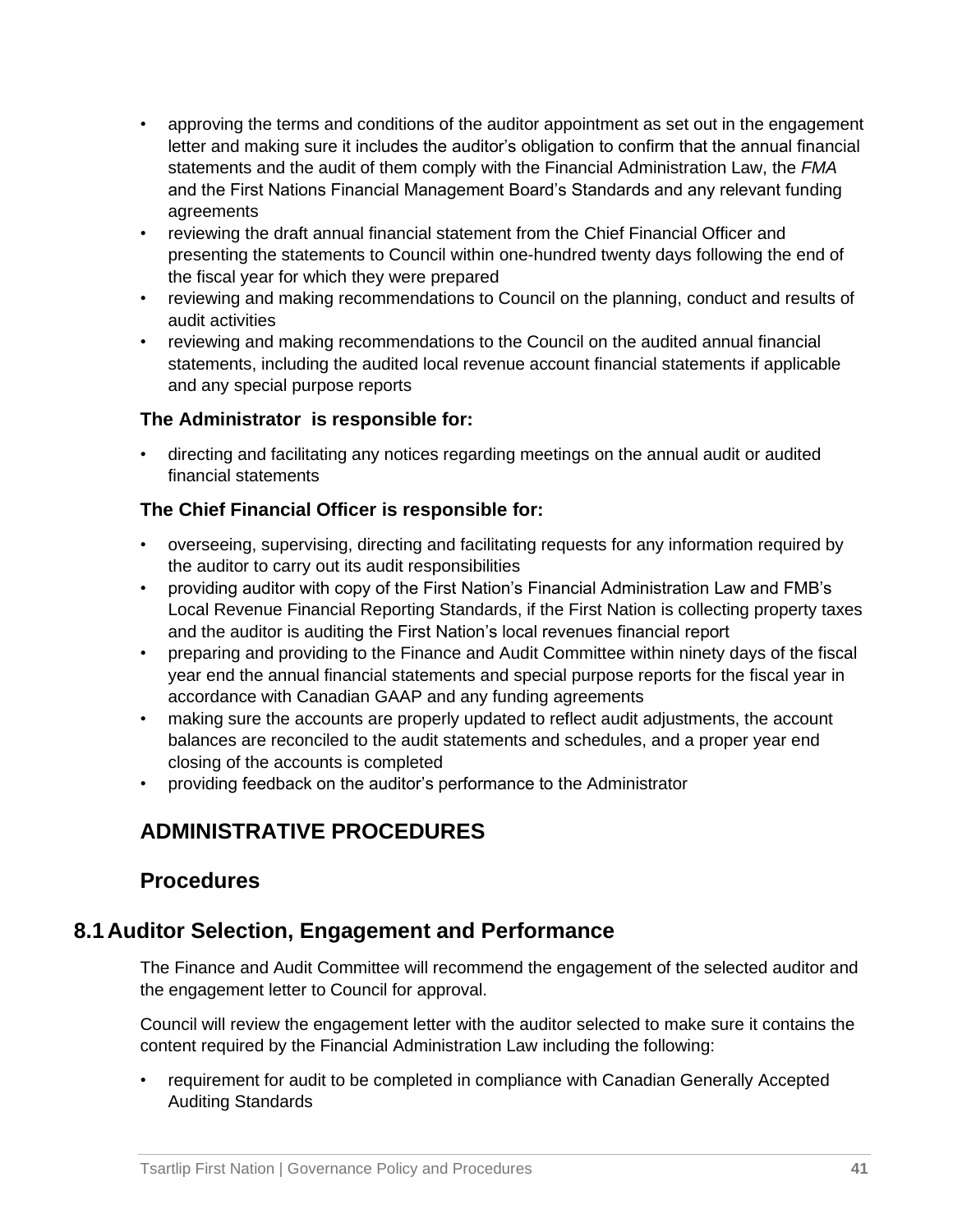- approving the terms and conditions of the auditor appointment as set out in the engagement letter and making sure it includes the auditor's obligation to confirm that the annual financial statements and the audit of them comply with the Financial Administration Law, the *FMA* and the First Nations Financial Management Board's Standards and any relevant funding agreements
- reviewing the draft annual financial statement from the Chief Financial Officer and presenting the statements to Council within one-hundred twenty days following the end of the fiscal year for which they were prepared
- reviewing and making recommendations to Council on the planning, conduct and results of audit activities
- reviewing and making recommendations to the Council on the audited annual financial statements, including the audited local revenue account financial statements if applicable and any special purpose reports

**The Administrator is responsible for:**

- directing and facilitating any notices regarding meetings on the annual audit or audited financial statements

**The Chief Financial Officer is responsible for:**

- overseeing, supervising, directing and facilitating requests for any information required by the auditor to carry out its audit responsibilities
- providing auditor with copy of the First Nation's Financial Administration Law and FMB's Local Revenue Financial Reporting Standards, if the First Nation is collecting property taxes and the auditor is auditing the First Nation's local revenues financial report
- preparing and providing to the Finance and Audit Committee within ninety days of the fiscal year end the annual financial statements and special purpose reports for the fiscal year in accordance with Canadian GAAP and any funding agreements
- making sure the accounts are properly updated to reflect audit adjustments, the account balances are reconciled to the audit statements and schedules, and a proper year end closing of the accounts is completed
- providing feedback on the auditor's performance to the Administrator

## ADMINISTRATIVE PROCEDURES

## Procedures

## 8.1 Auditor Selection, Engagement and Performance

The Finance and Audit Committee will recommend the engagement of the selected auditor and the engagement letter to Council for approval.

Council will review the engagement letter with the auditor selected to make sure it contains the content required by the Financial Administration Law including the following:

- requirement for audit to be completed in compliance with Canadian Generally Accepted Auditing Standards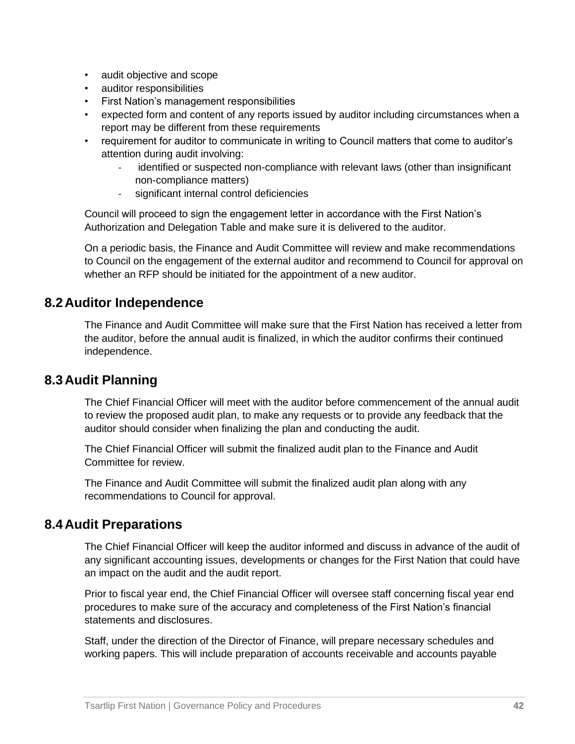- audit objective and scope
- auditor responsibilities
- First Nation's management responsibilities
- expected form and content of any reports issued by auditor including circumstances when a report may be different from these requirements
- requirement for auditor to communicate in writing to Council matters that come to auditor's attention during audit involving:
    - identified or suspected non-compliance with relevant laws (other than insignificant non-compliance matters)
    - significant internal control deficiencies

Council will proceed to sign the engagement letter in accordance with the First Nation's Authorization and Delegation Table and make sure it is delivered to the auditor.

On a periodic basis, the Finance and Audit Committee will review and make recommendations to Council on the engagement of the external auditor and recommend to Council for approval on whether an RFP should be initiated for the appointment of a new auditor.

## 8.2 Auditor Independence

The Finance and Audit Committee will make sure that the First Nation has received a letter from the auditor, before the annual audit is finalized, in which the auditor confirms their continued independence.

## 8.3 Audit Planning

The Chief Financial Officer will meet with the auditor before commencement of the annual audit to review the proposed audit plan, to make any requests or to provide any feedback that the auditor should consider when finalizing the plan and conducting the audit.

The Chief Financial Officer will submit the finalized audit plan to the Finance and Audit Committee for review.

The Finance and Audit Committee will submit the finalized audit plan along with any recommendations to Council for approval.

## 8.4 Audit Preparations

The Chief Financial Officer will keep the auditor informed and discuss in advance of the audit of any significant accounting issues, developments or changes for the First Nation that could have an impact on the audit and the audit report.

Prior to fiscal year end, the Chief Financial Officer will oversee staff concerning fiscal year end procedures to make sure of the accuracy and completeness of the First Nation's financial statements and disclosures.

Staff, under the direction of the Director of Finance, will prepare necessary schedules and working papers. This will include preparation of accounts receivable and accounts payable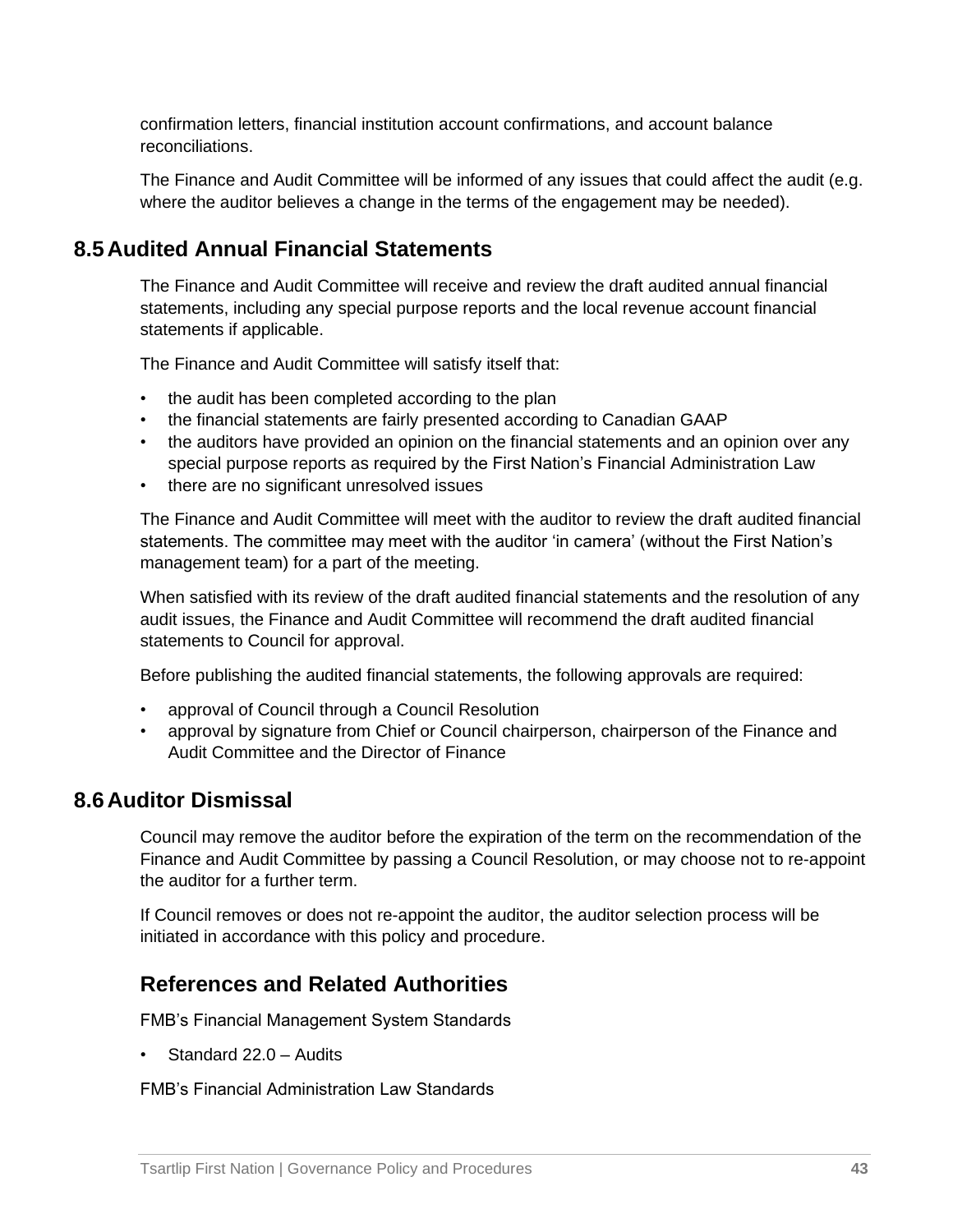confirmation letters, financial institution account confirmations, and account balance reconciliations.

The Finance and Audit Committee will be informed of any issues that could affect the audit (e.g. where the auditor believes a change in the terms of the engagement may be needed).

## 8.5 Audited Annual Financial Statements

The Finance and Audit Committee will receive and review the draft audited annual financial statements, including any special purpose reports and the local revenue account financial statements if applicable.

The Finance and Audit Committee will satisfy itself that:

- the audit has been completed according to the plan
- the financial statements are fairly presented according to Canadian GAAP
- the auditors have provided an opinion on the financial statements and an opinion over any special purpose reports as required by the First Nation's Financial Administration Law
- there are no significant unresolved issues

The Finance and Audit Committee will meet with the auditor to review the draft audited financial statements. The committee may meet with the auditor 'in camera' (without the First Nation's management team) for a part of the meeting.

When satisfied with its review of the draft audited financial statements and the resolution of any audit issues, the Finance and Audit Committee will recommend the draft audited financial statements to Council for approval.

Before publishing the audited financial statements, the following approvals are required:

- approval of Council through a Council Resolution
- approval by signature from Chief or Council chairperson, chairperson of the Finance and Audit Committee and the Director of Finance

## 8.6 Auditor Dismissal

Council may remove the auditor before the expiration of the term on the recommendation of the Finance and Audit Committee by passing a Council Resolution, or may choose not to re-appoint the auditor for a further term.

If Council removes or does not re-appoint the auditor, the auditor selection process will be initiated in accordance with this policy and procedure.

### References and Related Authorities

FMB's Financial Management System Standards

- Standard 22.0 – Audits

FMB's Financial Administration Law Standards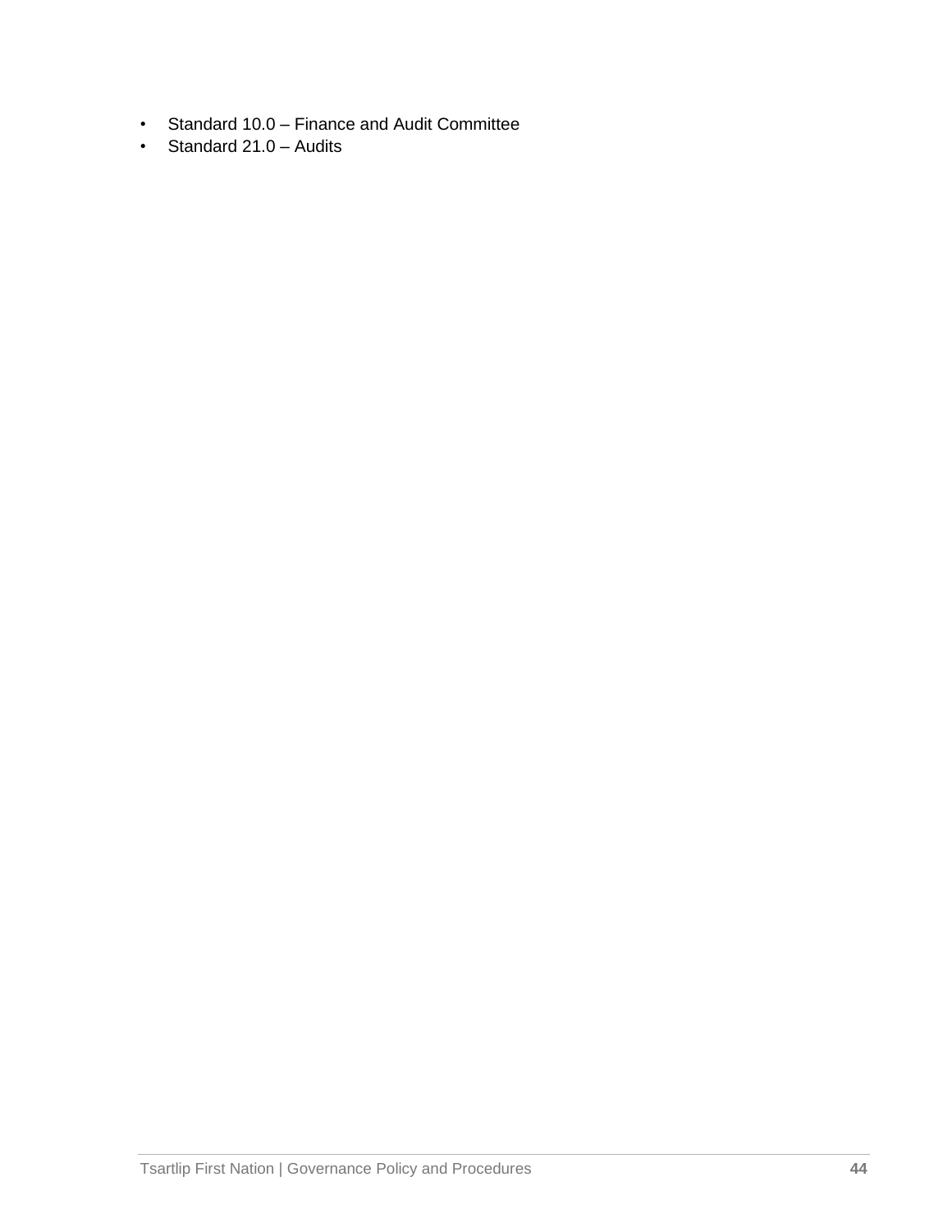- Standard 10.0 – Finance and Audit Committee
- Standard 21.0 – Audits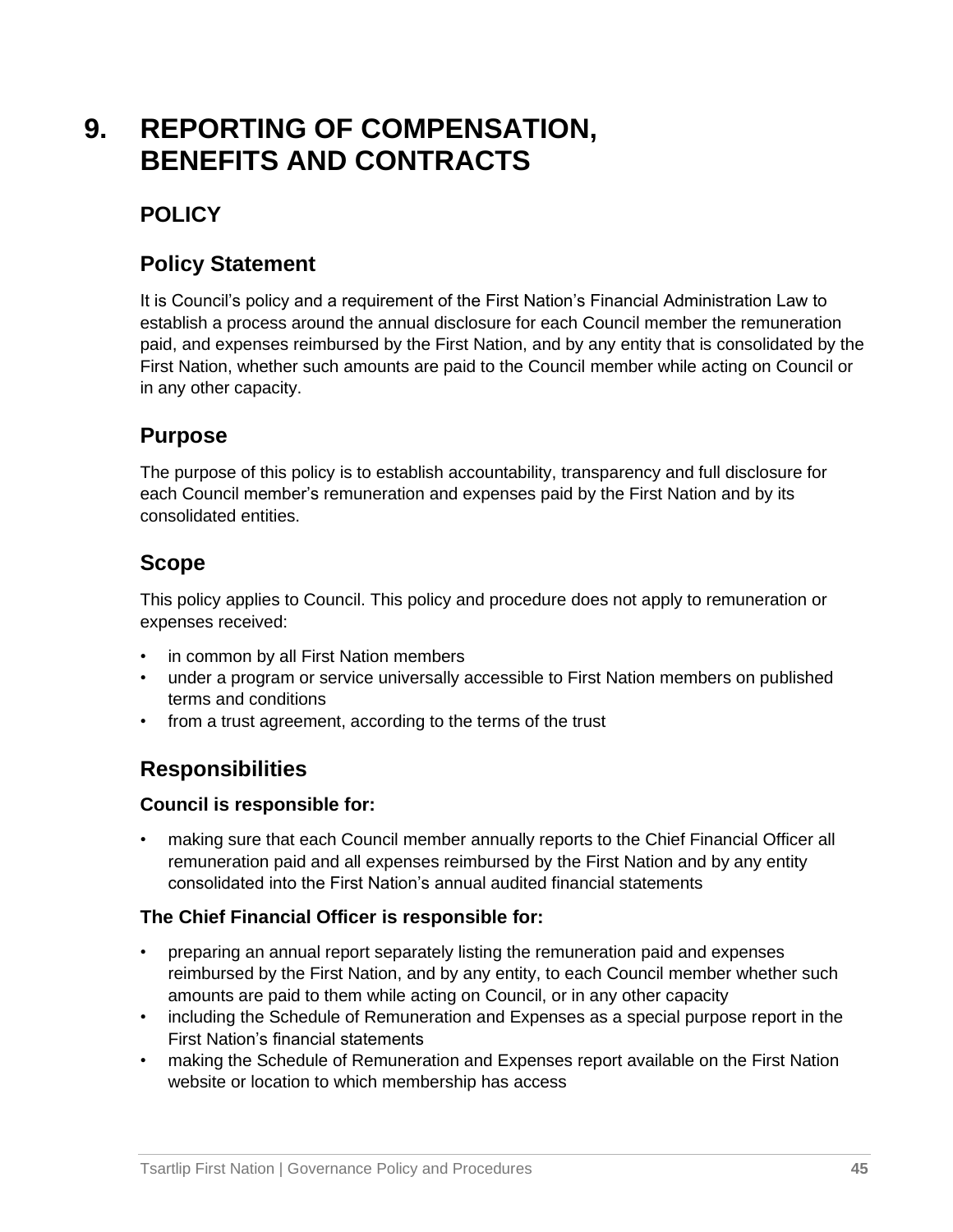# 9. REPORTING OF COMPENSATION, BENEFITS AND CONTRACTS

## POLICY

### Policy Statement

It is Council's policy and a requirement of the First Nation's Financial Administration Law to establish a process around the annual disclosure for each Council member the remuneration paid, and expenses reimbursed by the First Nation, and by any entity that is consolidated by the First Nation, whether such amounts are paid to the Council member while acting on Council or in any other capacity.

### Purpose

The purpose of this policy is to establish accountability, transparency and full disclosure for each Council member's remuneration and expenses paid by the First Nation and by its consolidated entities.

### Scope

This policy applies to Council. This policy and procedure does not apply to remuneration or expenses received:

- in common by all First Nation members
- under a program or service universally accessible to First Nation members on published terms and conditions
- from a trust agreement, according to the terms of the trust

### Responsibilities

**Council is responsible for:**

- making sure that each Council member annually reports to the Chief Financial Officer all remuneration paid and all expenses reimbursed by the First Nation and by any entity consolidated into the First Nation's annual audited financial statements

**The Chief Financial Officer is responsible for:**

- preparing an annual report separately listing the remuneration paid and expenses reimbursed by the First Nation, and by any entity, to each Council member whether such amounts are paid to them while acting on Council, or in any other capacity
- including the Schedule of Remuneration and Expenses as a special purpose report in the First Nation's financial statements
- making the Schedule of Remuneration and Expenses report available on the First Nation website or location to which membership has access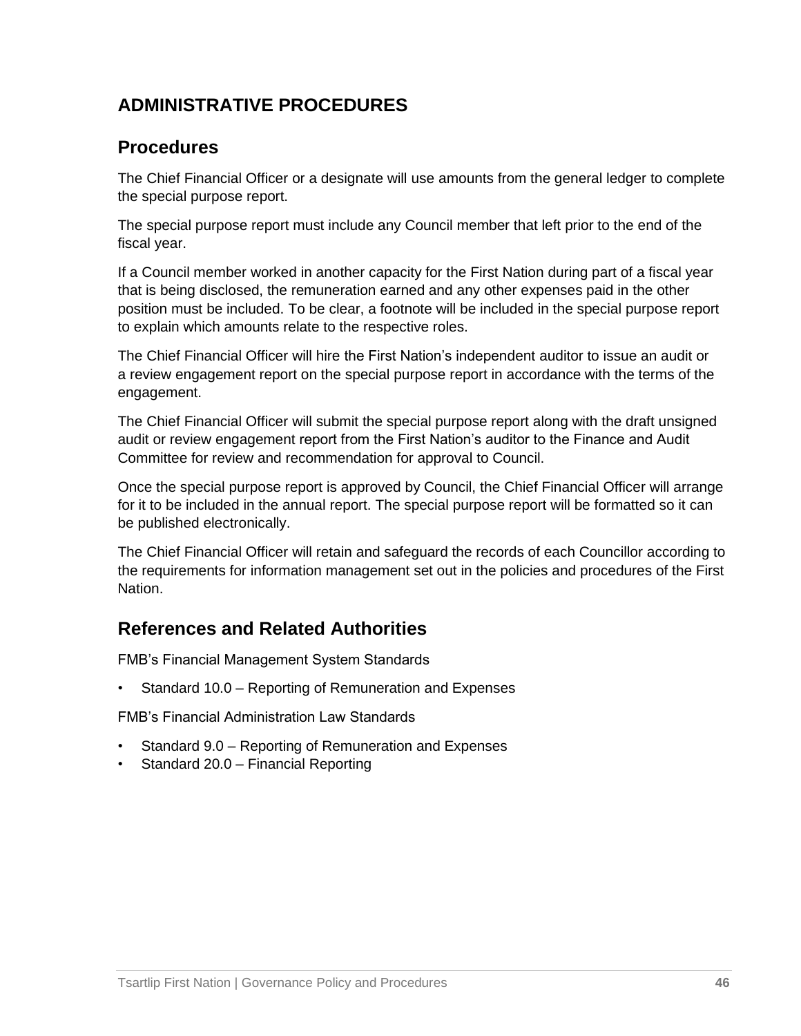# ADMINISTRATIVE PROCEDURES

## Procedures

The Chief Financial Officer or a designate will use amounts from the general ledger to complete the special purpose report.

The special purpose report must include any Council member that left prior to the end of the fiscal year.

If a Council member worked in another capacity for the First Nation during part of a fiscal year that is being disclosed, the remuneration earned and any other expenses paid in the other position must be included. To be clear, a footnote will be included in the special purpose report to explain which amounts relate to the respective roles.

The Chief Financial Officer will hire the First Nation's independent auditor to issue an audit or a review engagement report on the special purpose report in accordance with the terms of the engagement.

The Chief Financial Officer will submit the special purpose report along with the draft unsigned audit or review engagement report from the First Nation's auditor to the Finance and Audit Committee for review and recommendation for approval to Council.

Once the special purpose report is approved by Council, the Chief Financial Officer will arrange for it to be included in the annual report. The special purpose report will be formatted so it can be published electronically.

The Chief Financial Officer will retain and safeguard the records of each Councillor according to the requirements for information management set out in the policies and procedures of the First Nation.

## References and Related Authorities

FMB's Financial Management System Standards

- Standard 10.0 – Reporting of Remuneration and Expenses

FMB's Financial Administration Law Standards

- Standard 9.0 – Reporting of Remuneration and Expenses
- Standard 20.0 – Financial Reporting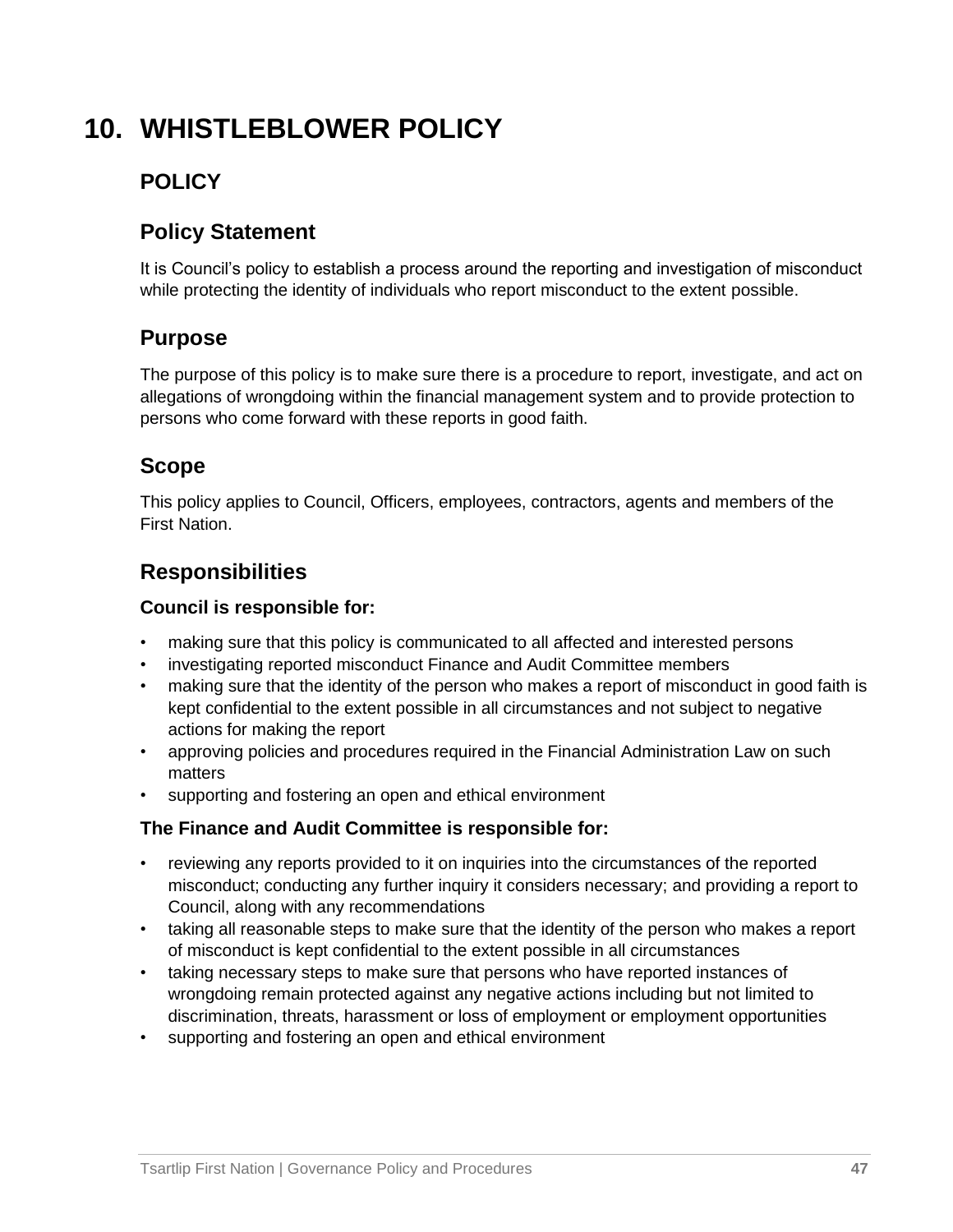# 10. WHISTLEBLOWER POLICY

## POLICY

### Policy Statement

It is Council's policy to establish a process around the reporting and investigation of misconduct while protecting the identity of individuals who report misconduct to the extent possible.

### Purpose

The purpose of this policy is to make sure there is a procedure to report, investigate, and act on allegations of wrongdoing within the financial management system and to provide protection to persons who come forward with these reports in good faith.

### Scope

This policy applies to Council, Officers, employees, contractors, agents and members of the First Nation.

### Responsibilities

**Council is responsible for:**

- making sure that this policy is communicated to all affected and interested persons
- investigating reported misconduct Finance and Audit Committee members
- making sure that the identity of the person who makes a report of misconduct in good faith is kept confidential to the extent possible in all circumstances and not subject to negative actions for making the report
- approving policies and procedures required in the Financial Administration Law on such matters
- supporting and fostering an open and ethical environment

**The Finance and Audit Committee is responsible for:**

- reviewing any reports provided to it on inquiries into the circumstances of the reported misconduct; conducting any further inquiry it considers necessary; and providing a report to Council, along with any recommendations
- taking all reasonable steps to make sure that the identity of the person who makes a report of misconduct is kept confidential to the extent possible in all circumstances
- taking necessary steps to make sure that persons who have reported instances of wrongdoing remain protected against any negative actions including but not limited to discrimination, threats, harassment or loss of employment or employment opportunities
- supporting and fostering an open and ethical environment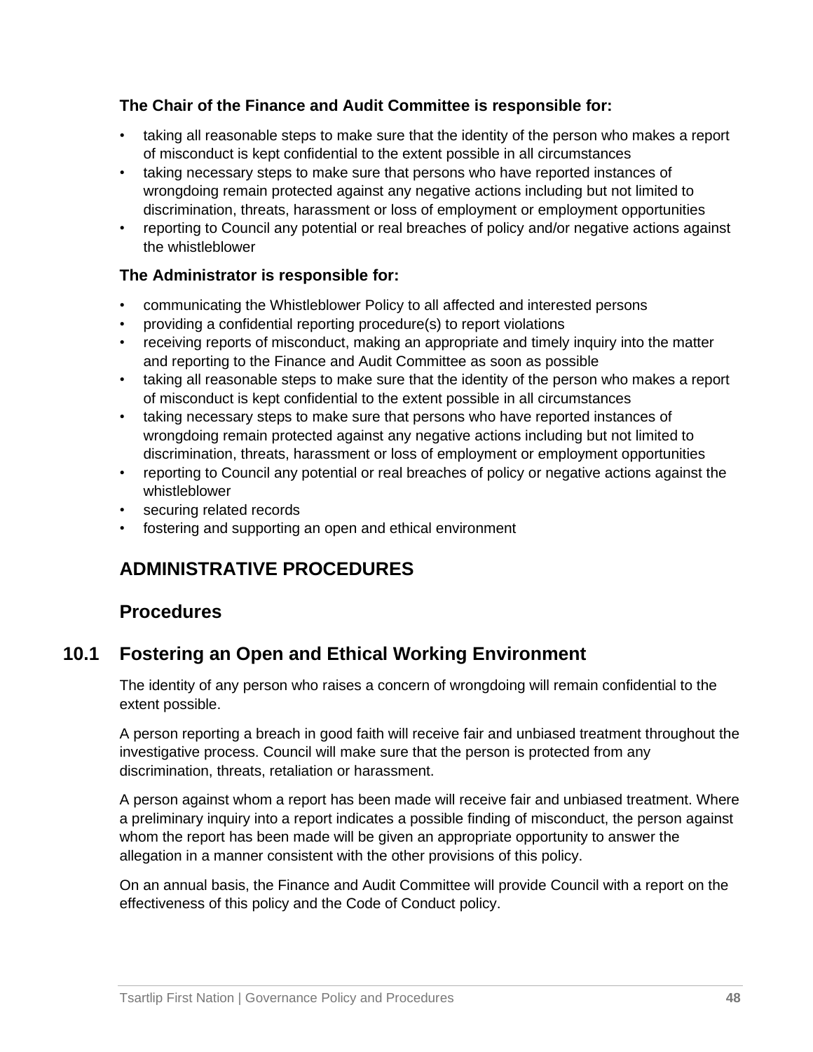**The Chair of the Finance and Audit Committee is responsible for:**

- taking all reasonable steps to make sure that the identity of the person who makes a report of misconduct is kept confidential to the extent possible in all circumstances
- taking necessary steps to make sure that persons who have reported instances of wrongdoing remain protected against any negative actions including but not limited to discrimination, threats, harassment or loss of employment or employment opportunities
- reporting to Council any potential or real breaches of policy and/or negative actions against the whistleblower

**The Administrator is responsible for:**

- communicating the Whistleblower Policy to all affected and interested persons
- providing a confidential reporting procedure(s) to report violations
- receiving reports of misconduct, making an appropriate and timely inquiry into the matter and reporting to the Finance and Audit Committee as soon as possible
- taking all reasonable steps to make sure that the identity of the person who makes a report of misconduct is kept confidential to the extent possible in all circumstances
- taking necessary steps to make sure that persons who have reported instances of wrongdoing remain protected against any negative actions including but not limited to discrimination, threats, harassment or loss of employment or employment opportunities
- reporting to Council any potential or real breaches of policy or negative actions against the whistleblower
- securing related records
- fostering and supporting an open and ethical environment

## ADMINISTRATIVE PROCEDURES

## Procedures

### 10.1 Fostering an Open and Ethical Working Environment

The identity of any person who raises a concern of wrongdoing will remain confidential to the extent possible.

A person reporting a breach in good faith will receive fair and unbiased treatment throughout the investigative process. Council will make sure that the person is protected from any discrimination, threats, retaliation or harassment.

A person against whom a report has been made will receive fair and unbiased treatment. Where a preliminary inquiry into a report indicates a possible finding of misconduct, the person against whom the report has been made will be given an appropriate opportunity to answer the allegation in a manner consistent with the other provisions of this policy.

On an annual basis, the Finance and Audit Committee will provide Council with a report on the effectiveness of this policy and the Code of Conduct policy.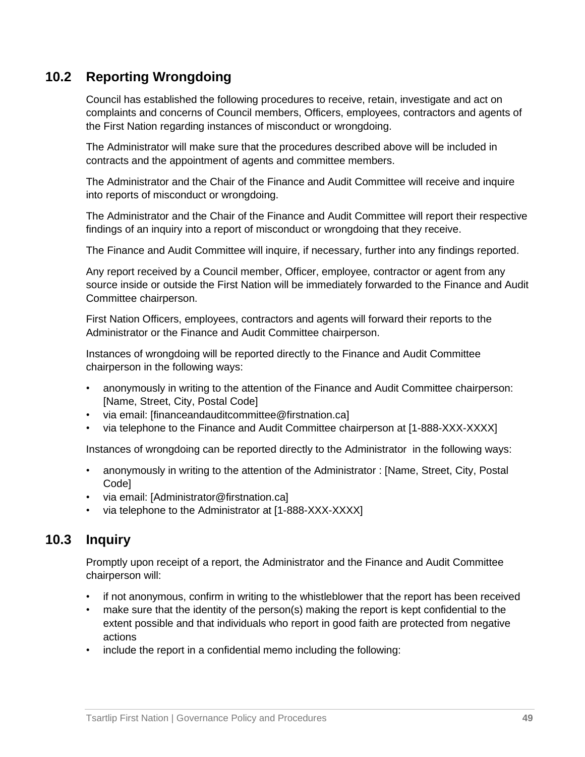## 10.2 Reporting Wrongdoing

Council has established the following procedures to receive, retain, investigate and act on complaints and concerns of Council members, Officers, employees, contractors and agents of the First Nation regarding instances of misconduct or wrongdoing.

The Administrator will make sure that the procedures described above will be included in contracts and the appointment of agents and committee members.

The Administrator and the Chair of the Finance and Audit Committee will receive and inquire into reports of misconduct or wrongdoing.

The Administrator and the Chair of the Finance and Audit Committee will report their respective findings of an inquiry into a report of misconduct or wrongdoing that they receive.

The Finance and Audit Committee will inquire, if necessary, further into any findings reported.

Any report received by a Council member, Officer, employee, contractor or agent from any source inside or outside the First Nation will be immediately forwarded to the Finance and Audit Committee chairperson.

First Nation Officers, employees, contractors and agents will forward their reports to the Administrator or the Finance and Audit Committee chairperson.

Instances of wrongdoing will be reported directly to the Finance and Audit Committee chairperson in the following ways:

- anonymously in writing to the attention of the Finance and Audit Committee chairperson: [Name, Street, City, Postal Code]
- via email: [financeandauditcommittee@firstnation.ca]
- via telephone to the Finance and Audit Committee chairperson at [1-888-XXX-XXXX]

Instances of wrongdoing can be reported directly to the Administrator in the following ways:

- anonymously in writing to the attention of the Administrator : [Name, Street, City, Postal Code]
- via email: [Administrator@firstnation.ca]
- via telephone to the Administrator at [1-888-XXX-XXXX]

## 10.3 Inquiry

Promptly upon receipt of a report, the Administrator and the Finance and Audit Committee chairperson will:

- if not anonymous, confirm in writing to the whistleblower that the report has been received
- make sure that the identity of the person(s) making the report is kept confidential to the extent possible and that individuals who report in good faith are protected from negative actions
- include the report in a confidential memo including the following: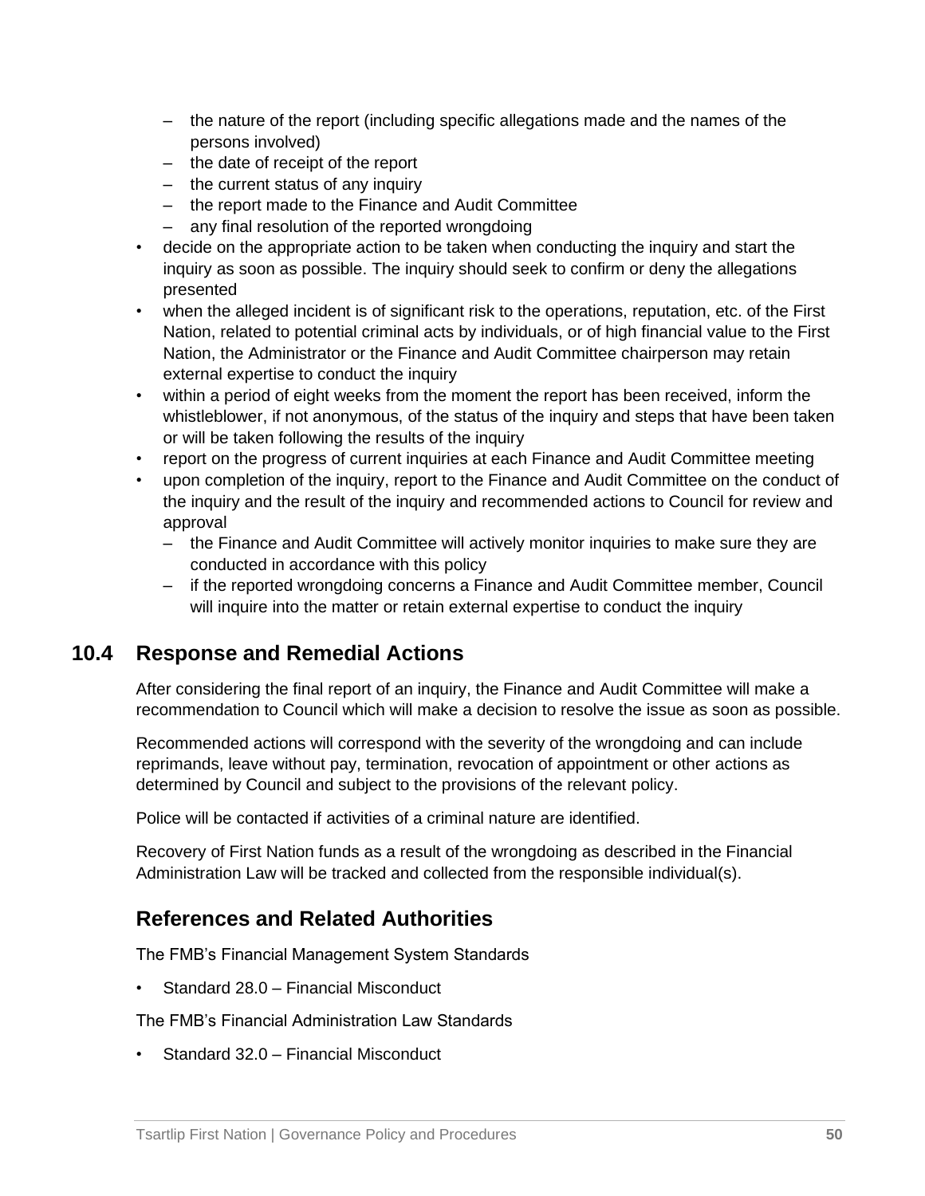- the nature of the report (including specific allegations made and the names of the persons involved)
  - the date of receipt of the report
  - the current status of any inquiry
  - the report made to the Finance and Audit Committee
  - any final resolution of the reported wrongdoing
- decide on the appropriate action to be taken when conducting the inquiry and start the inquiry as soon as possible. The inquiry should seek to confirm or deny the allegations presented
- when the alleged incident is of significant risk to the operations, reputation, etc. of the First Nation, related to potential criminal acts by individuals, or of high financial value to the First Nation, the Administrator or the Finance and Audit Committee chairperson may retain external expertise to conduct the inquiry
- within a period of eight weeks from the moment the report has been received, inform the whistleblower, if not anonymous, of the status of the inquiry and steps that have been taken or will be taken following the results of the inquiry
- report on the progress of current inquiries at each Finance and Audit Committee meeting
- upon completion of the inquiry, report to the Finance and Audit Committee on the conduct of the inquiry and the result of the inquiry and recommended actions to Council for review and approval
  - the Finance and Audit Committee will actively monitor inquiries to make sure they are conducted in accordance with this policy
  - if the reported wrongdoing concerns a Finance and Audit Committee member, Council will inquire into the matter or retain external expertise to conduct the inquiry

## 10.4 Response and Remedial Actions

After considering the final report of an inquiry, the Finance and Audit Committee will make a recommendation to Council which will make a decision to resolve the issue as soon as possible.

Recommended actions will correspond with the severity of the wrongdoing and can include reprimands, leave without pay, termination, revocation of appointment or other actions as determined by Council and subject to the provisions of the relevant policy.

Police will be contacted if activities of a criminal nature are identified.

Recovery of First Nation funds as a result of the wrongdoing as described in the Financial Administration Law will be tracked and collected from the responsible individual(s).

## References and Related Authorities

The FMB's Financial Management System Standards

- Standard 28.0 – Financial Misconduct

The FMB's Financial Administration Law Standards

- Standard 32.0 – Financial Misconduct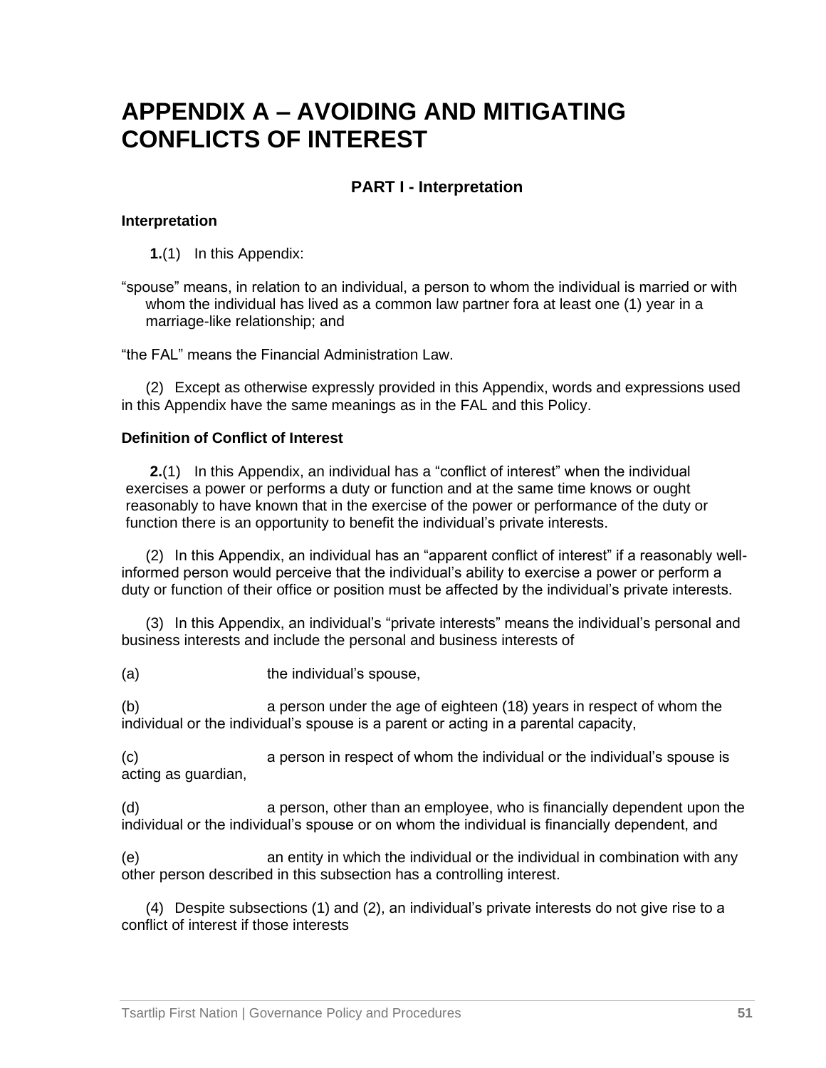# APPENDIX A – AVOIDING AND MITIGATING CONFLICTS OF INTEREST

## PART I - Interpretation

### Interpretation

**1.**(1) In this Appendix:

“spouse” means, in relation to an individual, a person to whom the individual is married or with whom the individual has lived as a common law partner fora at least one (1) year in a marriage-like relationship; and

“the FAL” means the Financial Administration Law.

(2) Except as otherwise expressly provided in this Appendix, words and expressions used in this Appendix have the same meanings as in the FAL and this Policy.

### Definition of Conflict of Interest

**2.**(1) In this Appendix, an individual has a “conflict of interest” when the individual exercises a power or performs a duty or function and at the same time knows or ought reasonably to have known that in the exercise of the power or performance of the duty or function there is an opportunity to benefit the individual’s private interests.

(2) In this Appendix, an individual has an “apparent conflict of interest” if a reasonably well-informed person would perceive that the individual’s ability to exercise a power or perform a duty or function of their office or position must be affected by the individual’s private interests.

(3) In this Appendix, an individual’s “private interests” means the individual’s personal and business interests and include the personal and business interests of

(a) the individual’s spouse,

(b) a person under the age of eighteen (18) years in respect of whom the individual or the individual’s spouse is a parent or acting in a parental capacity,

(c) a person in respect of whom the individual or the individual’s spouse is acting as guardian,

(d) a person, other than an employee, who is financially dependent upon the individual or the individual’s spouse or on whom the individual is financially dependent, and

(e) an entity in which the individual or the individual in combination with any other person described in this subsection has a controlling interest.

(4) Despite subsections (1) and (2), an individual’s private interests do not give rise to a conflict of interest if those interests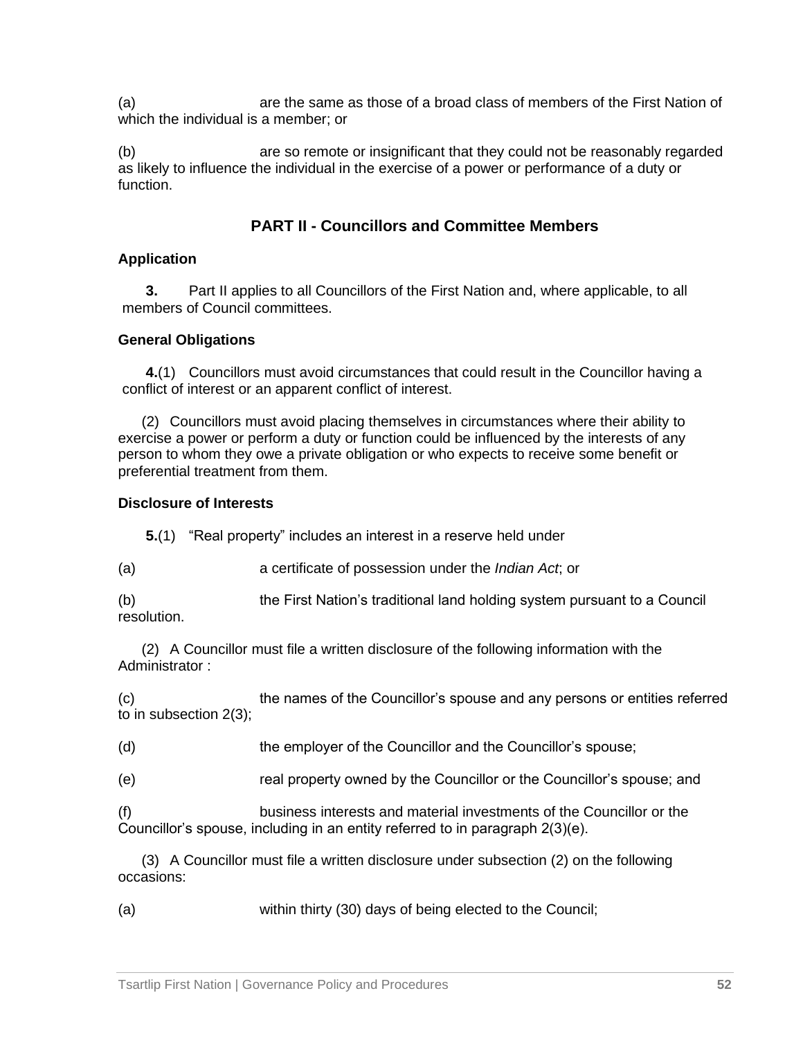(a) are the same as those of a broad class of members of the First Nation of which the individual is a member; or

(b) are so remote or insignificant that they could not be reasonably regarded as likely to influence the individual in the exercise of a power or performance of a duty or function.

## PART II - Councillors and Committee Members

**Application**

**3.** Part II applies to all Councillors of the First Nation and, where applicable, to all members of Council committees.

**General Obligations**

**4.**(1) Councillors must avoid circumstances that could result in the Councillor having a conflict of interest or an apparent conflict of interest.

(2) Councillors must avoid placing themselves in circumstances where their ability to exercise a power or perform a duty or function could be influenced by the interests of any person to whom they owe a private obligation or who expects to receive some benefit or preferential treatment from them.

**Disclosure of Interests**

**5.**(1) "Real property" includes an interest in a reserve held under

(a) a certificate of possession under the *Indian Act*; or

(b) the First Nation's traditional land holding system pursuant to a Council resolution.

(2) A Councillor must file a written disclosure of the following information with the Administrator :

(c) the names of the Councillor's spouse and any persons or entities referred to in subsection 2(3);

(d) the employer of the Councillor and the Councillor's spouse;

(e) real property owned by the Councillor or the Councillor's spouse; and

(f) business interests and material investments of the Councillor or the Councillor's spouse, including in an entity referred to in paragraph 2(3)(e).

(3) A Councillor must file a written disclosure under subsection (2) on the following occasions:

(a) within thirty (30) days of being elected to the Council;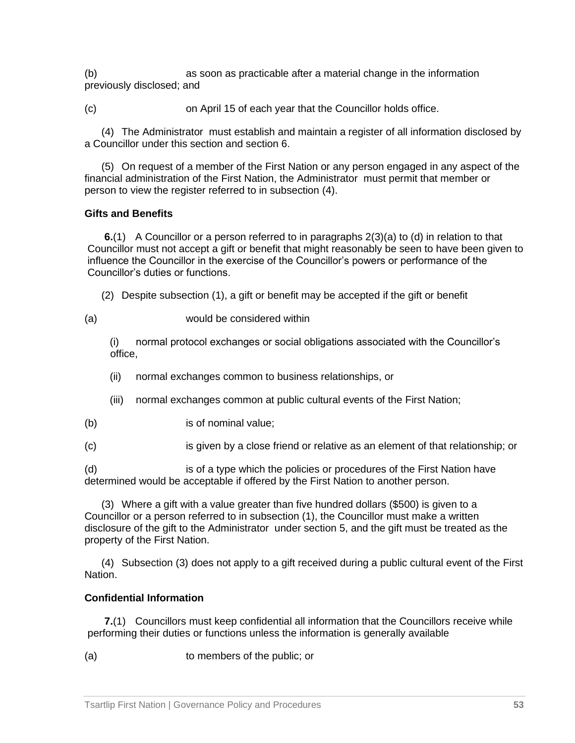(b) as soon as practicable after a material change in the information previously disclosed; and

(c) on April 15 of each year that the Councillor holds office.

(4) The Administrator must establish and maintain a register of all information disclosed by a Councillor under this section and section 6.

(5) On request of a member of the First Nation or any person engaged in any aspect of the financial administration of the First Nation, the Administrator must permit that member or person to view the register referred to in subsection (4).

**Gifts and Benefits**

**6.**(1) A Councillor or a person referred to in paragraphs 2(3)(a) to (d) in relation to that Councillor must not accept a gift or benefit that might reasonably be seen to have been given to influence the Councillor in the exercise of the Councillor's powers or performance of the Councillor's duties or functions.

(2) Despite subsection (1), a gift or benefit may be accepted if the gift or benefit

(a) would be considered within

(i) normal protocol exchanges or social obligations associated with the Councillor's office,

(ii) normal exchanges common to business relationships, or

(iii) normal exchanges common at public cultural events of the First Nation;

(b) is of nominal value;

(c) is given by a close friend or relative as an element of that relationship; or

(d) is of a type which the policies or procedures of the First Nation have determined would be acceptable if offered by the First Nation to another person.

(3) Where a gift with a value greater than five hundred dollars ($500) is given to a Councillor or a person referred to in subsection (1), the Councillor must make a written disclosure of the gift to the Administrator under section 5, and the gift must be treated as the property of the First Nation.

(4) Subsection (3) does not apply to a gift received during a public cultural event of the First Nation.

**Confidential Information**

**7.**(1) Councillors must keep confidential all information that the Councillors receive while performing their duties or functions unless the information is generally available

(a) to members of the public; or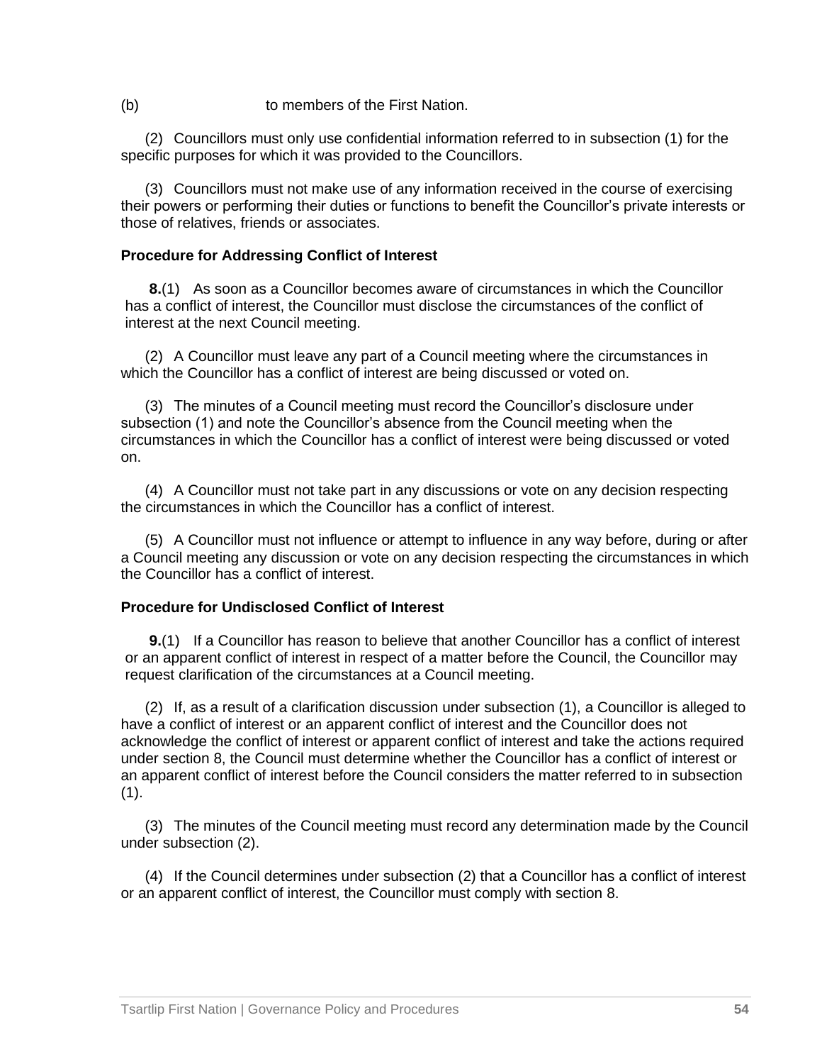(b) to members of the First Nation.

(2) Councillors must only use confidential information referred to in subsection (1) for the specific purposes for which it was provided to the Councillors.

(3) Councillors must not make use of any information received in the course of exercising their powers or performing their duties or functions to benefit the Councillor's private interests or those of relatives, friends or associates.

**Procedure for Addressing Conflict of Interest**

**8.**(1) As soon as a Councillor becomes aware of circumstances in which the Councillor has a conflict of interest, the Councillor must disclose the circumstances of the conflict of interest at the next Council meeting.

(2) A Councillor must leave any part of a Council meeting where the circumstances in which the Councillor has a conflict of interest are being discussed or voted on.

(3) The minutes of a Council meeting must record the Councillor's disclosure under subsection (1) and note the Councillor's absence from the Council meeting when the circumstances in which the Councillor has a conflict of interest were being discussed or voted on.

(4) A Councillor must not take part in any discussions or vote on any decision respecting the circumstances in which the Councillor has a conflict of interest.

(5) A Councillor must not influence or attempt to influence in any way before, during or after a Council meeting any discussion or vote on any decision respecting the circumstances in which the Councillor has a conflict of interest.

**Procedure for Undisclosed Conflict of Interest**

**9.**(1) If a Councillor has reason to believe that another Councillor has a conflict of interest or an apparent conflict of interest in respect of a matter before the Council, the Councillor may request clarification of the circumstances at a Council meeting.

(2) If, as a result of a clarification discussion under subsection (1), a Councillor is alleged to have a conflict of interest or an apparent conflict of interest and the Councillor does not acknowledge the conflict of interest or apparent conflict of interest and take the actions required under section 8, the Council must determine whether the Councillor has a conflict of interest or an apparent conflict of interest before the Council considers the matter referred to in subsection (1).

(3) The minutes of the Council meeting must record any determination made by the Council under subsection (2).

(4) If the Council determines under subsection (2) that a Councillor has a conflict of interest or an apparent conflict of interest, the Councillor must comply with section 8.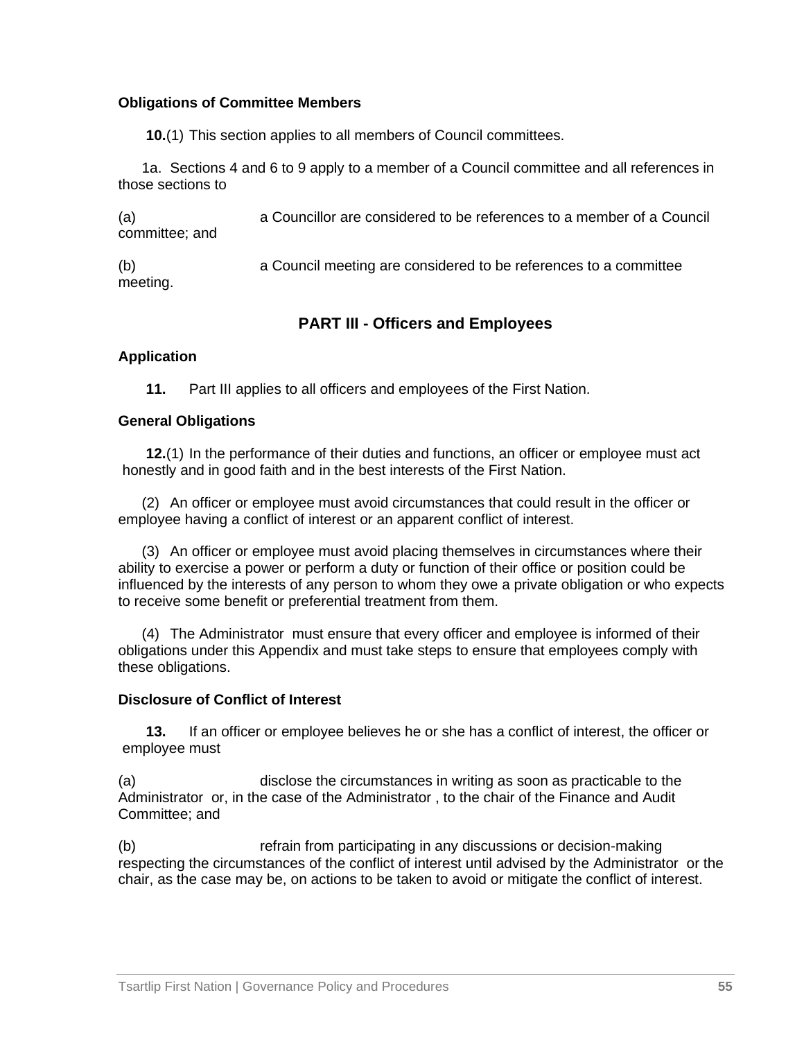**Obligations of Committee Members**

**10.**(1) This section applies to all members of Council committees.

1a. Sections 4 and 6 to 9 apply to a member of a Council committee and all references in those sections to

(a) a Councillor are considered to be references to a member of a Council committee; and

(b) a Council meeting are considered to be references to a committee meeting.

## PART III - Officers and Employees

**Application**

**11.** Part III applies to all officers and employees of the First Nation.

**General Obligations**

**12.**(1) In the performance of their duties and functions, an officer or employee must act honestly and in good faith and in the best interests of the First Nation.

(2) An officer or employee must avoid circumstances that could result in the officer or employee having a conflict of interest or an apparent conflict of interest.

(3) An officer or employee must avoid placing themselves in circumstances where their ability to exercise a power or perform a duty or function of their office or position could be influenced by the interests of any person to whom they owe a private obligation or who expects to receive some benefit or preferential treatment from them.

(4) The Administrator must ensure that every officer and employee is informed of their obligations under this Appendix and must take steps to ensure that employees comply with these obligations.

**Disclosure of Conflict of Interest**

**13.** If an officer or employee believes he or she has a conflict of interest, the officer or employee must

(a) disclose the circumstances in writing as soon as practicable to the Administrator or, in the case of the Administrator , to the chair of the Finance and Audit Committee; and

(b) refrain from participating in any discussions or decision-making respecting the circumstances of the conflict of interest until advised by the Administrator or the chair, as the case may be, on actions to be taken to avoid or mitigate the conflict of interest.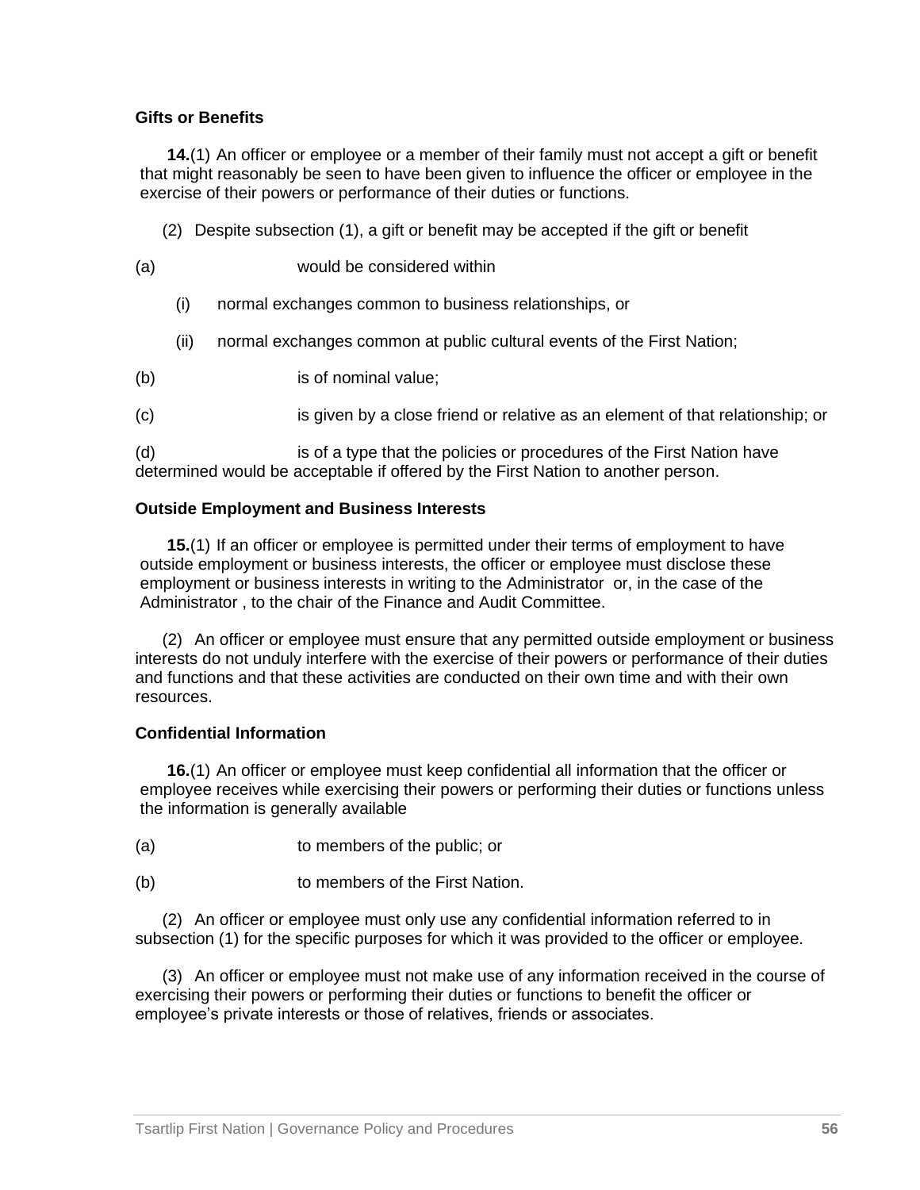### Gifts or Benefits

**14.**(1) An officer or employee or a member of their family must not accept a gift or benefit that might reasonably be seen to have been given to influence the officer or employee in the exercise of their powers or performance of their duties or functions.

(2) Despite subsection (1), a gift or benefit may be accepted if the gift or benefit

(a) would be considered within

(i) normal exchanges common to business relationships, or

(ii) normal exchanges common at public cultural events of the First Nation;

(b) is of nominal value;

(c) is given by a close friend or relative as an element of that relationship; or

(d) is of a type that the policies or procedures of the First Nation have determined would be acceptable if offered by the First Nation to another person.

### Outside Employment and Business Interests

**15.**(1) If an officer or employee is permitted under their terms of employment to have outside employment or business interests, the officer or employee must disclose these employment or business interests in writing to the Administrator or, in the case of the Administrator , to the chair of the Finance and Audit Committee.

(2) An officer or employee must ensure that any permitted outside employment or business interests do not unduly interfere with the exercise of their powers or performance of their duties and functions and that these activities are conducted on their own time and with their own resources.

### Confidential Information

**16.**(1) An officer or employee must keep confidential all information that the officer or employee receives while exercising their powers or performing their duties or functions unless the information is generally available

(a) to members of the public; or

(b) to members of the First Nation.

(2) An officer or employee must only use any confidential information referred to in subsection (1) for the specific purposes for which it was provided to the officer or employee.

(3) An officer or employee must not make use of any information received in the course of exercising their powers or performing their duties or functions to benefit the officer or employee's private interests or those of relatives, friends or associates.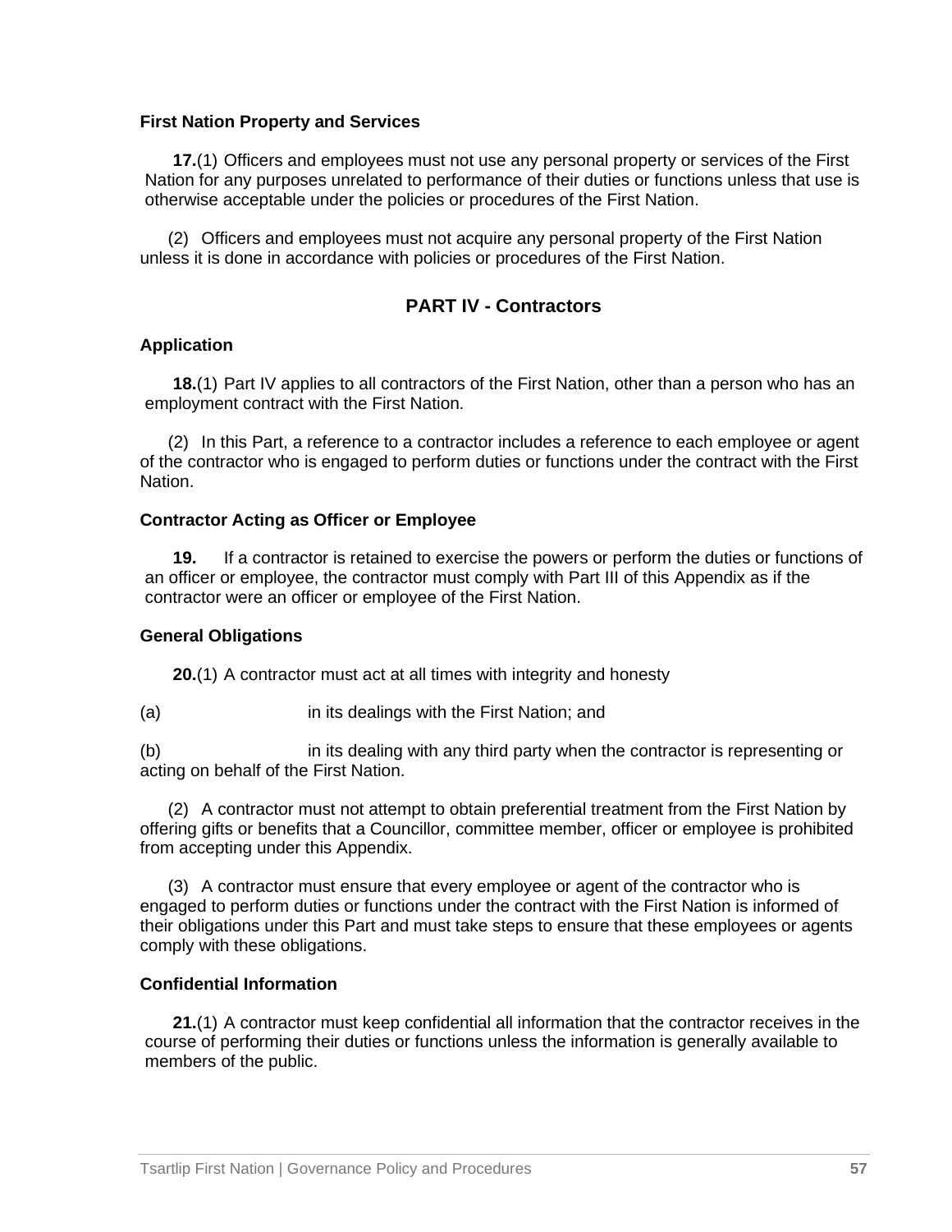### First Nation Property and Services

**17.**(1) Officers and employees must not use any personal property or services of the First Nation for any purposes unrelated to performance of their duties or functions unless that use is otherwise acceptable under the policies or procedures of the First Nation.

(2) Officers and employees must not acquire any personal property of the First Nation unless it is done in accordance with policies or procedures of the First Nation.

## PART IV - Contractors

### Application

**18.**(1) Part IV applies to all contractors of the First Nation, other than a person who has an employment contract with the First Nation.

(2) In this Part, a reference to a contractor includes a reference to each employee or agent of the contractor who is engaged to perform duties or functions under the contract with the First Nation.

### Contractor Acting as Officer or Employee

**19.** If a contractor is retained to exercise the powers or perform the duties or functions of an officer or employee, the contractor must comply with Part III of this Appendix as if the contractor were an officer or employee of the First Nation.

### General Obligations

**20.**(1) A contractor must act at all times with integrity and honesty

(a) in its dealings with the First Nation; and

(b) in its dealing with any third party when the contractor is representing or acting on behalf of the First Nation.

(2) A contractor must not attempt to obtain preferential treatment from the First Nation by offering gifts or benefits that a Councillor, committee member, officer or employee is prohibited from accepting under this Appendix.

(3) A contractor must ensure that every employee or agent of the contractor who is engaged to perform duties or functions under the contract with the First Nation is informed of their obligations under this Part and must take steps to ensure that these employees or agents comply with these obligations.

### Confidential Information

**21.**(1) A contractor must keep confidential all information that the contractor receives in the course of performing their duties or functions unless the information is generally available to members of the public.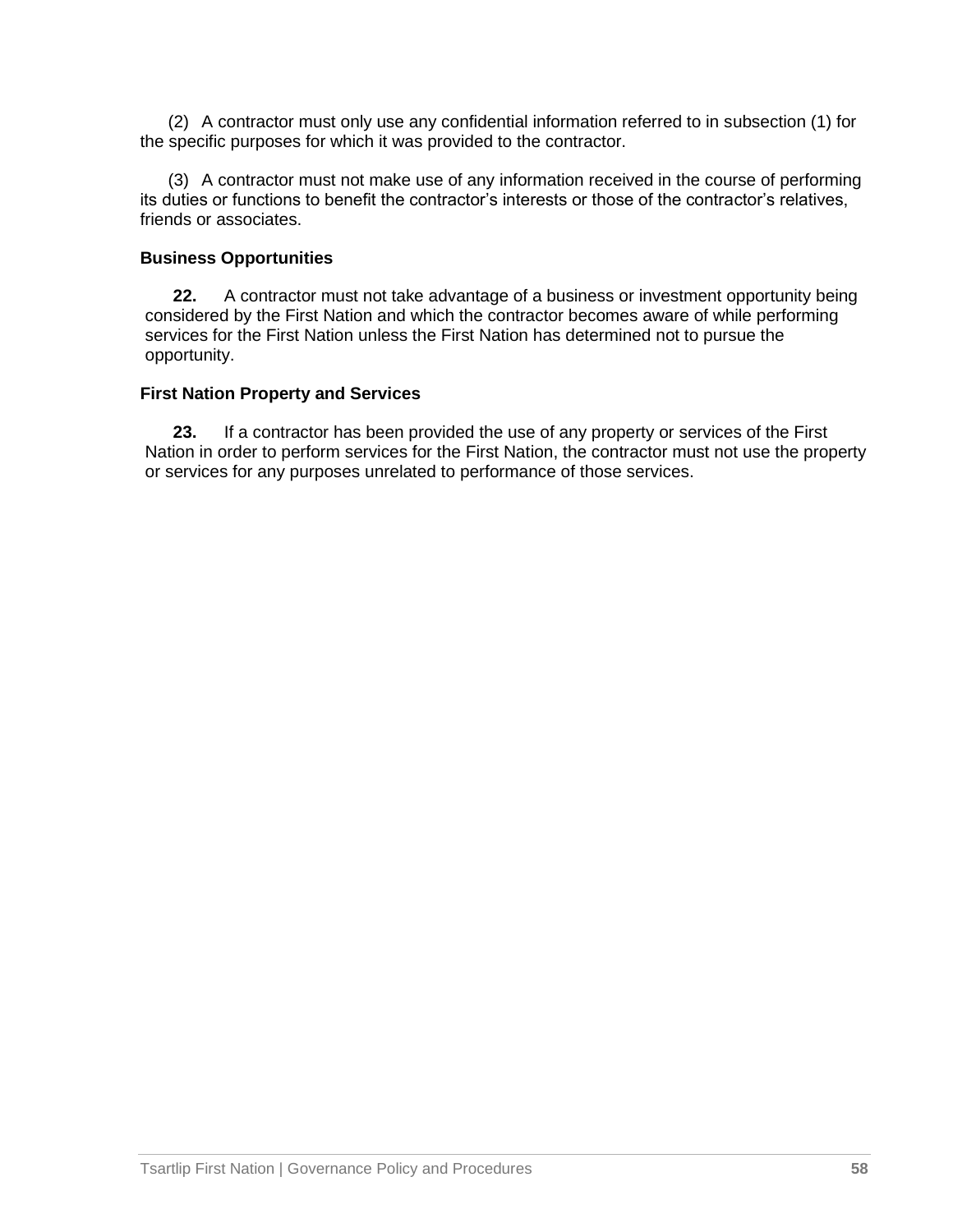(2) A contractor must only use any confidential information referred to in subsection (1) for the specific purposes for which it was provided to the contractor.

(3) A contractor must not make use of any information received in the course of performing its duties or functions to benefit the contractor's interests or those of the contractor's relatives, friends or associates.

**Business Opportunities**

**22.** A contractor must not take advantage of a business or investment opportunity being considered by the First Nation and which the contractor becomes aware of while performing services for the First Nation unless the First Nation has determined not to pursue the opportunity.

**First Nation Property and Services**

**23.** If a contractor has been provided the use of any property or services of the First Nation in order to perform services for the First Nation, the contractor must not use the property or services for any purposes unrelated to performance of those services.